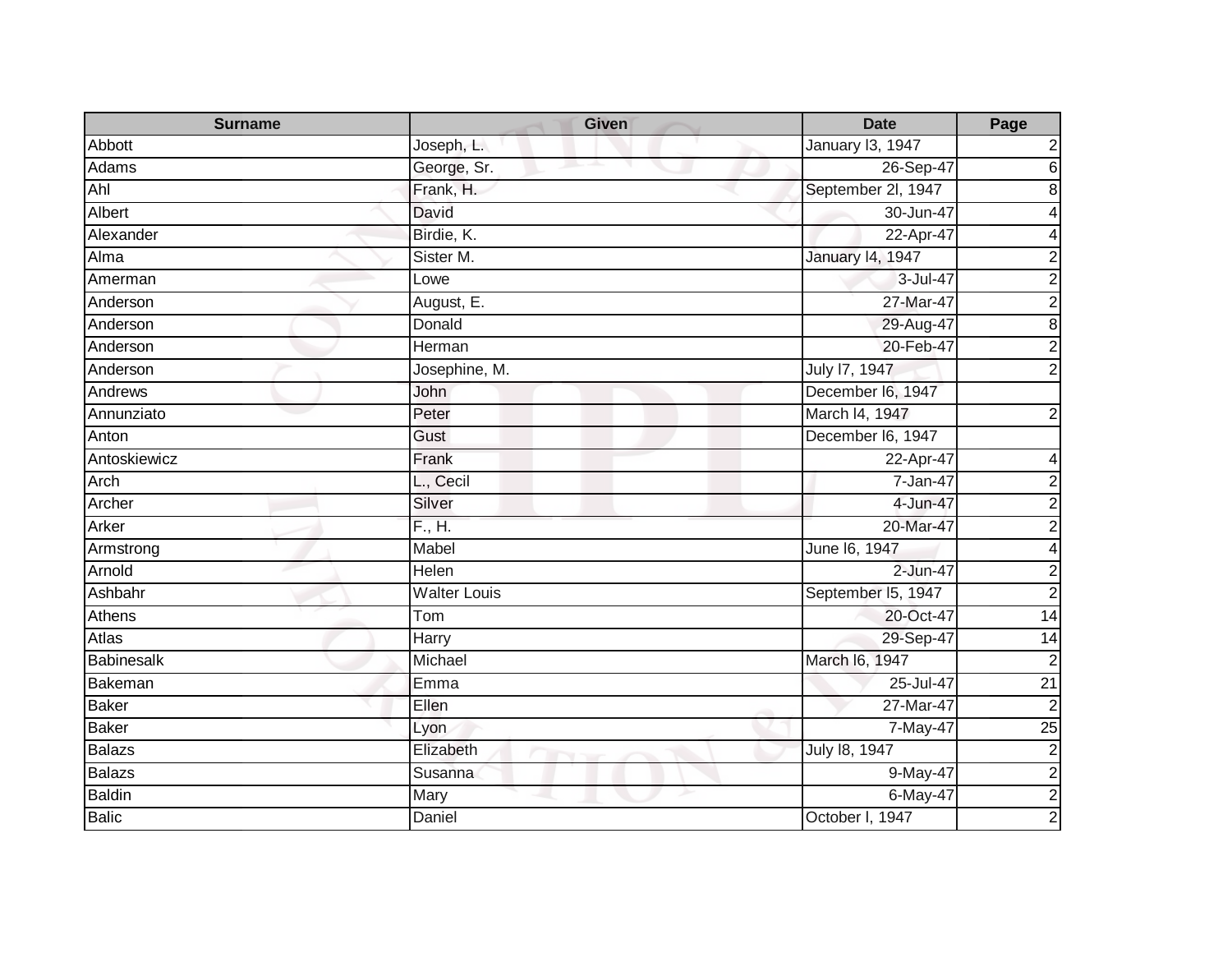| Surname | Given | Date | Page |
| --- | --- | --- | --- |
| Abbott | Joseph, L. | January l3, 1947 | 2 |
| Adams | George, Sr. | 26-Sep-47 | 6 |
| Ahl | Frank, H. | September 2l, 1947 | 8 |
| Albert | David | 30-Jun-47 | 4 |
| Alexander | Birdie, K. | 22-Apr-47 | 4 |
| Alma | Sister M. | January l4, 1947 | 2 |
| Amerman | Lowe | 3-Jul-47 | 2 |
| Anderson | August, E. | 27-Mar-47 | 2 |
| Anderson | Donald | 29-Aug-47 | 8 |
| Anderson | Herman | 20-Feb-47 | 2 |
| Anderson | Josephine, M. | July l7, 1947 | 2 |
| Andrews | John | December l6, 1947 | |
| Annunziato | Peter | March l4, 1947 | 2 |
| Anton | Gust | December l6, 1947 | |
| Antoskiewicz | Frank | 22-Apr-47 | 4 |
| Arch | L., Cecil | 7-Jan-47 | 2 |
| Archer | Silver | 4-Jun-47 | 2 |
| Arker | F., H. | 20-Mar-47 | 2 |
| Armstrong | Mabel | June l6, 1947 | 4 |
| Arnold | Helen | 2-Jun-47 | 2 |
| Ashbahr | Walter Louis | September l5, 1947 | 2 |
| Athens | Tom | 20-Oct-47 | 14 |
| Atlas | Harry | 29-Sep-47 | 14 |
| Babinesalk | Michael | March l6, 1947 | 2 |
| Bakeman | Emma | 25-Jul-47 | 21 |
| Baker | Ellen | 27-Mar-47 | 2 |
| Baker | Lyon | 7-May-47 | 25 |
| Balazs | Elizabeth | July l8, 1947 | 2 |
| Balazs | Susanna | 9-May-47 | 2 |
| Baldin | Mary | 6-May-47 | 2 |
| Balic | Daniel | October l, 1947 | 2 |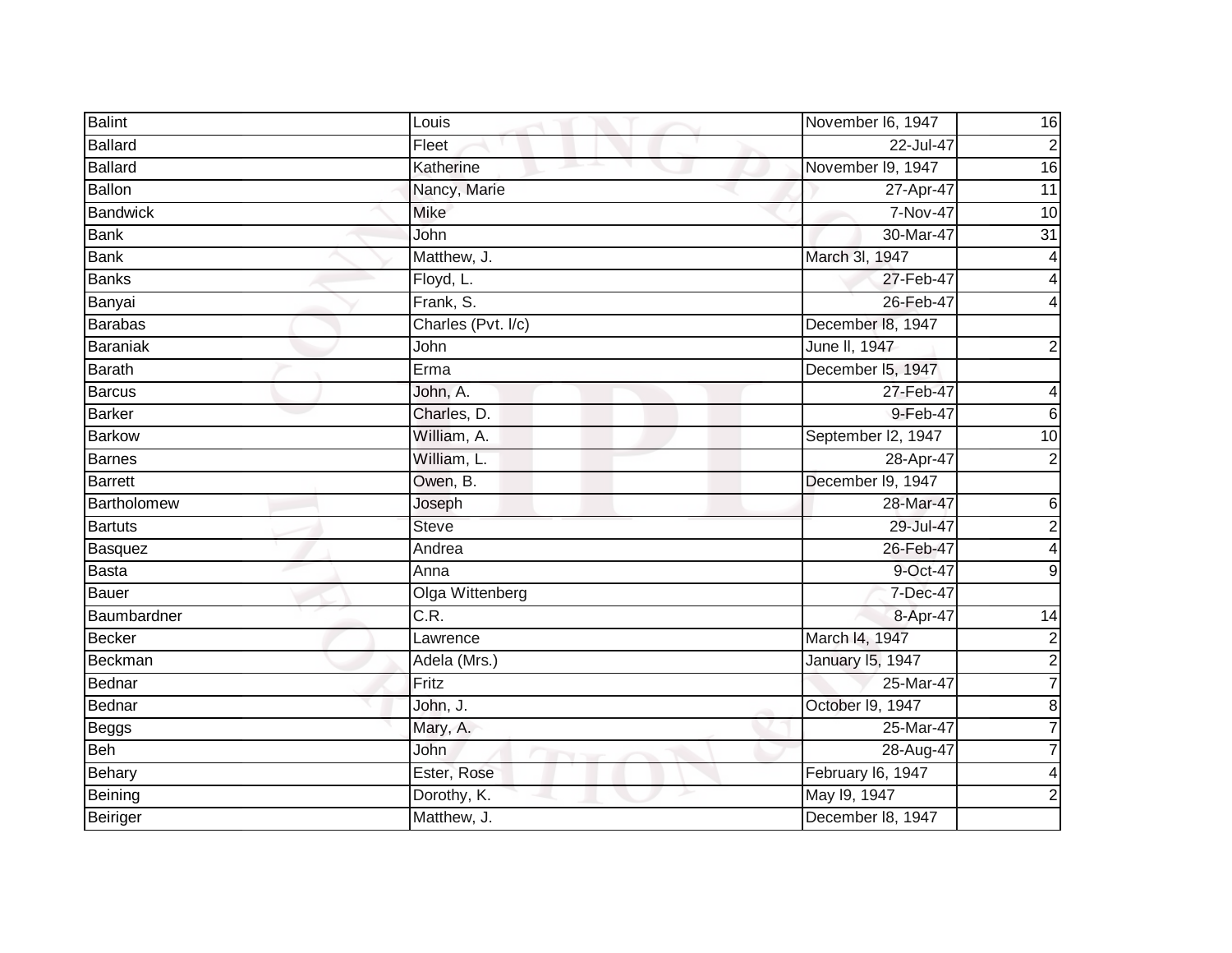| Balint | Louis | November l6, 1947 | 16 |
|---|---|---|---|
| Ballard | Fleet | 22-Jul-47 | 2 |
| Ballard | Katherine | November l9, 1947 | 16 |
| Ballon | Nancy, Marie | 27-Apr-47 | 11 |
| Bandwick | Mike | 7-Nov-47 | 10 |
| Bank | John | 30-Mar-47 | 31 |
| Bank | Matthew, J. | March 3l, 1947 | 4 |
| Banks | Floyd, L. | 27-Feb-47 | 4 |
| Banyai | Frank, S. | 26-Feb-47 | 4 |
| Barabas | Charles (Pvt. l/c) | December l8, 1947 | |
| Baraniak | John | June ll, 1947 | 2 |
| Barath | Erma | December l5, 1947 | |
| Barcus | John, A. | 27-Feb-47 | 4 |
| Barker | Charles, D. | 9-Feb-47 | 6 |
| Barkow | William, A. | September l2, 1947 | 10 |
| Barnes | William, L. | 28-Apr-47 | 2 |
| Barrett | Owen, B. | December l9, 1947 | |
| Bartholomew | Joseph | 28-Mar-47 | 6 |
| Bartuts | Steve | 29-Jul-47 | 2 |
| Basquez | Andrea | 26-Feb-47 | 4 |
| Basta | Anna | 9-Oct-47 | 9 |
| Bauer | Olga Wittenberg | 7-Dec-47 | |
| Baumbardner | C.R. | 8-Apr-47 | 14 |
| Becker | Lawrence | March l4, 1947 | 2 |
| Beckman | Adela (Mrs.) | January l5, 1947 | 2 |
| Bednar | Fritz | 25-Mar-47 | 7 |
| Bednar | John, J. | October l9, 1947 | 8 |
| Beggs | Mary, A. | 25-Mar-47 | 7 |
| Beh | John | 28-Aug-47 | 7 |
| Behary | Ester, Rose | February l6, 1947 | 4 |
| Beining | Dorothy, K. | May l9, 1947 | 2 |
| Beiriger | Matthew, J. | December l8, 1947 | |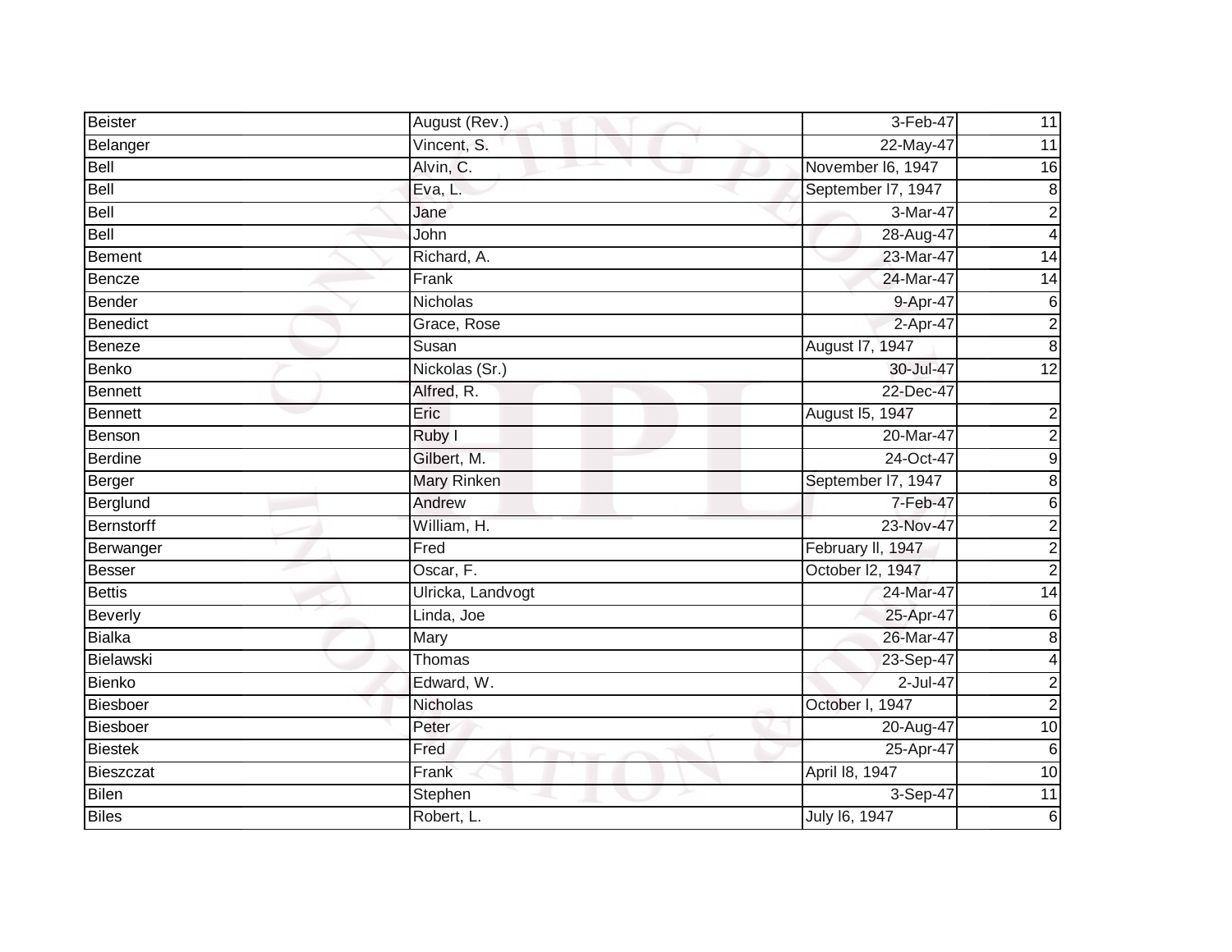| Beister | August (Rev.) | 3-Feb-47 | 11 |
|---|---|---|---|
| Belanger | Vincent, S. | 22-May-47 | 11 |
| Bell | Alvin, C. | November l6, 1947 | 16 |
| Bell | Eva, L. | September l7, 1947 | 8 |
| Bell | Jane | 3-Mar-47 | 2 |
| Bell | John | 28-Aug-47 | 4 |
| Bement | Richard, A. | 23-Mar-47 | 14 |
| Bencze | Frank | 24-Mar-47 | 14 |
| Bender | Nicholas | 9-Apr-47 | 6 |
| Benedict | Grace, Rose | 2-Apr-47 | 2 |
| Beneze | Susan | August l7, 1947 | 8 |
| Benko | Nickolas (Sr.) | 30-Jul-47 | 12 |
| Bennett | Alfred, R. | 22-Dec-47 | |
| Bennett | Eric | August l5, 1947 | 2 |
| Benson | Ruby I | 20-Mar-47 | 2 |
| Berdine | Gilbert, M. | 24-Oct-47 | 9 |
| Berger | Mary Rinken | September l7, 1947 | 8 |
| Berglund | Andrew | 7-Feb-47 | 6 |
| Bernstorff | William, H. | 23-Nov-47 | 2 |
| Berwanger | Fred | February ll, 1947 | 2 |
| Besser | Oscar, F. | October l2, 1947 | 2 |
| Bettis | Ulricka, Landvogt | 24-Mar-47 | 14 |
| Beverly | Linda, Joe | 25-Apr-47 | 6 |
| Bialka | Mary | 26-Mar-47 | 8 |
| Bielawski | Thomas | 23-Sep-47 | 4 |
| Bienko | Edward, W. | 2-Jul-47 | 2 |
| Biesboer | Nicholas | October l, 1947 | 2 |
| Biesboer | Peter | 20-Aug-47 | 10 |
| Biestek | Fred | 25-Apr-47 | 6 |
| Bieszczat | Frank | April l8, 1947 | 10 |
| Bilen | Stephen | 3-Sep-47 | 11 |
| Biles | Robert, L. | July l6, 1947 | 6 |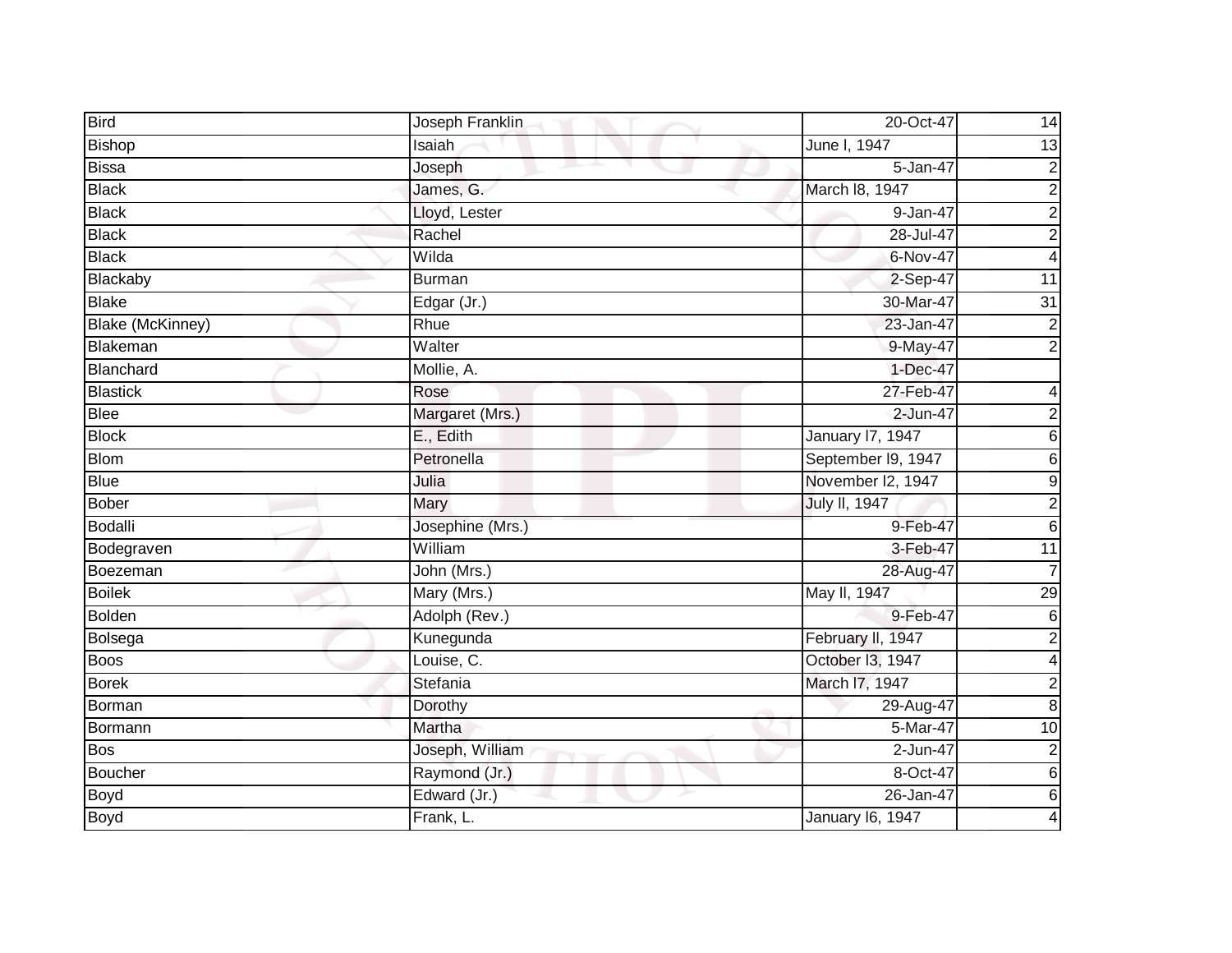| Bird | Joseph Franklin | 20-Oct-47 | 14 |
|---|---|---|---|
| Bishop | Isaiah | June l, 1947 | 13 |
| Bissa | Joseph | 5-Jan-47 | 2 |
| Black | James, G. | March l8, 1947 | 2 |
| Black | Lloyd, Lester | 9-Jan-47 | 2 |
| Black | Rachel | 28-Jul-47 | 2 |
| Black | Wilda | 6-Nov-47 | 4 |
| Blackaby | Burman | 2-Sep-47 | 11 |
| Blake | Edgar (Jr.) | 30-Mar-47 | 31 |
| Blake (McKinney) | Rhue | 23-Jan-47 | 2 |
| Blakeman | Walter | 9-May-47 | 2 |
| Blanchard | Mollie, A. | 1-Dec-47 | |
| Blastick | Rose | 27-Feb-47 | 4 |
| Blee | Margaret (Mrs.) | 2-Jun-47 | 2 |
| Block | E., Edith | January l7, 1947 | 6 |
| Blom | Petronella | September l9, 1947 | 6 |
| Blue | Julia | November l2, 1947 | 9 |
| Bober | Mary | July ll, 1947 | 2 |
| Bodalli | Josephine (Mrs.) | 9-Feb-47 | 6 |
| Bodegraven | William | 3-Feb-47 | 11 |
| Boezeman | John (Mrs.) | 28-Aug-47 | 7 |
| Boilek | Mary (Mrs.) | May ll, 1947 | 29 |
| Bolden | Adolph (Rev.) | 9-Feb-47 | 6 |
| Bolsega | Kunegunda | February ll, 1947 | 2 |
| Boos | Louise, C. | October l3, 1947 | 4 |
| Borek | Stefania | March l7, 1947 | 2 |
| Borman | Dorothy | 29-Aug-47 | 8 |
| Bormann | Martha | 5-Mar-47 | 10 |
| Bos | Joseph, William | 2-Jun-47 | 2 |
| Boucher | Raymond (Jr.) | 8-Oct-47 | 6 |
| Boyd | Edward (Jr.) | 26-Jan-47 | 6 |
| Boyd | Frank, L. | January l6, 1947 | 4 |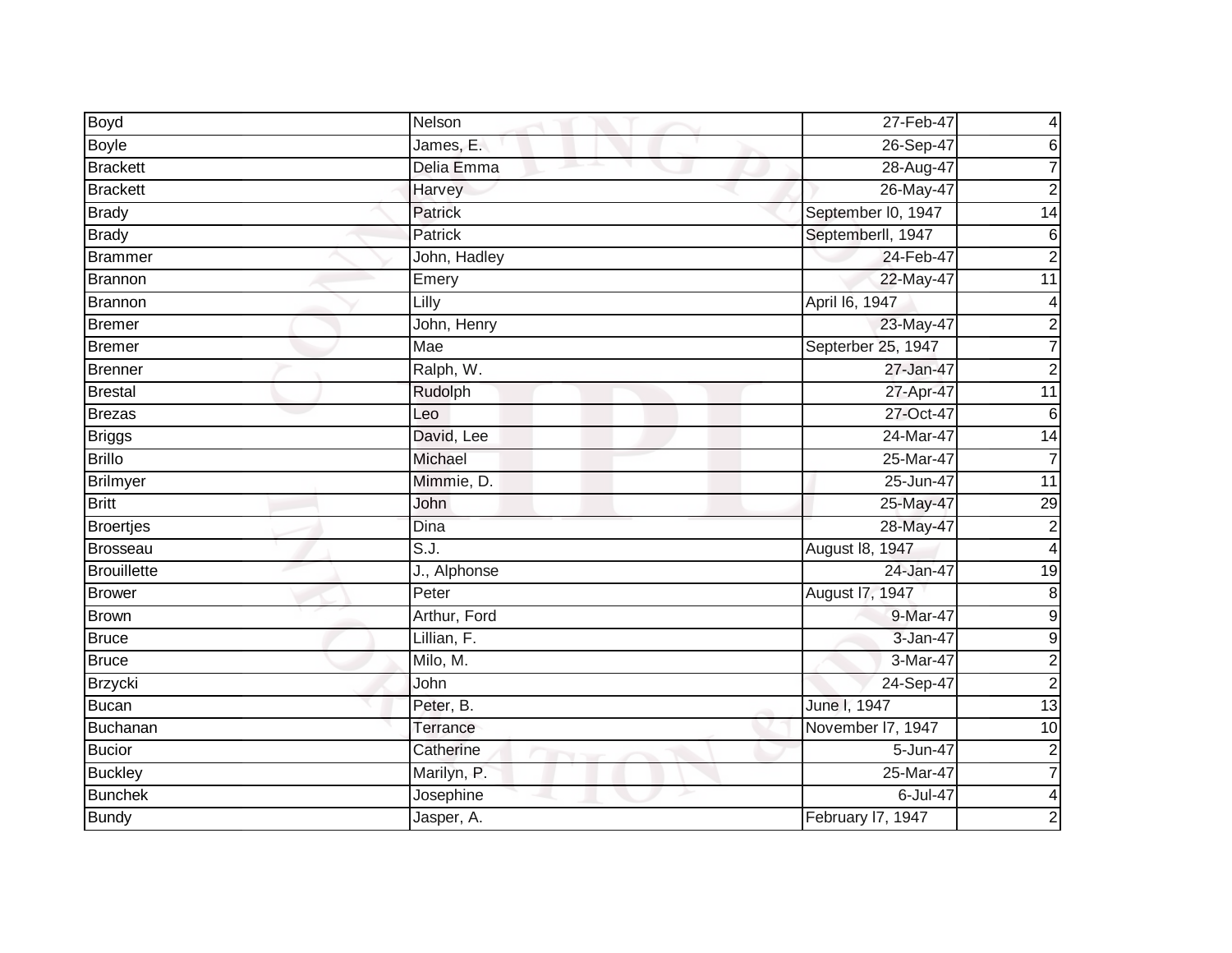| Boyd | Nelson | 27-Feb-47 | 4 |
|---|---|---|---|
| Boyle | James, E. | 26-Sep-47 | 6 |
| Brackett | Delia Emma | 28-Aug-47 | 7 |
| Brackett | Harvey | 26-May-47 | 2 |
| Brady | Patrick | September l0, 1947 | 14 |
| Brady | Patrick | Septemberll, 1947 | 6 |
| Brammer | John, Hadley | 24-Feb-47 | 2 |
| Brannon | Emery | 22-May-47 | 11 |
| Brannon | Lilly | April l6, 1947 | 4 |
| Bremer | John, Henry | 23-May-47 | 2 |
| Bremer | Mae | Septerber 25, 1947 | 7 |
| Brenner | Ralph, W. | 27-Jan-47 | 2 |
| Brestal | Rudolph | 27-Apr-47 | 11 |
| Brezas | Leo | 27-Oct-47 | 6 |
| Briggs | David, Lee | 24-Mar-47 | 14 |
| Brillo | Michael | 25-Mar-47 | 7 |
| Brilmyer | Mimmie, D. | 25-Jun-47 | 11 |
| Britt | John | 25-May-47 | 29 |
| Broertjes | Dina | 28-May-47 | 2 |
| Brosseau | S.J. | August l8, 1947 | 4 |
| Brouillette | J., Alphonse | 24-Jan-47 | 19 |
| Brower | Peter | August l7, 1947 | 8 |
| Brown | Arthur, Ford | 9-Mar-47 | 9 |
| Bruce | Lillian, F. | 3-Jan-47 | 9 |
| Bruce | Milo, M. | 3-Mar-47 | 2 |
| Brzycki | John | 24-Sep-47 | 2 |
| Bucan | Peter, B. | June l, 1947 | 13 |
| Buchanan | Terrance | November l7, 1947 | 10 |
| Bucior | Catherine | 5-Jun-47 | 2 |
| Buckley | Marilyn, P. | 25-Mar-47 | 7 |
| Bunchek | Josephine | 6-Jul-47 | 4 |
| Bundy | Jasper, A. | February l7, 1947 | 2 |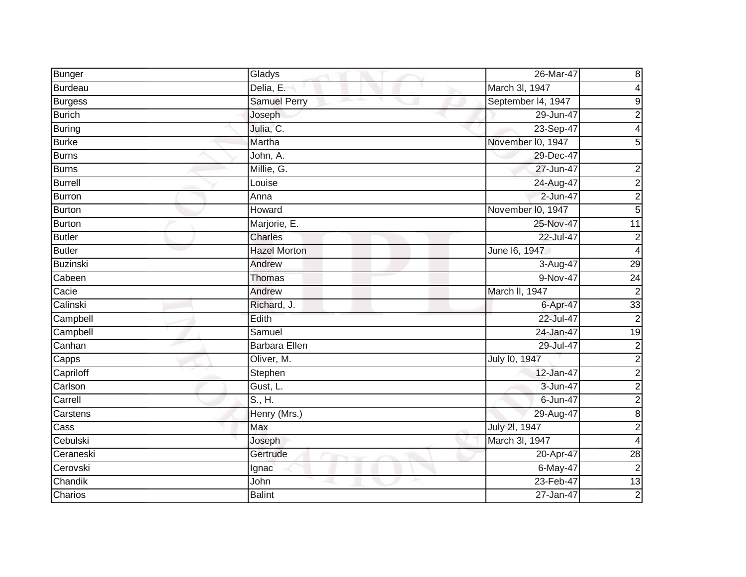| | | | |
|---|---|---|---|
| Bunger | Gladys | 26-Mar-47 | 8 |
| Burdeau | Delia, E. | March 3l, 1947 | 4 |
| Burgess | Samuel Perry | September l4, 1947 | 9 |
| Burich | Joseph | 29-Jun-47 | 2 |
| Buring | Julia, C. | 23-Sep-47 | 4 |
| Burke | Martha | November l0, 1947 | 5 |
| Burns | John, A. | 29-Dec-47 | |
| Burns | Millie, G. | 27-Jun-47 | 2 |
| Burrell | Louise | 24-Aug-47 | 2 |
| Burron | Anna | 2-Jun-47 | 2 |
| Burton | Howard | November l0, 1947 | 5 |
| Burton | Marjorie, E. | 25-Nov-47 | 11 |
| Butler | Charles | 22-Jul-47 | 2 |
| Butler | Hazel Morton | June l6, 1947 | 4 |
| Buzinski | Andrew | 3-Aug-47 | 29 |
| Cabeen | Thomas | 9-Nov-47 | 24 |
| Cacie | Andrew | March ll, 1947 | 2 |
| Calinski | Richard, J. | 6-Apr-47 | 33 |
| Campbell | Edith | 22-Jul-47 | 2 |
| Campbell | Samuel | 24-Jan-47 | 19 |
| Canhan | Barbara Ellen | 29-Jul-47 | 2 |
| Capps | Oliver, M. | July l0, 1947 | 2 |
| Capriloff | Stephen | 12-Jan-47 | 2 |
| Carlson | Gust, L. | 3-Jun-47 | 2 |
| Carrell | S., H. | 6-Jun-47 | 2 |
| Carstens | Henry (Mrs.) | 29-Aug-47 | 8 |
| Cass | Max | July 2l, 1947 | 2 |
| Cebulski | Joseph | March 3l, 1947 | 4 |
| Ceraneski | Gertrude | 20-Apr-47 | 28 |
| Cerovski | Ignac | 6-May-47 | 2 |
| Chandik | John | 23-Feb-47 | 13 |
| Charios | Balint | 27-Jan-47 | 2 |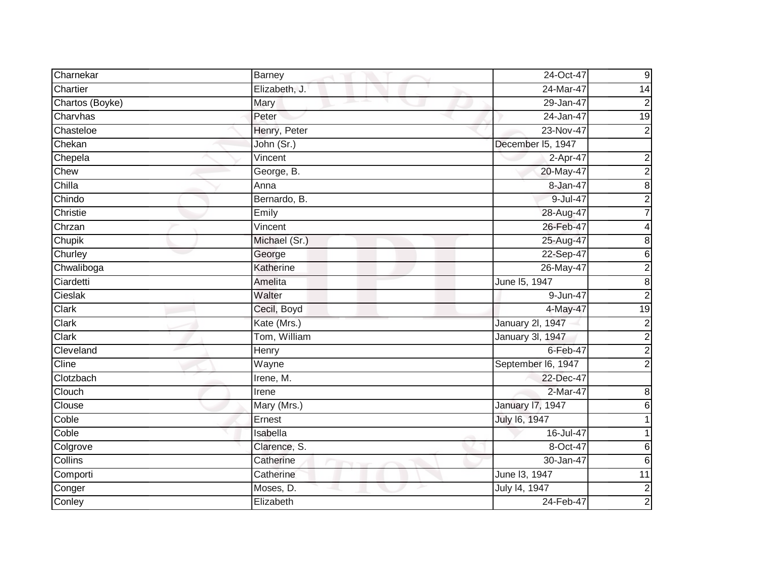| | | | |
|---|---|---|---|
| Charnekar | Barney | 24-Oct-47 | 9 |
| Chartier | Elizabeth, J. | 24-Mar-47 | 14 |
| Chartos (Boyke) | Mary | 29-Jan-47 | 2 |
| Charvhas | Peter | 24-Jan-47 | 19 |
| Chasteloe | Henry, Peter | 23-Nov-47 | 2 |
| Chekan | John (Sr.) | December l5, 1947 | |
| Chepela | Vincent | 2-Apr-47 | 2 |
| Chew | George, B. | 20-May-47 | 2 |
| Chilla | Anna | 8-Jan-47 | 8 |
| Chindo | Bernardo, B. | 9-Jul-47 | 2 |
| Christie | Emily | 28-Aug-47 | 7 |
| Chrzan | Vincent | 26-Feb-47 | 4 |
| Chupik | Michael (Sr.) | 25-Aug-47 | 8 |
| Churley | George | 22-Sep-47 | 6 |
| Chwaliboga | Katherine | 26-May-47 | 2 |
| Ciardetti | Amelita | June l5, 1947 | 8 |
| Cieslak | Walter | 9-Jun-47 | 2 |
| Clark | Cecil, Boyd | 4-May-47 | 19 |
| Clark | Kate (Mrs.) | January 2l, 1947 | 2 |
| Clark | Tom, William | January 3l, 1947 | 2 |
| Cleveland | Henry | 6-Feb-47 | 2 |
| Cline | Wayne | September l6, 1947 | 2 |
| Clotzbach | Irene, M. | 22-Dec-47 | |
| Clouch | Irene | 2-Mar-47 | 8 |
| Clouse | Mary (Mrs.) | January l7, 1947 | 6 |
| Coble | Ernest | July l6, 1947 | 1 |
| Coble | Isabella | 16-Jul-47 | 1 |
| Colgrove | Clarence, S. | 8-Oct-47 | 6 |
| Collins | Catherine | 30-Jan-47 | 6 |
| Comporti | Catherine | June l3, 1947 | 11 |
| Conger | Moses, D. | July l4, 1947 | 2 |
| Conley | Elizabeth | 24-Feb-47 | 2 |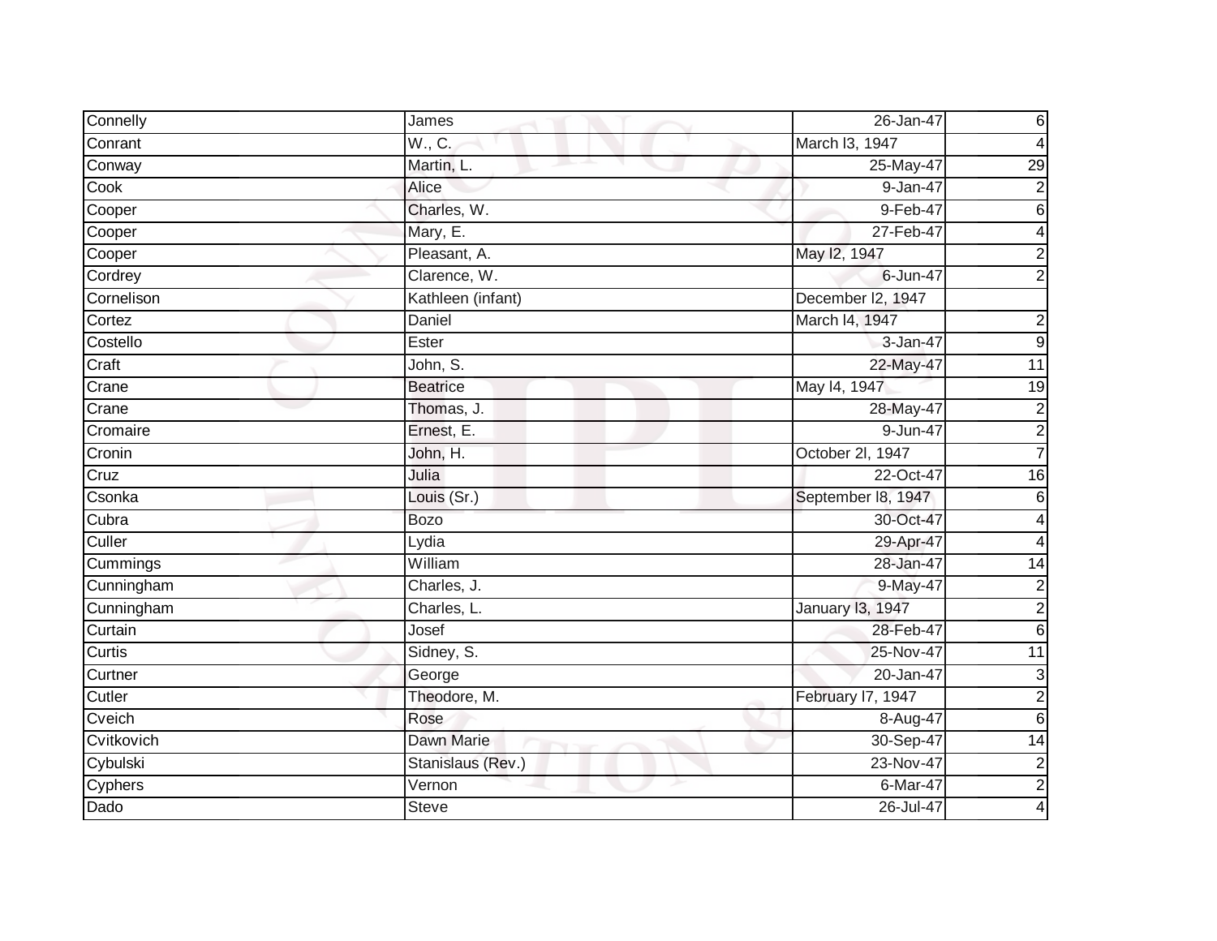| Connelly | James | 26-Jan-47 | 6 |
|---|---|---|---|
| Conrant | W., C. | March l3, 1947 | 4 |
| Conway | Martin, L. | 25-May-47 | 29 |
| Cook | Alice | 9-Jan-47 | 2 |
| Cooper | Charles, W. | 9-Feb-47 | 6 |
| Cooper | Mary, E. | 27-Feb-47 | 4 |
| Cooper | Pleasant, A. | May l2, 1947 | 2 |
| Cordrey | Clarence, W. | 6-Jun-47 | 2 |
| Cornelison | Kathleen (infant) | December l2, 1947 | |
| Cortez | Daniel | March l4, 1947 | 2 |
| Costello | Ester | 3-Jan-47 | 9 |
| Craft | John, S. | 22-May-47 | 11 |
| Crane | Beatrice | May l4, 1947 | 19 |
| Crane | Thomas, J. | 28-May-47 | 2 |
| Cromaire | Ernest, E. | 9-Jun-47 | 2 |
| Cronin | John, H. | October 2l, 1947 | 7 |
| Cruz | Julia | 22-Oct-47 | 16 |
| Csonka | Louis (Sr.) | September l8, 1947 | 6 |
| Cubra | Bozo | 30-Oct-47 | 4 |
| Culler | Lydia | 29-Apr-47 | 4 |
| Cummings | William | 28-Jan-47 | 14 |
| Cunningham | Charles, J. | 9-May-47 | 2 |
| Cunningham | Charles, L. | January l3, 1947 | 2 |
| Curtain | Josef | 28-Feb-47 | 6 |
| Curtis | Sidney, S. | 25-Nov-47 | 11 |
| Curtner | George | 20-Jan-47 | 3 |
| Cutler | Theodore, M. | February l7, 1947 | 2 |
| Cveich | Rose | 8-Aug-47 | 6 |
| Cvitkovich | Dawn Marie | 30-Sep-47 | 14 |
| Cybulski | Stanislaus (Rev.) | 23-Nov-47 | 2 |
| Cyphers | Vernon | 6-Mar-47 | 2 |
| Dado | Steve | 26-Jul-47 | 4 |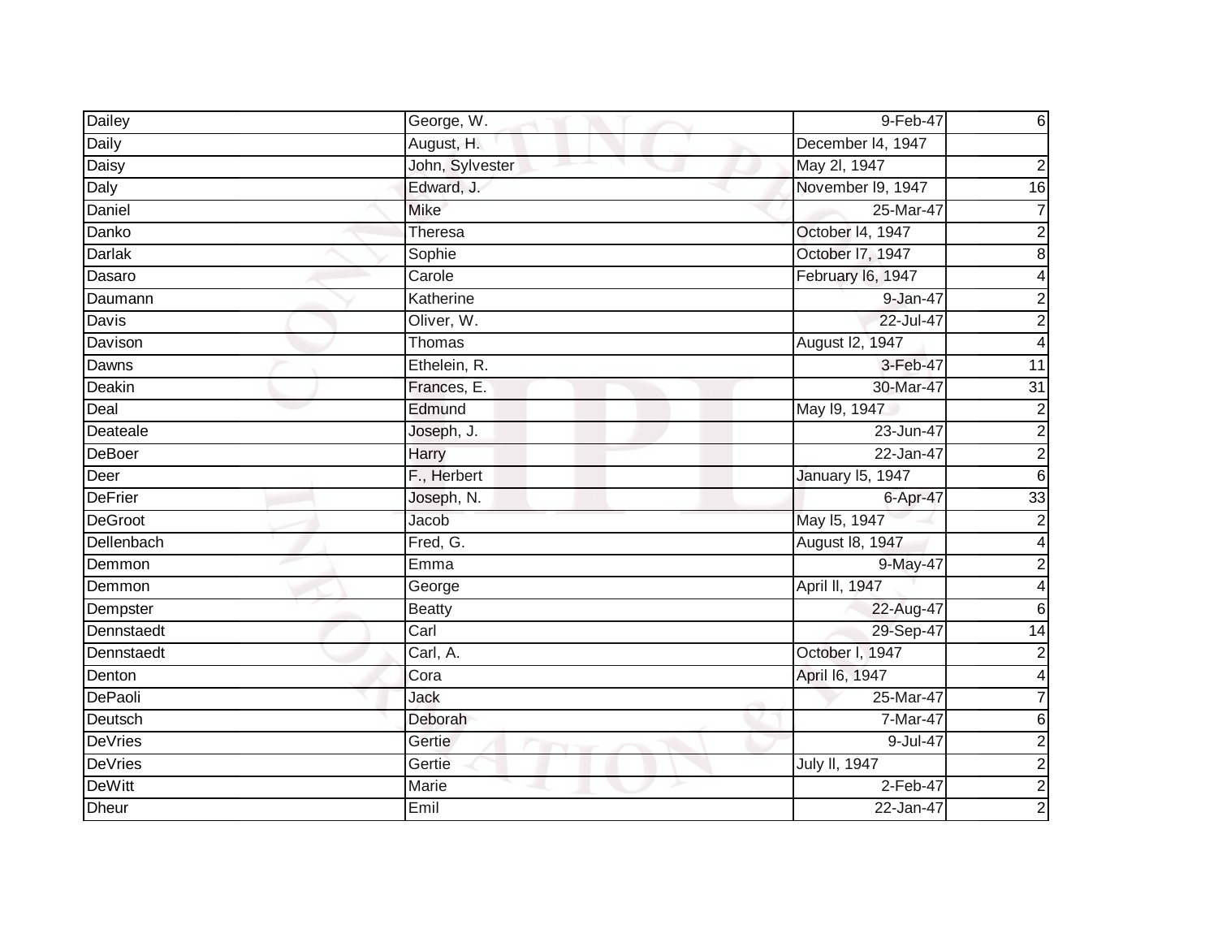| | | | |
|---|---|---|---|
| Dailey | George, W. | 9-Feb-47 | 6 |
| Daily | August, H. | December l4, 1947 | |
| Daisy | John, Sylvester | May 2l, 1947 | 2 |
| Daly | Edward, J. | November l9, 1947 | 16 |
| Daniel | Mike | 25-Mar-47 | 7 |
| Danko | Theresa | October l4, 1947 | 2 |
| Darlak | Sophie | October l7, 1947 | 8 |
| Dasaro | Carole | February l6, 1947 | 4 |
| Daumann | Katherine | 9-Jan-47 | 2 |
| Davis | Oliver, W. | 22-Jul-47 | 2 |
| Davison | Thomas | August l2, 1947 | 4 |
| Dawns | Ethelein, R. | 3-Feb-47 | 11 |
| Deakin | Frances, E. | 30-Mar-47 | 31 |
| Deal | Edmund | May l9, 1947 | 2 |
| Deateale | Joseph, J. | 23-Jun-47 | 2 |
| DeBoer | Harry | 22-Jan-47 | 2 |
| Deer | F., Herbert | January l5, 1947 | 6 |
| DeFrier | Joseph, N. | 6-Apr-47 | 33 |
| DeGroot | Jacob | May l5, 1947 | 2 |
| Dellenbach | Fred, G. | August l8, 1947 | 4 |
| Demmon | Emma | 9-May-47 | 2 |
| Demmon | George | April ll, 1947 | 4 |
| Dempster | Beatty | 22-Aug-47 | 6 |
| Dennstaedt | Carl | 29-Sep-47 | 14 |
| Dennstaedt | Carl, A. | October l, 1947 | 2 |
| Denton | Cora | April l6, 1947 | 4 |
| DePaoli | Jack | 25-Mar-47 | 7 |
| Deutsch | Deborah | 7-Mar-47 | 6 |
| DeVries | Gertie | 9-Jul-47 | 2 |
| DeVries | Gertie | July ll, 1947 | 2 |
| DeWitt | Marie | 2-Feb-47 | 2 |
| Dheur | Emil | 22-Jan-47 | 2 |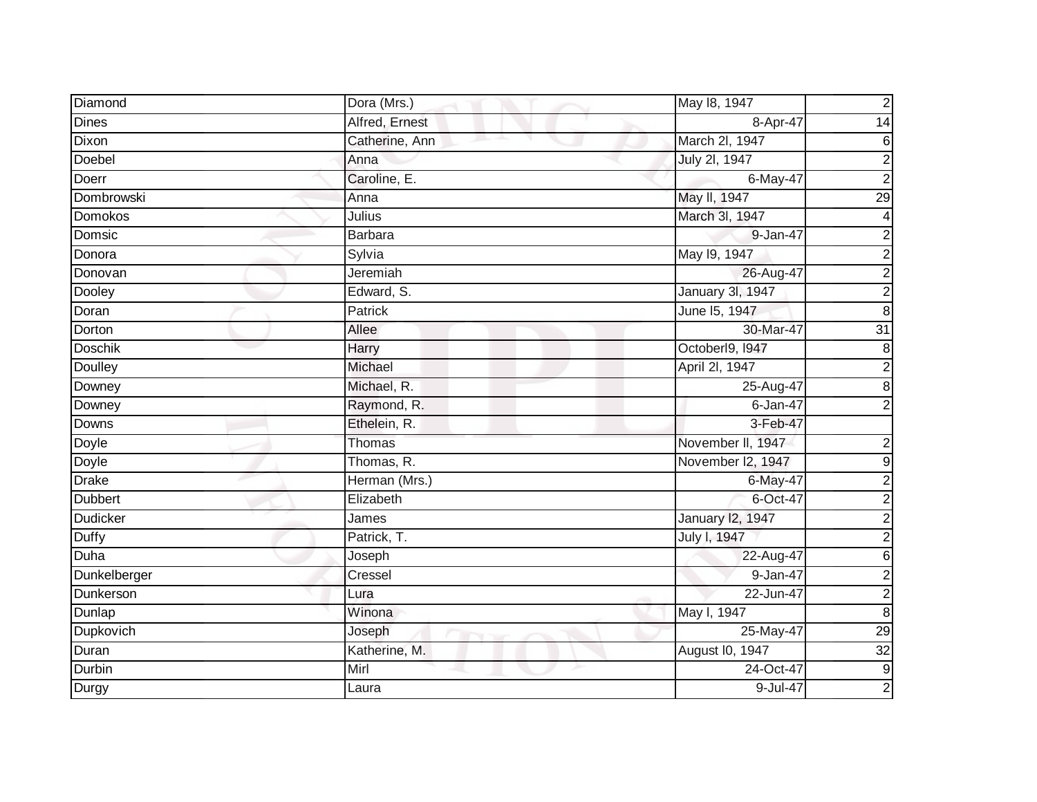| | | | |
|---|---|---|---|
| Diamond | Dora (Mrs.) | May l8, 1947 | 2 |
| Dines | Alfred, Ernest | 8-Apr-47 | 14 |
| Dixon | Catherine, Ann | March 2l, 1947 | 6 |
| Doebel | Anna | July 2l, 1947 | 2 |
| Doerr | Caroline, E. | 6-May-47 | 2 |
| Dombrowski | Anna | May ll, 1947 | 29 |
| Domokos | Julius | March 3l, 1947 | 4 |
| Domsic | Barbara | 9-Jan-47 | 2 |
| Donora | Sylvia | May l9, 1947 | 2 |
| Donovan | Jeremiah | 26-Aug-47 | 2 |
| Dooley | Edward, S. | January 3l, 1947 | 2 |
| Doran | Patrick | June l5, 1947 | 8 |
| Dorton | Allee | 30-Mar-47 | 31 |
| Doschik | Harry | Octoberl9, l947 | 8 |
| Doulley | Michael | April 2l, 1947 | 2 |
| Downey | Michael, R. | 25-Aug-47 | 8 |
| Downey | Raymond, R. | 6-Jan-47 | 2 |
| Downs | Ethelein, R. | 3-Feb-47 | |
| Doyle | Thomas | November ll, 1947 | 2 |
| Doyle | Thomas, R. | November l2, 1947 | 9 |
| Drake | Herman (Mrs.) | 6-May-47 | 2 |
| Dubbert | Elizabeth | 6-Oct-47 | 2 |
| Dudicker | James | January l2, 1947 | 2 |
| Duffy | Patrick, T. | July l, 1947 | 2 |
| Duha | Joseph | 22-Aug-47 | 6 |
| Dunkelberger | Cressel | 9-Jan-47 | 2 |
| Dunkerson | Lura | 22-Jun-47 | 2 |
| Dunlap | Winona | May l, 1947 | 8 |
| Dupkovich | Joseph | 25-May-47 | 29 |
| Duran | Katherine, M. | August l0, 1947 | 32 |
| Durbin | Mirl | 24-Oct-47 | 9 |
| Durgy | Laura | 9-Jul-47 | 2 |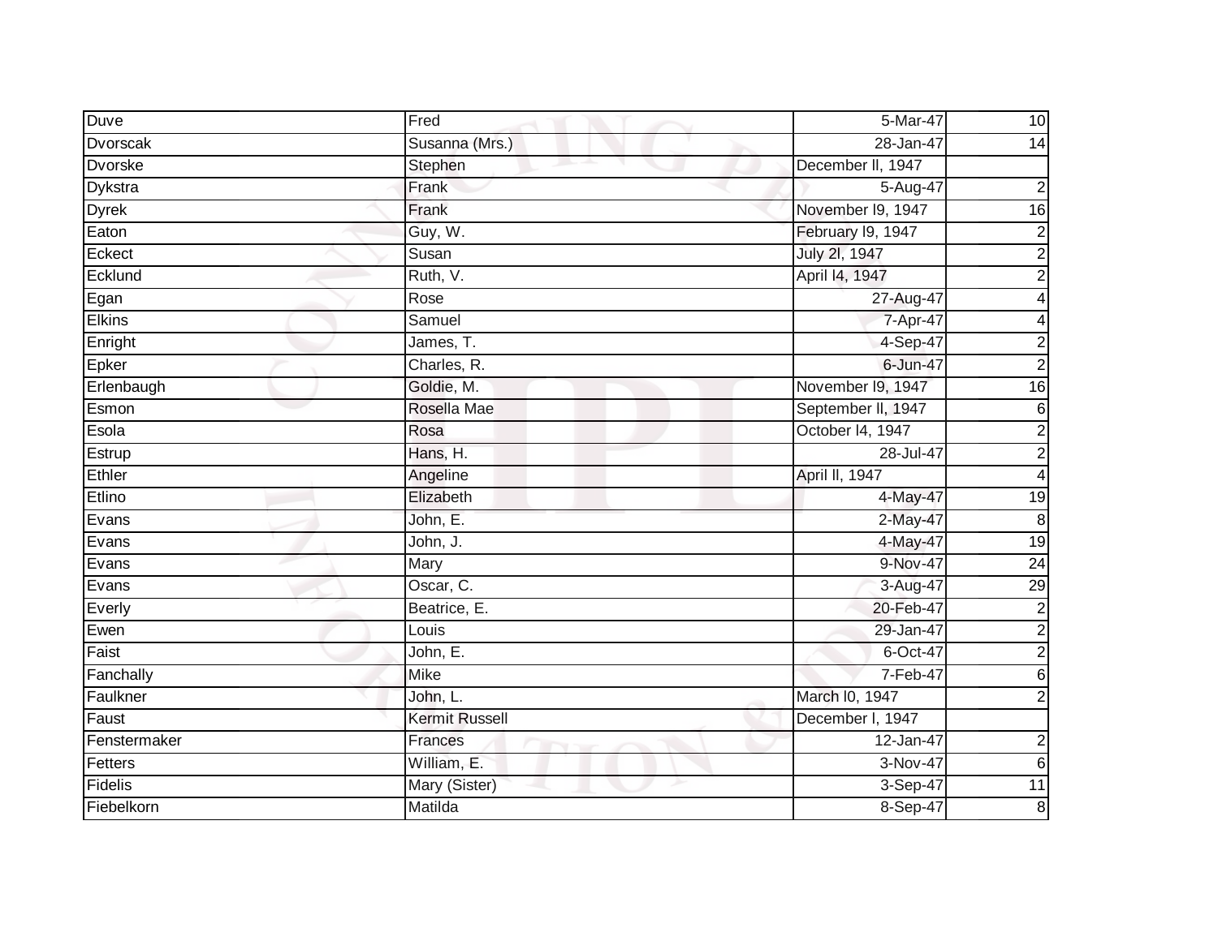| Duve | Fred | 5-Mar-47 | 10 |
|---|---|---|---|
| Dvorscak | Susanna (Mrs.) | 28-Jan-47 | 14 |
| Dvorske | Stephen | December ll, 1947 | |
| Dykstra | Frank | 5-Aug-47 | 2 |
| Dyrek | Frank | November l9, 1947 | 16 |
| Eaton | Guy, W. | February l9, 1947 | 2 |
| Eckect | Susan | July 2l, 1947 | 2 |
| Ecklund | Ruth, V. | April l4, 1947 | 2 |
| Egan | Rose | 27-Aug-47 | 4 |
| Elkins | Samuel | 7-Apr-47 | 4 |
| Enright | James, T. | 4-Sep-47 | 2 |
| Epker | Charles, R. | 6-Jun-47 | 2 |
| Erlenbaugh | Goldie, M. | November l9, 1947 | 16 |
| Esmon | Rosella Mae | September ll, 1947 | 6 |
| Esola | Rosa | October l4, 1947 | 2 |
| Estrup | Hans, H. | 28-Jul-47 | 2 |
| Ethler | Angeline | April ll, 1947 | 4 |
| Etlino | Elizabeth | 4-May-47 | 19 |
| Evans | John, E. | 2-May-47 | 8 |
| Evans | John, J. | 4-May-47 | 19 |
| Evans | Mary | 9-Nov-47 | 24 |
| Evans | Oscar, C. | 3-Aug-47 | 29 |
| Everly | Beatrice, E. | 20-Feb-47 | 2 |
| Ewen | Louis | 29-Jan-47 | 2 |
| Faist | John, E. | 6-Oct-47 | 2 |
| Fanchally | Mike | 7-Feb-47 | 6 |
| Faulkner | John, L. | March l0, 1947 | 2 |
| Faust | Kermit Russell | December l, 1947 | |
| Fenstermaker | Frances | 12-Jan-47 | 2 |
| Fetters | William, E. | 3-Nov-47 | 6 |
| Fidelis | Mary (Sister) | 3-Sep-47 | 11 |
| Fiebelkorn | Matilda | 8-Sep-47 | 8 |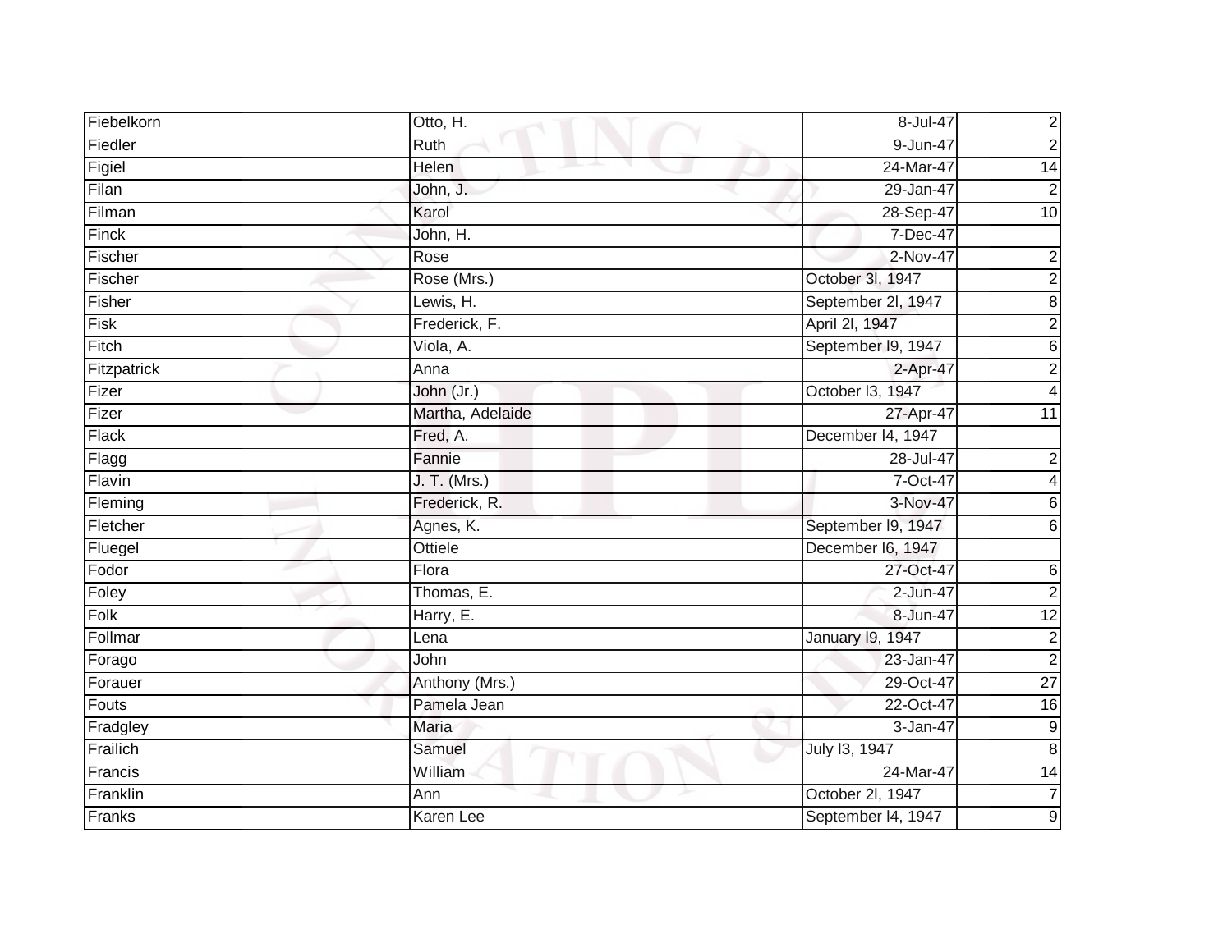| | | | |
|---|---|---|---|
| Fiebelkorn | Otto, H. | 8-Jul-47 | 2 |
| Fiedler | Ruth | 9-Jun-47 | 2 |
| Figiel | Helen | 24-Mar-47 | 14 |
| Filan | John, J. | 29-Jan-47 | 2 |
| Filman | Karol | 28-Sep-47 | 10 |
| Finck | John, H. | 7-Dec-47 | |
| Fischer | Rose | 2-Nov-47 | 2 |
| Fischer | Rose (Mrs.) | October 3l, 1947 | 2 |
| Fisher | Lewis, H. | September 2l, 1947 | 8 |
| Fisk | Frederick, F. | April 2l, 1947 | 2 |
| Fitch | Viola, A. | September l9, 1947 | 6 |
| Fitzpatrick | Anna | 2-Apr-47 | 2 |
| Fizer | John (Jr.) | October l3, 1947 | 4 |
| Fizer | Martha, Adelaide | 27-Apr-47 | 11 |
| Flack | Fred, A. | December l4, 1947 | |
| Flagg | Fannie | 28-Jul-47 | 2 |
| Flavin | J. T. (Mrs.) | 7-Oct-47 | 4 |
| Fleming | Frederick, R. | 3-Nov-47 | 6 |
| Fletcher | Agnes, K. | September l9, 1947 | 6 |
| Fluegel | Ottiele | December l6, 1947 | |
| Fodor | Flora | 27-Oct-47 | 6 |
| Foley | Thomas, E. | 2-Jun-47 | 2 |
| Folk | Harry, E. | 8-Jun-47 | 12 |
| Follmar | Lena | January l9, 1947 | 2 |
| Forago | John | 23-Jan-47 | 2 |
| Forauer | Anthony (Mrs.) | 29-Oct-47 | 27 |
| Fouts | Pamela Jean | 22-Oct-47 | 16 |
| Fradgley | Maria | 3-Jan-47 | 9 |
| Frailich | Samuel | July l3, 1947 | 8 |
| Francis | William | 24-Mar-47 | 14 |
| Franklin | Ann | October 2l, 1947 | 7 |
| Franks | Karen Lee | September l4, 1947 | 9 |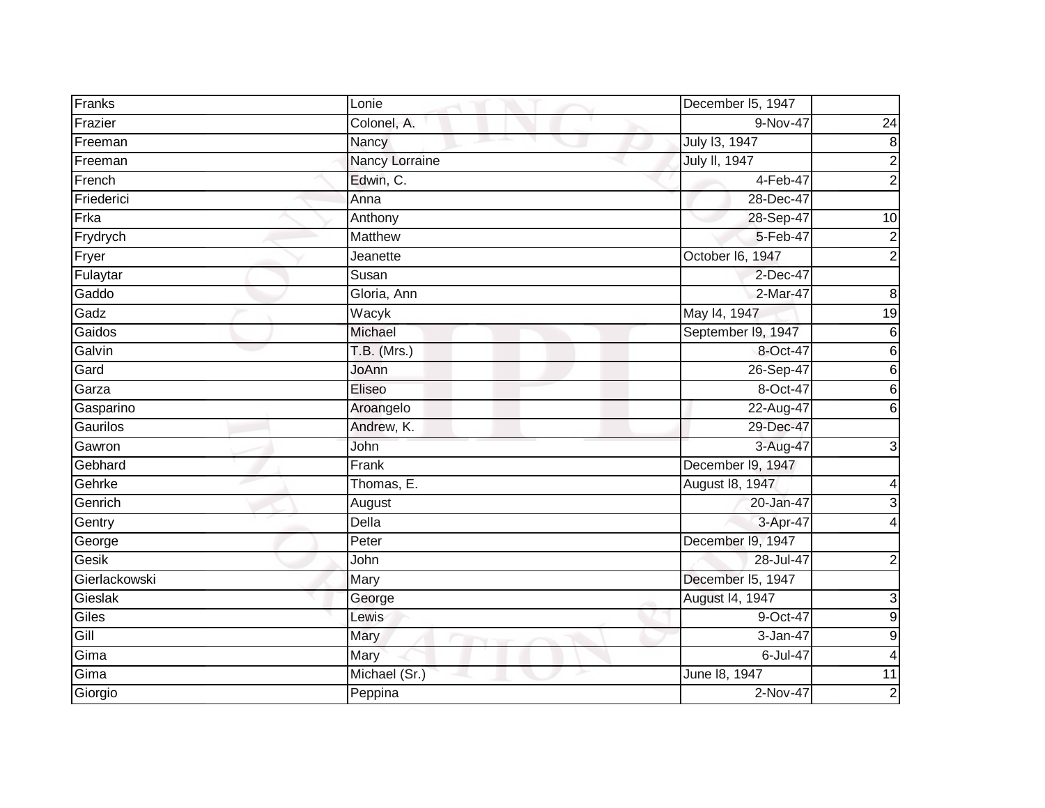| | | | |
|---|---|---|---|
| Franks | Lonie | December l5, 1947 | |
| Frazier | Colonel, A. | 9-Nov-47 | 24 |
| Freeman | Nancy | July l3, 1947 | 8 |
| Freeman | Nancy Lorraine | July ll, 1947 | 2 |
| French | Edwin, C. | 4-Feb-47 | 2 |
| Friederici | Anna | 28-Dec-47 | |
| Frka | Anthony | 28-Sep-47 | 10 |
| Frydrych | Matthew | 5-Feb-47 | 2 |
| Fryer | Jeanette | October l6, 1947 | 2 |
| Fulaytar | Susan | 2-Dec-47 | |
| Gaddo | Gloria, Ann | 2-Mar-47 | 8 |
| Gadz | Wacyk | May l4, 1947 | 19 |
| Gaidos | Michael | September l9, 1947 | 6 |
| Galvin | T.B. (Mrs.) | 8-Oct-47 | 6 |
| Gard | JoAnn | 26-Sep-47 | 6 |
| Garza | Eliseo | 8-Oct-47 | 6 |
| Gasparino | Aroangelo | 22-Aug-47 | 6 |
| Gaurilos | Andrew, K. | 29-Dec-47 | |
| Gawron | John | 3-Aug-47 | 3 |
| Gebhard | Frank | December l9, 1947 | |
| Gehrke | Thomas, E. | August l8, 1947 | 4 |
| Genrich | August | 20-Jan-47 | 3 |
| Gentry | Della | 3-Apr-47 | 4 |
| George | Peter | December l9, 1947 | |
| Gesik | John | 28-Jul-47 | 2 |
| Gierlackowski | Mary | December l5, 1947 | |
| Gieslak | George | August l4, 1947 | 3 |
| Giles | Lewis | 9-Oct-47 | 9 |
| Gill | Mary | 3-Jan-47 | 9 |
| Gima | Mary | 6-Jul-47 | 4 |
| Gima | Michael (Sr.) | June l8, 1947 | 11 |
| Giorgio | Peppina | 2-Nov-47 | 2 |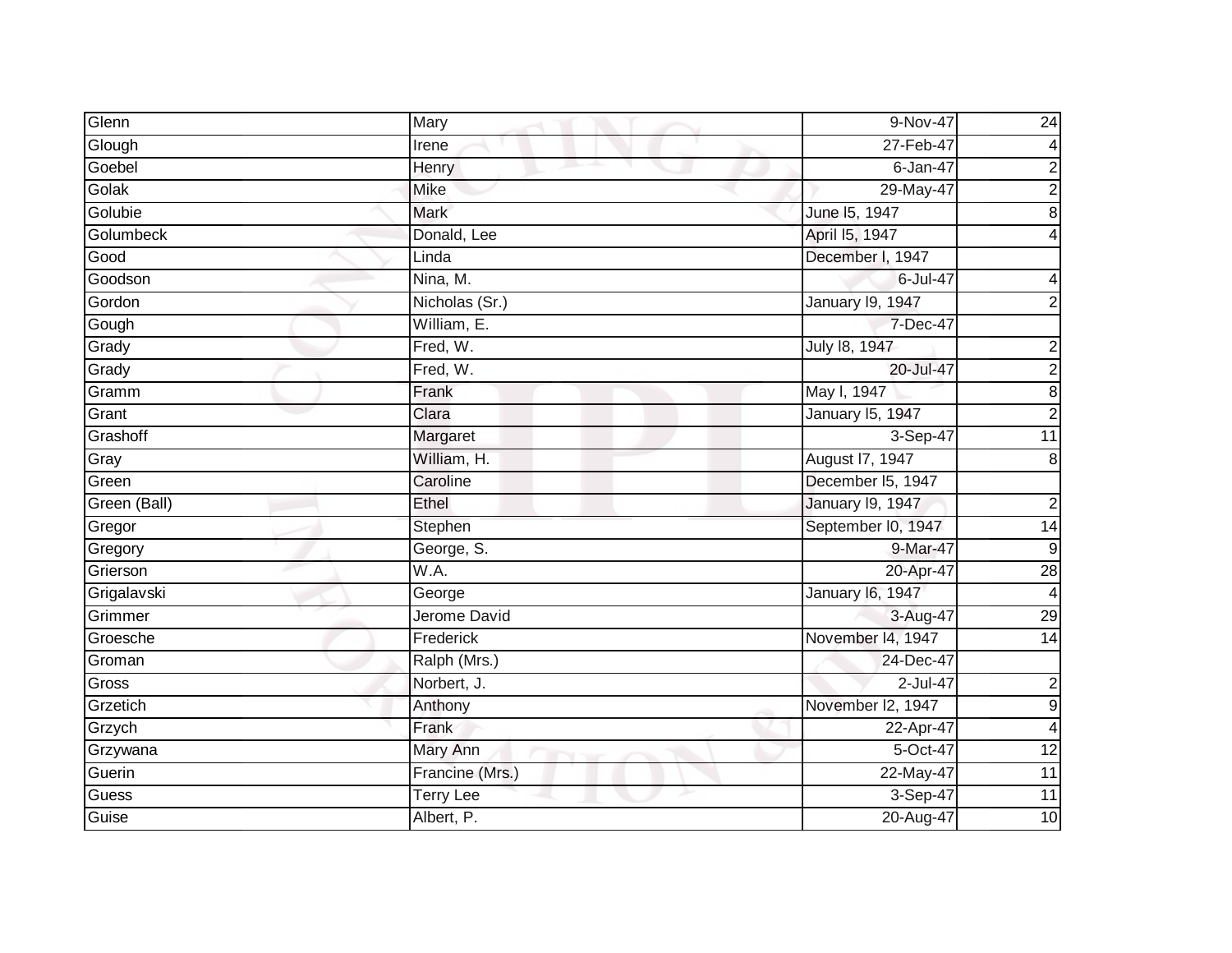| | | | |
|---|---|---|---|
| Glenn | Mary | 9-Nov-47 | 24 |
| Glough | Irene | 27-Feb-47 | 4 |
| Goebel | Henry | 6-Jan-47 | 2 |
| Golak | Mike | 29-May-47 | 2 |
| Golubie | Mark | June l5, 1947 | 8 |
| Golumbeck | Donald, Lee | April l5, 1947 | 4 |
| Good | Linda | December l, 1947 | |
| Goodson | Nina, M. | 6-Jul-47 | 4 |
| Gordon | Nicholas (Sr.) | January l9, 1947 | 2 |
| Gough | William, E. | 7-Dec-47 | |
| Grady | Fred, W. | July l8, 1947 | 2 |
| Grady | Fred, W. | 20-Jul-47 | 2 |
| Gramm | Frank | May l, 1947 | 8 |
| Grant | Clara | January l5, 1947 | 2 |
| Grashoff | Margaret | 3-Sep-47 | 11 |
| Gray | William, H. | August l7, 1947 | 8 |
| Green | Caroline | December l5, 1947 | |
| Green (Ball) | Ethel | January l9, 1947 | 2 |
| Gregor | Stephen | September l0, 1947 | 14 |
| Gregory | George, S. | 9-Mar-47 | 9 |
| Grierson | W.A. | 20-Apr-47 | 28 |
| Grigalavski | George | January l6, 1947 | 4 |
| Grimmer | Jerome David | 3-Aug-47 | 29 |
| Groesche | Frederick | November l4, 1947 | 14 |
| Groman | Ralph (Mrs.) | 24-Dec-47 | |
| Gross | Norbert, J. | 2-Jul-47 | 2 |
| Grzetich | Anthony | November l2, 1947 | 9 |
| Grzych | Frank | 22-Apr-47 | 4 |
| Grzywana | Mary Ann | 5-Oct-47 | 12 |
| Guerin | Francine (Mrs.) | 22-May-47 | 11 |
| Guess | Terry Lee | 3-Sep-47 | 11 |
| Guise | Albert, P. | 20-Aug-47 | 10 |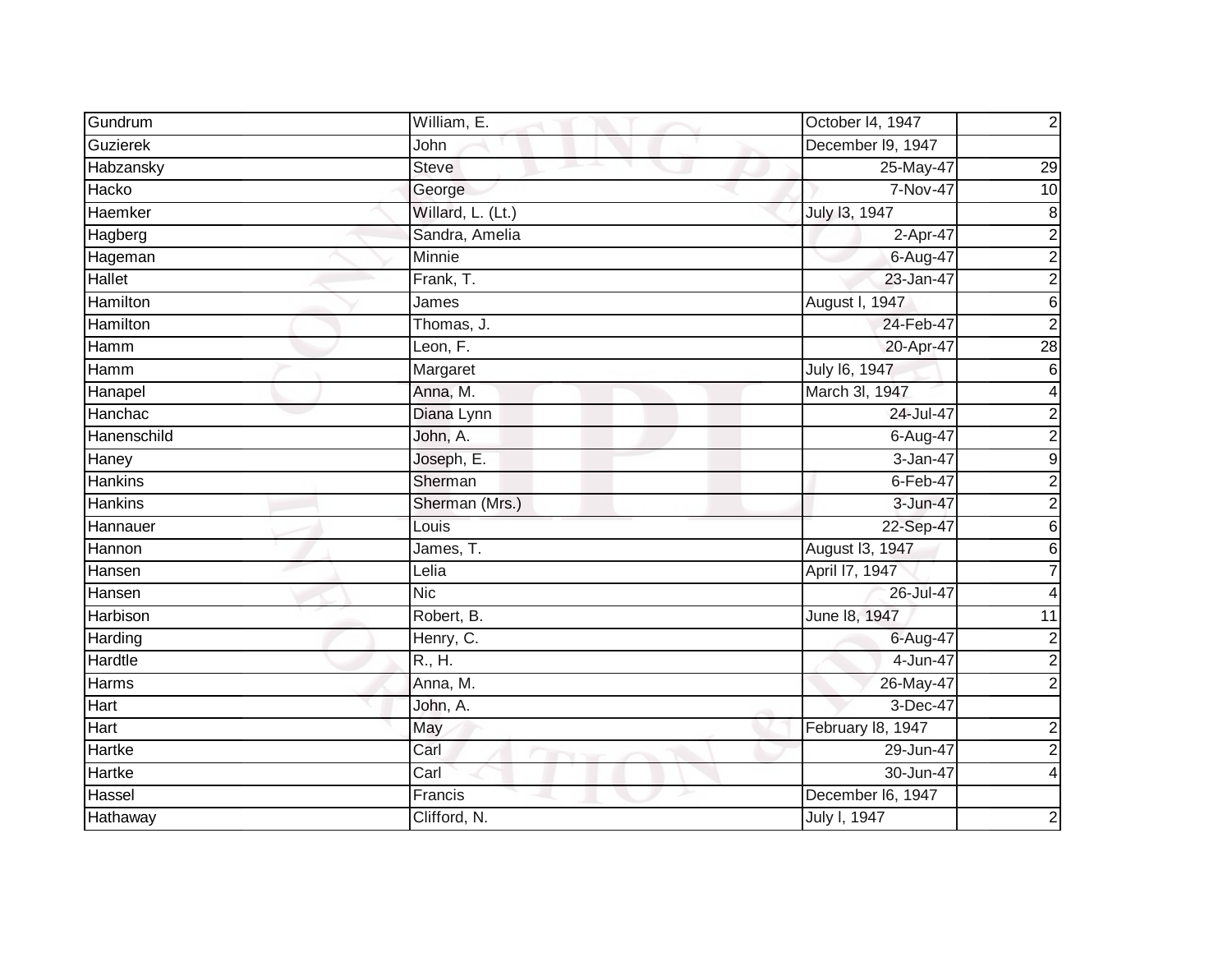| Gundrum | William, E. | October l4, 1947 | 2 |
|---|---|---|---|
| Guzierek | John | December l9, 1947 | |
| Habzansky | Steve | 25-May-47 | 29 |
| Hacko | George | 7-Nov-47 | 10 |
| Haemker | Willard, L. (Lt.) | July l3, 1947 | 8 |
| Hagberg | Sandra, Amelia | 2-Apr-47 | 2 |
| Hageman | Minnie | 6-Aug-47 | 2 |
| Hallet | Frank, T. | 23-Jan-47 | 2 |
| Hamilton | James | August l, 1947 | 6 |
| Hamilton | Thomas, J. | 24-Feb-47 | 2 |
| Hamm | Leon, F. | 20-Apr-47 | 28 |
| Hamm | Margaret | July l6, 1947 | 6 |
| Hanapel | Anna, M. | March 3l, 1947 | 4 |
| Hanchac | Diana Lynn | 24-Jul-47 | 2 |
| Hanenschild | John, A. | 6-Aug-47 | 2 |
| Haney | Joseph, E. | 3-Jan-47 | 9 |
| Hankins | Sherman | 6-Feb-47 | 2 |
| Hankins | Sherman (Mrs.) | 3-Jun-47 | 2 |
| Hannauer | Louis | 22-Sep-47 | 6 |
| Hannon | James, T. | August l3, 1947 | 6 |
| Hansen | Lelia | April l7, 1947 | 7 |
| Hansen | Nic | 26-Jul-47 | 4 |
| Harbison | Robert, B. | June l8, 1947 | 11 |
| Harding | Henry, C. | 6-Aug-47 | 2 |
| Hardtle | R., H. | 4-Jun-47 | 2 |
| Harms | Anna, M. | 26-May-47 | 2 |
| Hart | John, A. | 3-Dec-47 | |
| Hart | May | February l8, 1947 | 2 |
| Hartke | Carl | 29-Jun-47 | 2 |
| Hartke | Carl | 30-Jun-47 | 4 |
| Hassel | Francis | December l6, 1947 | |
| Hathaway | Clifford, N. | July l, 1947 | 2 |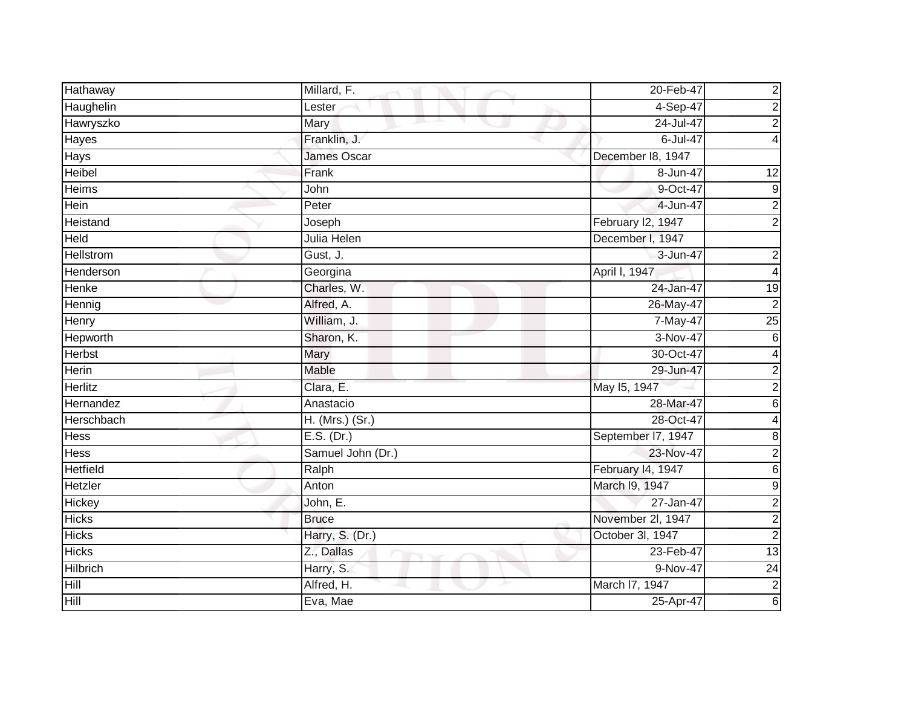| | | | |
|---|---|---|---|
| Hathaway | Millard, F. | 20-Feb-47 | 2 |
| Haughelin | Lester | 4-Sep-47 | 2 |
| Hawryszko | Mary | 24-Jul-47 | 2 |
| Hayes | Franklin, J. | 6-Jul-47 | 4 |
| Hays | James Oscar | December l8, 1947 | |
| Heibel | Frank | 8-Jun-47 | 12 |
| Heims | John | 9-Oct-47 | 9 |
| Hein | Peter | 4-Jun-47 | 2 |
| Heistand | Joseph | February l2, 1947 | 2 |
| Held | Julia Helen | December l, 1947 | |
| Hellstrom | Gust, J. | 3-Jun-47 | 2 |
| Henderson | Georgina | April l, 1947 | 4 |
| Henke | Charles, W. | 24-Jan-47 | 19 |
| Hennig | Alfred, A. | 26-May-47 | 2 |
| Henry | William, J. | 7-May-47 | 25 |
| Hepworth | Sharon, K. | 3-Nov-47 | 6 |
| Herbst | Mary | 30-Oct-47 | 4 |
| Herin | Mable | 29-Jun-47 | 2 |
| Herlitz | Clara, E. | May l5, 1947 | 2 |
| Hernandez | Anastacio | 28-Mar-47 | 6 |
| Herschbach | H. (Mrs.) (Sr.) | 28-Oct-47 | 4 |
| Hess | E.S. (Dr.) | September l7, 1947 | 8 |
| Hess | Samuel John (Dr.) | 23-Nov-47 | 2 |
| Hetfield | Ralph | February l4, 1947 | 6 |
| Hetzler | Anton | March l9, 1947 | 9 |
| Hickey | John, E. | 27-Jan-47 | 2 |
| Hicks | Bruce | November 2l, 1947 | 2 |
| Hicks | Harry, S. (Dr.) | October 3l, 1947 | 2 |
| Hicks | Z., Dallas | 23-Feb-47 | 13 |
| Hilbrich | Harry, S. | 9-Nov-47 | 24 |
| Hill | Alfred, H. | March l7, 1947 | 2 |
| Hill | Eva, Mae | 25-Apr-47 | 6 |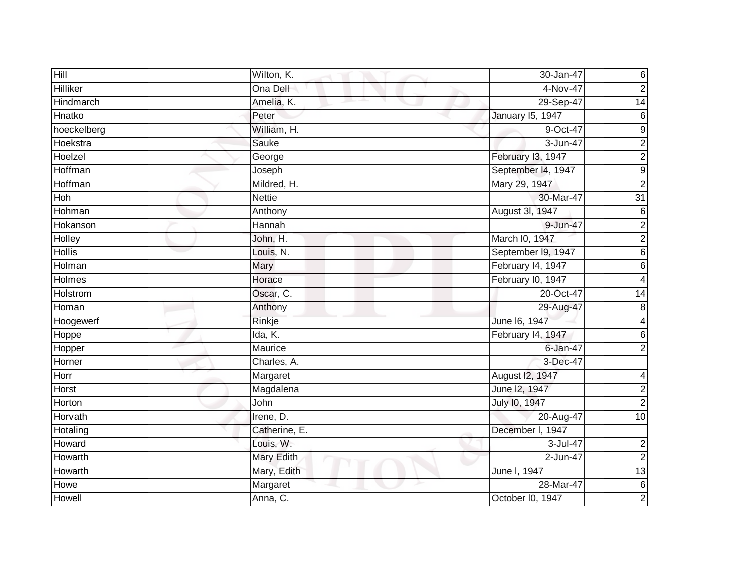| Hill | Wilton, K. | 30-Jan-47 | 6 |
|---|---|---|---|
| Hilliker | Ona Dell | 4-Nov-47 | 2 |
| Hindmarch | Amelia, K. | 29-Sep-47 | 14 |
| Hnatko | Peter | January l5, 1947 | 6 |
| hoeckelberg | William, H. | 9-Oct-47 | 9 |
| Hoekstra | Sauke | 3-Jun-47 | 2 |
| Hoelzel | George | February l3, 1947 | 2 |
| Hoffman | Joseph | September l4, 1947 | 9 |
| Hoffman | Mildred, H. | Mary 29, 1947 | 2 |
| Hoh | Nettie | 30-Mar-47 | 31 |
| Hohman | Anthony | August 3l, 1947 | 6 |
| Hokanson | Hannah | 9-Jun-47 | 2 |
| Holley | John, H. | March l0, 1947 | 2 |
| Hollis | Louis, N. | September l9, 1947 | 6 |
| Holman | Mary | February l4, 1947 | 6 |
| Holmes | Horace | February l0, 1947 | 4 |
| Holstrom | Oscar, C. | 20-Oct-47 | 14 |
| Homan | Anthony | 29-Aug-47 | 8 |
| Hoogewerf | Rinkje | June l6, 1947 | 4 |
| Hoppe | Ida, K. | February l4, 1947 | 6 |
| Hopper | Maurice | 6-Jan-47 | 2 |
| Horner | Charles, A. | 3-Dec-47 | |
| Horr | Margaret | August l2, 1947 | 4 |
| Horst | Magdalena | June l2, 1947 | 2 |
| Horton | John | July l0, 1947 | 2 |
| Horvath | Irene, D. | 20-Aug-47 | 10 |
| Hotaling | Catherine, E. | December l, 1947 | |
| Howard | Louis, W. | 3-Jul-47 | 2 |
| Howarth | Mary Edith | 2-Jun-47 | 2 |
| Howarth | Mary, Edith | June l, 1947 | 13 |
| Howe | Margaret | 28-Mar-47 | 6 |
| Howell | Anna, C. | October l0, 1947 | 2 |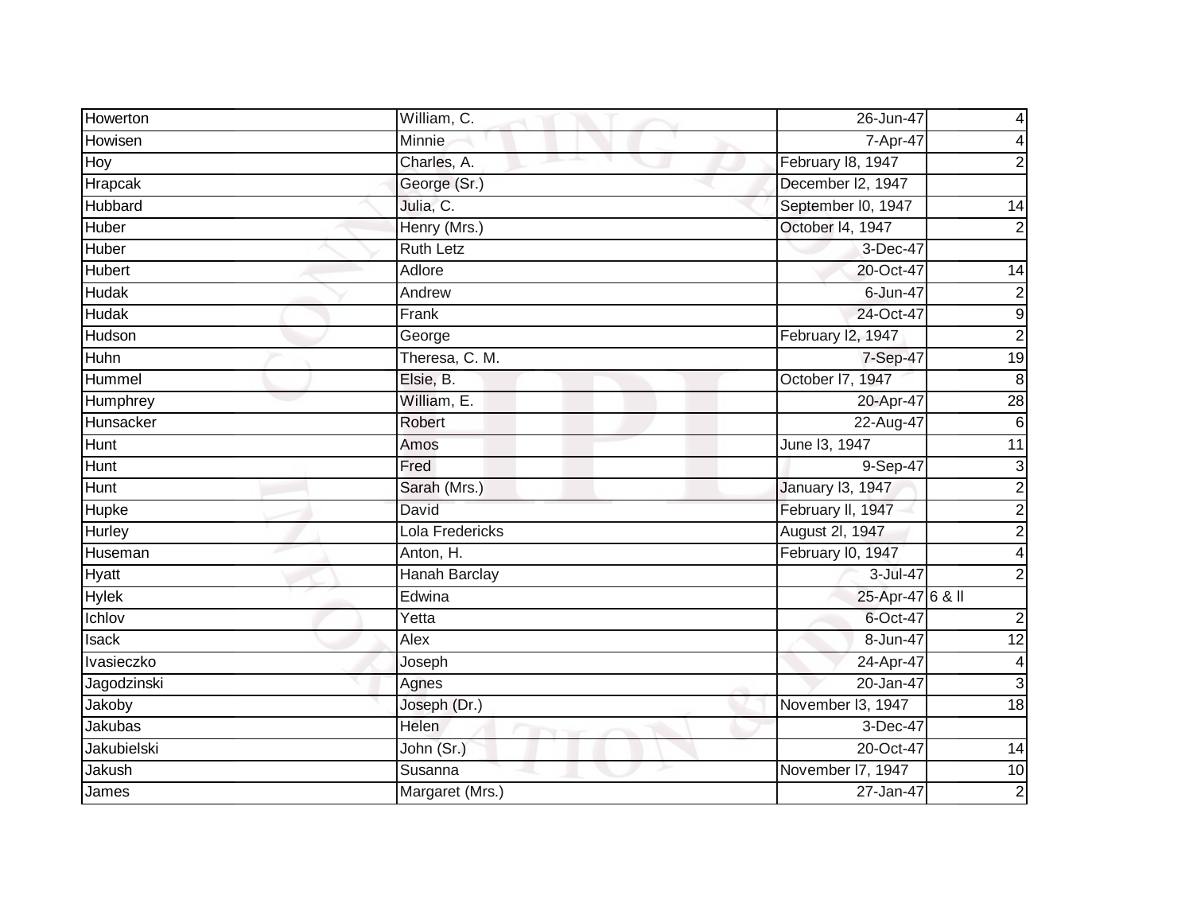| | | | |
|---|---|---|---|
| Howerton | William, C. | 26-Jun-47 | 4 |
| Howisen | Minnie | 7-Apr-47 | 4 |
| Hoy | Charles, A. | February l8, 1947 | 2 |
| Hrapcak | George (Sr.) | December l2, 1947 | |
| Hubbard | Julia, C. | September l0, 1947 | 14 |
| Huber | Henry (Mrs.) | October l4, 1947 | 2 |
| Huber | Ruth Letz | 3-Dec-47 | |
| Hubert | Adlore | 20-Oct-47 | 14 |
| Hudak | Andrew | 6-Jun-47 | 2 |
| Hudak | Frank | 24-Oct-47 | 9 |
| Hudson | George | February l2, 1947 | 2 |
| Huhn | Theresa, C. M. | 7-Sep-47 | 19 |
| Hummel | Elsie, B. | October l7, 1947 | 8 |
| Humphrey | William, E. | 20-Apr-47 | 28 |
| Hunsacker | Robert | 22-Aug-47 | 6 |
| Hunt | Amos | June l3, 1947 | 11 |
| Hunt | Fred | 9-Sep-47 | 3 |
| Hunt | Sarah (Mrs.) | January l3, 1947 | 2 |
| Hupke | David | February ll, 1947 | 2 |
| Hurley | Lola Fredericks | August 2l, 1947 | 2 |
| Huseman | Anton, H. | February l0, 1947 | 4 |
| Hyatt | Hanah Barclay | 3-Jul-47 | 2 |
| Hylek | Edwina | 25-Apr-47 | 6 & ll |
| Ichlov | Yetta | 6-Oct-47 | 2 |
| Isack | Alex | 8-Jun-47 | 12 |
| Ivasieczko | Joseph | 24-Apr-47 | 4 |
| Jagodzinski | Agnes | 20-Jan-47 | 3 |
| Jakoby | Joseph (Dr.) | November l3, 1947 | 18 |
| Jakubas | Helen | 3-Dec-47 | |
| Jakubielski | John (Sr.) | 20-Oct-47 | 14 |
| Jakush | Susanna | November l7, 1947 | 10 |
| James | Margaret (Mrs.) | 27-Jan-47 | 2 |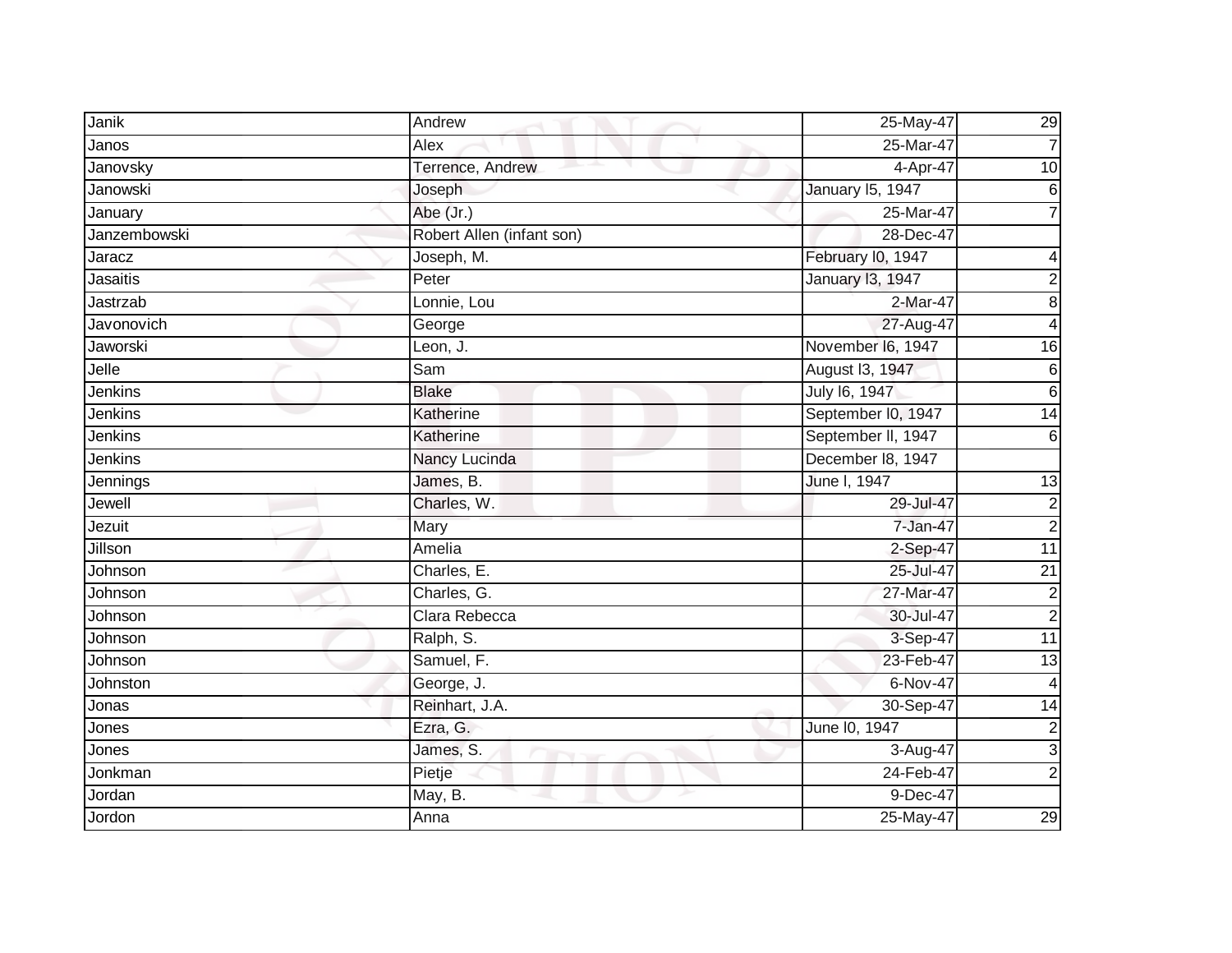| Janik | Andrew | 25-May-47 | 29 |
|---|---|---|---|
| Janos | Alex | 25-Mar-47 | 7 |
| Janovsky | Terrence, Andrew | 4-Apr-47 | 10 |
| Janowski | Joseph | January l5, 1947 | 6 |
| January | Abe (Jr.) | 25-Mar-47 | 7 |
| Janzembowski | Robert Allen (infant son) | 28-Dec-47 | |
| Jaracz | Joseph, M. | February l0, 1947 | 4 |
| Jasaitis | Peter | January l3, 1947 | 2 |
| Jastrzab | Lonnie, Lou | 2-Mar-47 | 8 |
| Javonovich | George | 27-Aug-47 | 4 |
| Jaworski | Leon, J. | November l6, 1947 | 16 |
| Jelle | Sam | August l3, 1947 | 6 |
| Jenkins | Blake | July l6, 1947 | 6 |
| Jenkins | Katherine | September l0, 1947 | 14 |
| Jenkins | Katherine | September ll, 1947 | 6 |
| Jenkins | Nancy Lucinda | December l8, 1947 | |
| Jennings | James, B. | June l, 1947 | 13 |
| Jewell | Charles, W. | 29-Jul-47 | 2 |
| Jezuit | Mary | 7-Jan-47 | 2 |
| Jillson | Amelia | 2-Sep-47 | 11 |
| Johnson | Charles, E. | 25-Jul-47 | 21 |
| Johnson | Charles, G. | 27-Mar-47 | 2 |
| Johnson | Clara Rebecca | 30-Jul-47 | 2 |
| Johnson | Ralph, S. | 3-Sep-47 | 11 |
| Johnson | Samuel, F. | 23-Feb-47 | 13 |
| Johnston | George, J. | 6-Nov-47 | 4 |
| Jonas | Reinhart, J.A. | 30-Sep-47 | 14 |
| Jones | Ezra, G. | June l0, 1947 | 2 |
| Jones | James, S. | 3-Aug-47 | 3 |
| Jonkman | Pietje | 24-Feb-47 | 2 |
| Jordan | May, B. | 9-Dec-47 | |
| Jordon | Anna | 25-May-47 | 29 |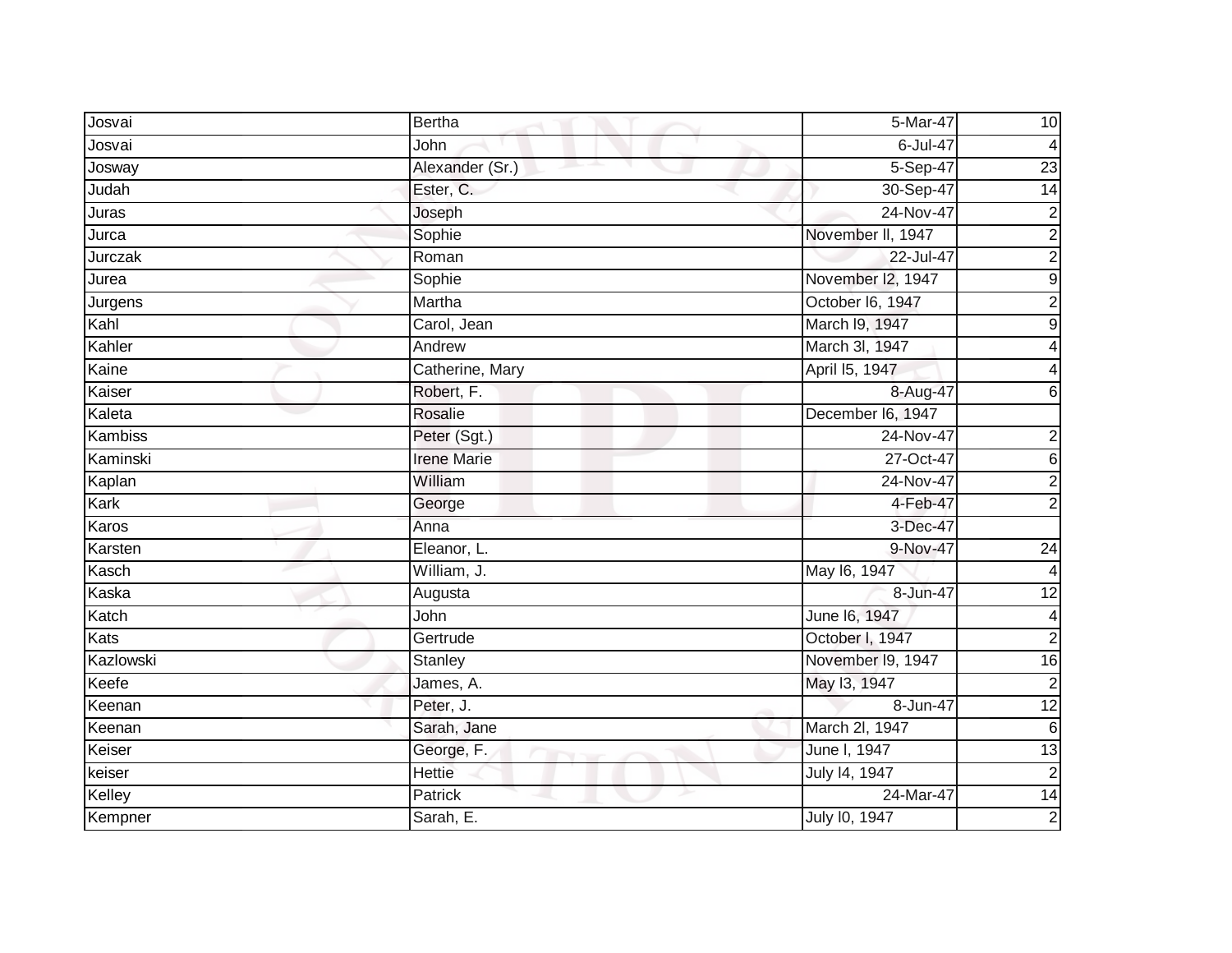| | | | |
|---|---|---|---|
| Josvai | Bertha | 5-Mar-47 | 10 |
| Josvai | John | 6-Jul-47 | 4 |
| Josway | Alexander (Sr.) | 5-Sep-47 | 23 |
| Judah | Ester, C. | 30-Sep-47 | 14 |
| Juras | Joseph | 24-Nov-47 | 2 |
| Jurca | Sophie | November ll, 1947 | 2 |
| Jurczak | Roman | 22-Jul-47 | 2 |
| Jurea | Sophie | November l2, 1947 | 9 |
| Jurgens | Martha | October l6, 1947 | 2 |
| Kahl | Carol, Jean | March l9, 1947 | 9 |
| Kahler | Andrew | March 3l, 1947 | 4 |
| Kaine | Catherine, Mary | April l5, 1947 | 4 |
| Kaiser | Robert, F. | 8-Aug-47 | 6 |
| Kaleta | Rosalie | December l6, 1947 | |
| Kambiss | Peter (Sgt.) | 24-Nov-47 | 2 |
| Kaminski | Irene Marie | 27-Oct-47 | 6 |
| Kaplan | William | 24-Nov-47 | 2 |
| Kark | George | 4-Feb-47 | 2 |
| Karos | Anna | 3-Dec-47 | |
| Karsten | Eleanor, L. | 9-Nov-47 | 24 |
| Kasch | William, J. | May l6, 1947 | 4 |
| Kaska | Augusta | 8-Jun-47 | 12 |
| Katch | John | June l6, 1947 | 4 |
| Kats | Gertrude | October l, 1947 | 2 |
| Kazlowski | Stanley | November l9, 1947 | 16 |
| Keefe | James, A. | May l3, 1947 | 2 |
| Keenan | Peter, J. | 8-Jun-47 | 12 |
| Keenan | Sarah, Jane | March 2l, 1947 | 6 |
| Keiser | George, F. | June l, 1947 | 13 |
| keiser | Hettie | July l4, 1947 | 2 |
| Kelley | Patrick | 24-Mar-47 | 14 |
| Kempner | Sarah, E. | July l0, 1947 | 2 |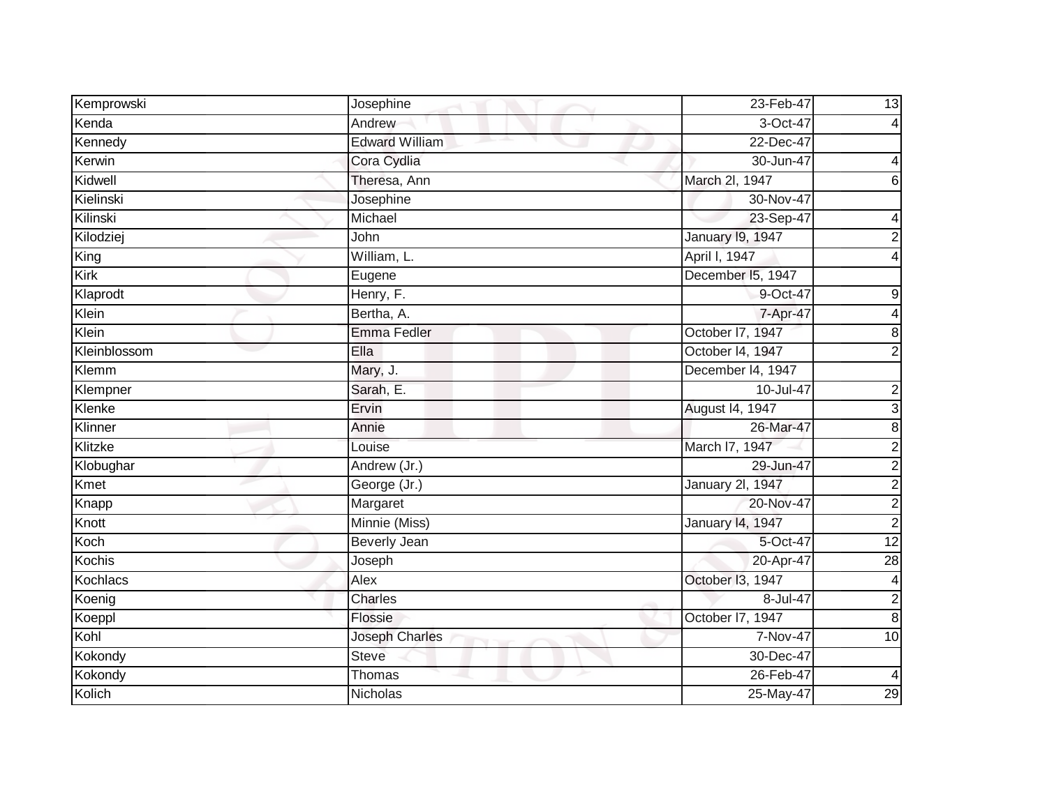| | | | |
|---|---|---|---|
| Kemprowski | Josephine | 23-Feb-47 | 13 |
| Kenda | Andrew | 3-Oct-47 | 4 |
| Kennedy | Edward William | 22-Dec-47 | |
| Kerwin | Cora Cydlia | 30-Jun-47 | 4 |
| Kidwell | Theresa, Ann | March 2l, 1947 | 6 |
| Kielinski | Josephine | 30-Nov-47 | |
| Kilinski | Michael | 23-Sep-47 | 4 |
| Kilodziej | John | January l9, 1947 | 2 |
| King | William, L. | April l, 1947 | 4 |
| Kirk | Eugene | December l5, 1947 | |
| Klaprodt | Henry, F. | 9-Oct-47 | 9 |
| Klein | Bertha, A. | 7-Apr-47 | 4 |
| Klein | Emma Fedler | October l7, 1947 | 8 |
| Kleinblossom | Ella | October l4, 1947 | 2 |
| Klemm | Mary, J. | December l4, 1947 | |
| Klempner | Sarah, E. | 10-Jul-47 | 2 |
| Klenke | Ervin | August l4, 1947 | 3 |
| Klinner | Annie | 26-Mar-47 | 8 |
| Klitzke | Louise | March l7, 1947 | 2 |
| Klobughar | Andrew (Jr.) | 29-Jun-47 | 2 |
| Kmet | George (Jr.) | January 2l, 1947 | 2 |
| Knapp | Margaret | 20-Nov-47 | 2 |
| Knott | Minnie (Miss) | January l4, 1947 | 2 |
| Koch | Beverly Jean | 5-Oct-47 | 12 |
| Kochis | Joseph | 20-Apr-47 | 28 |
| Kochlacs | Alex | October l3, 1947 | 4 |
| Koenig | Charles | 8-Jul-47 | 2 |
| Koeppl | Flossie | October l7, 1947 | 8 |
| Kohl | Joseph Charles | 7-Nov-47 | 10 |
| Kokondy | Steve | 30-Dec-47 | |
| Kokondy | Thomas | 26-Feb-47 | 4 |
| Kolich | Nicholas | 25-May-47 | 29 |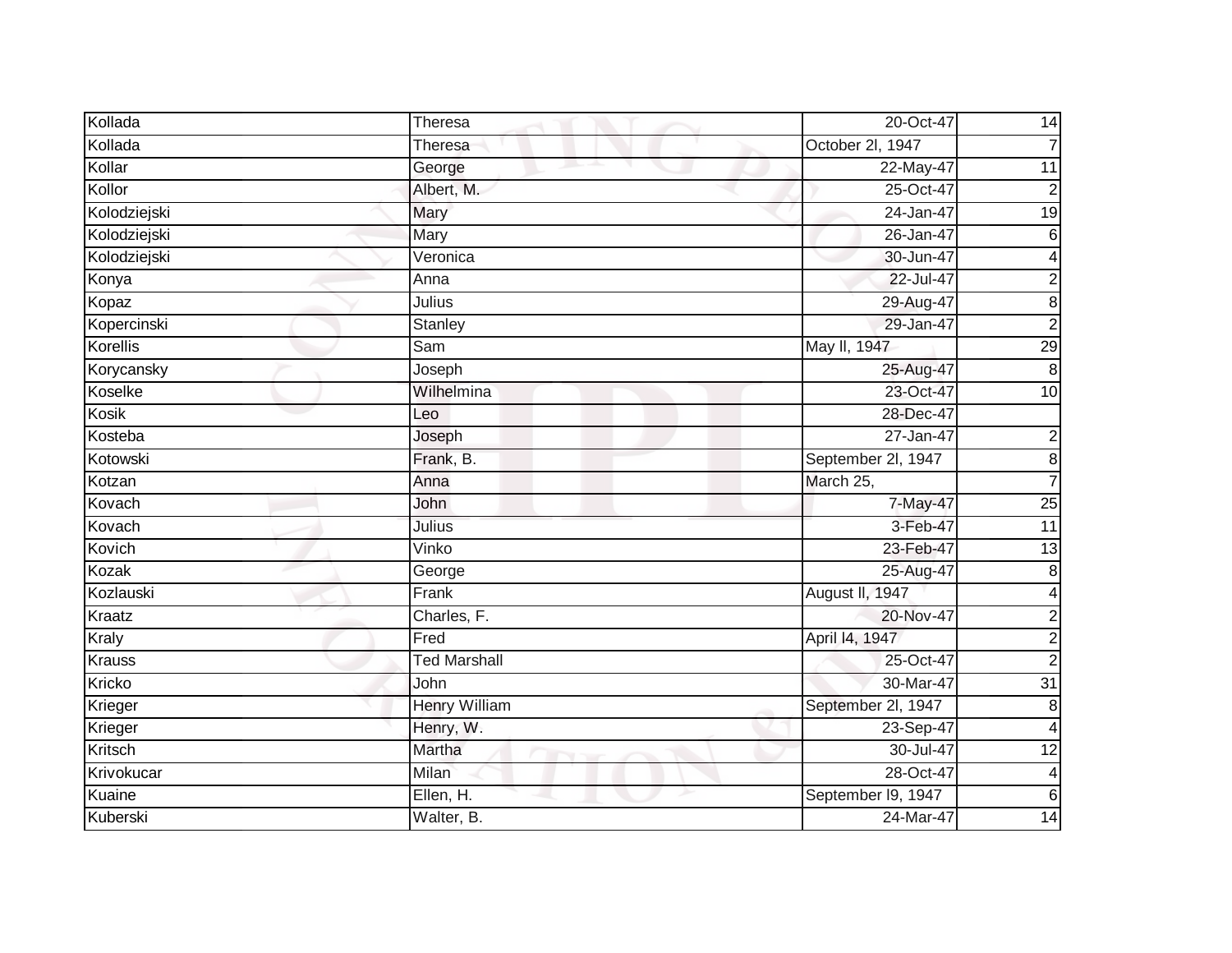| | | | |
|---|---|---|---|
| Kollada | Theresa | 20-Oct-47 | 14 |
| Kollada | Theresa | October 2l, 1947 | 7 |
| Kollar | George | 22-May-47 | 11 |
| Kollor | Albert, M. | 25-Oct-47 | 2 |
| Kolodziejski | Mary | 24-Jan-47 | 19 |
| Kolodziejski | Mary | 26-Jan-47 | 6 |
| Kolodziejski | Veronica | 30-Jun-47 | 4 |
| Konya | Anna | 22-Jul-47 | 2 |
| Kopaz | Julius | 29-Aug-47 | 8 |
| Kopercinski | Stanley | 29-Jan-47 | 2 |
| Korellis | Sam | May ll, 1947 | 29 |
| Korycansky | Joseph | 25-Aug-47 | 8 |
| Koselke | Wilhelmina | 23-Oct-47 | 10 |
| Kosik | Leo | 28-Dec-47 | |
| Kosteba | Joseph | 27-Jan-47 | 2 |
| Kotowski | Frank, B. | September 2l, 1947 | 8 |
| Kotzan | Anna | March 25, | 7 |
| Kovach | John | 7-May-47 | 25 |
| Kovach | Julius | 3-Feb-47 | 11 |
| Kovich | Vinko | 23-Feb-47 | 13 |
| Kozak | George | 25-Aug-47 | 8 |
| Kozlauski | Frank | August ll, 1947 | 4 |
| Kraatz | Charles, F. | 20-Nov-47 | 2 |
| Kraly | Fred | April l4, 1947 | 2 |
| Krauss | Ted Marshall | 25-Oct-47 | 2 |
| Kricko | John | 30-Mar-47 | 31 |
| Krieger | Henry William | September 2l, 1947 | 8 |
| Krieger | Henry, W. | 23-Sep-47 | 4 |
| Kritsch | Martha | 30-Jul-47 | 12 |
| Krivokucar | Milan | 28-Oct-47 | 4 |
| Kuaine | Ellen, H. | September l9, 1947 | 6 |
| Kuberski | Walter, B. | 24-Mar-47 | 14 |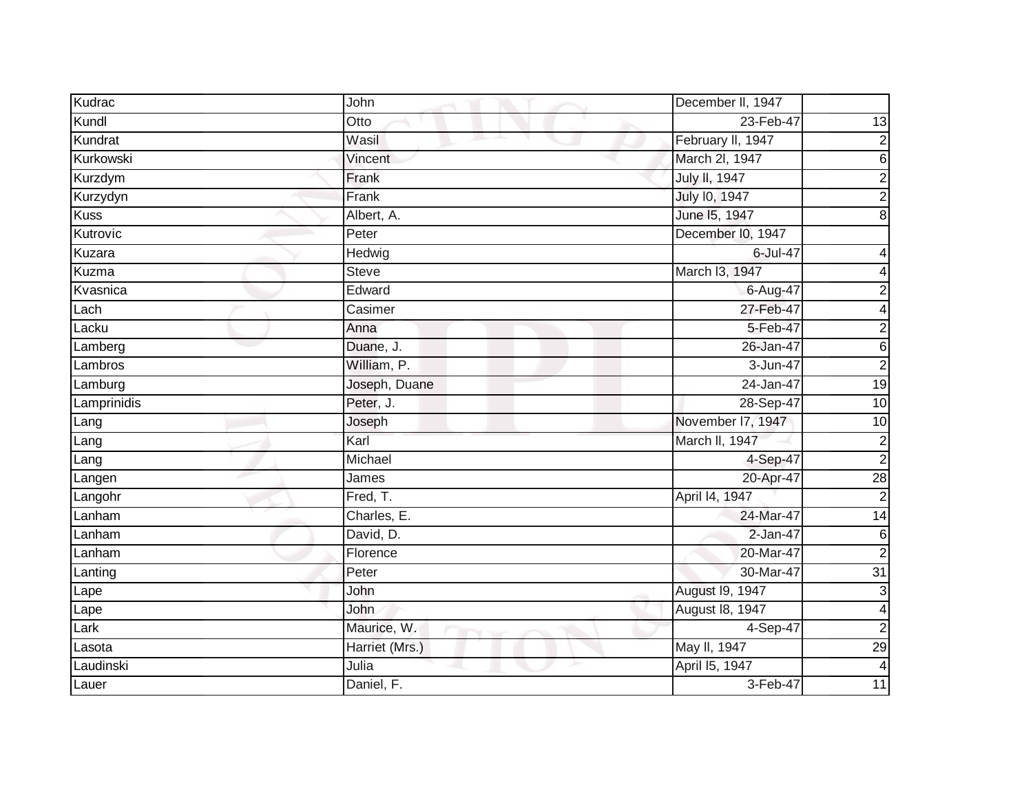| | | | |
|---|---|---|---|
| Kudrac | John | December ll, 1947 | |
| Kundl | Otto | 23-Feb-47 | 13 |
| Kundrat | Wasil | February ll, 1947 | 2 |
| Kurkowski | Vincent | March 2l, 1947 | 6 |
| Kurzdym | Frank | July ll, 1947 | 2 |
| Kurzydyn | Frank | July l0, 1947 | 2 |
| Kuss | Albert, A. | June l5, 1947 | 8 |
| Kutrovic | Peter | December l0, 1947 | |
| Kuzara | Hedwig | 6-Jul-47 | 4 |
| Kuzma | Steve | March l3, 1947 | 4 |
| Kvasnica | Edward | 6-Aug-47 | 2 |
| Lach | Casimer | 27-Feb-47 | 4 |
| Lacku | Anna | 5-Feb-47 | 2 |
| Lamberg | Duane, J. | 26-Jan-47 | 6 |
| Lambros | William, P. | 3-Jun-47 | 2 |
| Lamburg | Joseph, Duane | 24-Jan-47 | 19 |
| Lamprinidis | Peter, J. | 28-Sep-47 | 10 |
| Lang | Joseph | November l7, 1947 | 10 |
| Lang | Karl | March ll, 1947 | 2 |
| Lang | Michael | 4-Sep-47 | 2 |
| Langen | James | 20-Apr-47 | 28 |
| Langohr | Fred, T. | April l4, 1947 | 2 |
| Lanham | Charles, E. | 24-Mar-47 | 14 |
| Lanham | David, D. | 2-Jan-47 | 6 |
| Lanham | Florence | 20-Mar-47 | 2 |
| Lanting | Peter | 30-Mar-47 | 31 |
| Lape | John | August l9, 1947 | 3 |
| Lape | John | August l8, 1947 | 4 |
| Lark | Maurice, W. | 4-Sep-47 | 2 |
| Lasota | Harriet (Mrs.) | May ll, 1947 | 29 |
| Laudinski | Julia | April l5, 1947 | 4 |
| Lauer | Daniel, F. | 3-Feb-47 | 11 |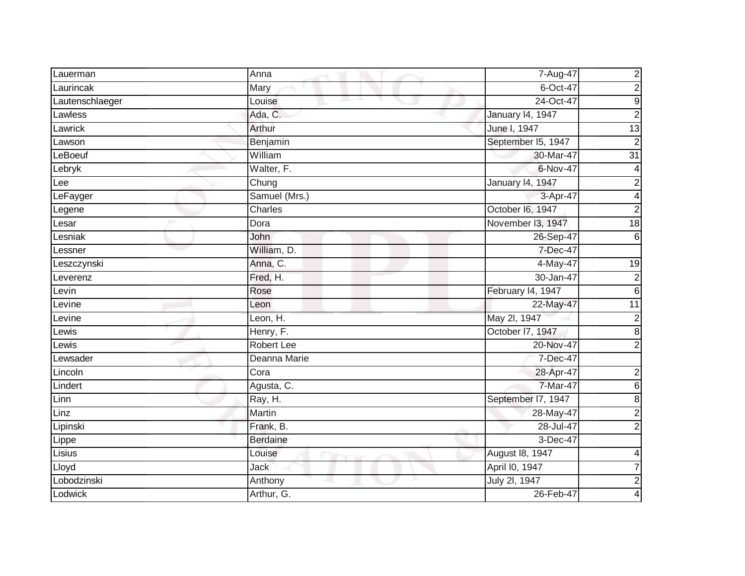| | | | |
|---|---|---|---|
| Lauerman | Anna | 7-Aug-47 | 2 |
| Laurincak | Mary | 6-Oct-47 | 2 |
| Lautenschlaeger | Louise | 24-Oct-47 | 9 |
| Lawless | Ada, C. | January l4, 1947 | 2 |
| Lawrick | Arthur | June l, 1947 | 13 |
| Lawson | Benjamin | September l5, 1947 | 2 |
| LeBoeuf | William | 30-Mar-47 | 31 |
| Lebryk | Walter, F. | 6-Nov-47 | 4 |
| Lee | Chung | January l4, 1947 | 2 |
| LeFayger | Samuel (Mrs.) | 3-Apr-47 | 4 |
| Legene | Charles | October l6, 1947 | 2 |
| Lesar | Dora | November l3, 1947 | 18 |
| Lesniak | John | 26-Sep-47 | 6 |
| Lessner | William, D. | 7-Dec-47 | |
| Leszczynski | Anna, C. | 4-May-47 | 19 |
| Leverenz | Fred, H. | 30-Jan-47 | 2 |
| Levin | Rose | February l4, 1947 | 6 |
| Levine | Leon | 22-May-47 | 11 |
| Levine | Leon, H. | May 2l, 1947 | 2 |
| Lewis | Henry, F. | October l7, 1947 | 8 |
| Lewis | Robert Lee | 20-Nov-47 | 2 |
| Lewsader | Deanna Marie | 7-Dec-47 | |
| Lincoln | Cora | 28-Apr-47 | 2 |
| Lindert | Agusta, C. | 7-Mar-47 | 6 |
| Linn | Ray, H. | September l7, 1947 | 8 |
| Linz | Martin | 28-May-47 | 2 |
| Lipinski | Frank, B. | 28-Jul-47 | 2 |
| Lippe | Berdaine | 3-Dec-47 | |
| Lisius | Louise | August l8, 1947 | 4 |
| Lloyd | Jack | April l0, 1947 | 7 |
| Lobodzinski | Anthony | July 2l, 1947 | 2 |
| Lodwick | Arthur, G. | 26-Feb-47 | 4 |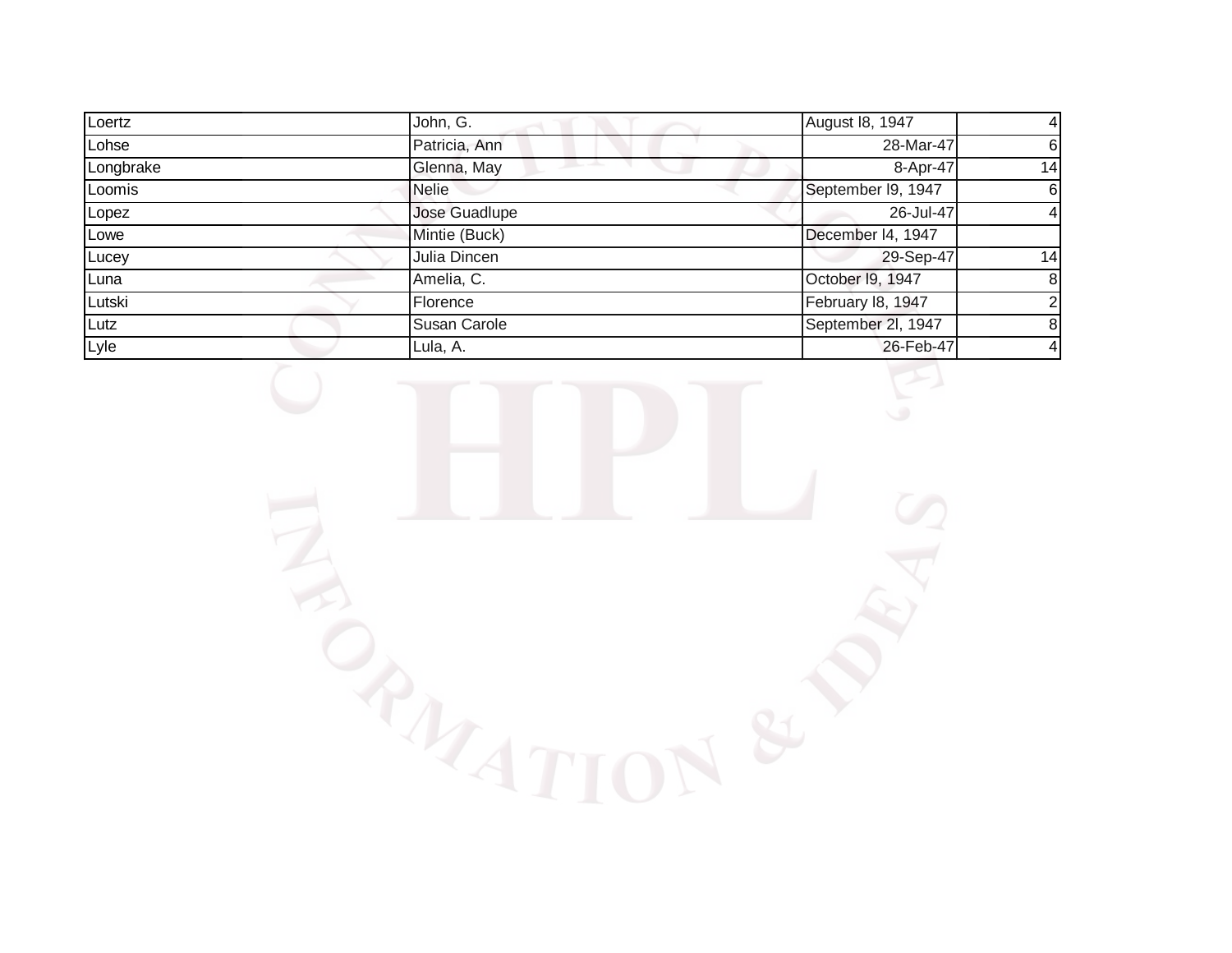| | | | |
|---|---|---|---|
| Loertz | John, G. | August l8, 1947 | 4 |
| Lohse | Patricia, Ann | 28-Mar-47 | 6 |
| Longbrake | Glenna, May | 8-Apr-47 | 14 |
| Loomis | Nelie | September l9, 1947 | 6 |
| Lopez | Jose Guadlupe | 26-Jul-47 | 4 |
| Lowe | Mintie (Buck) | December l4, 1947 | |
| Lucey | Julia Dincen | 29-Sep-47 | 14 |
| Luna | Amelia, C. | October l9, 1947 | 8 |
| Lutski | Florence | February l8, 1947 | 2 |
| Lutz | Susan Carole | September 2l, 1947 | 8 |
| Lyle | Lula, A. | 26-Feb-47 | 4 |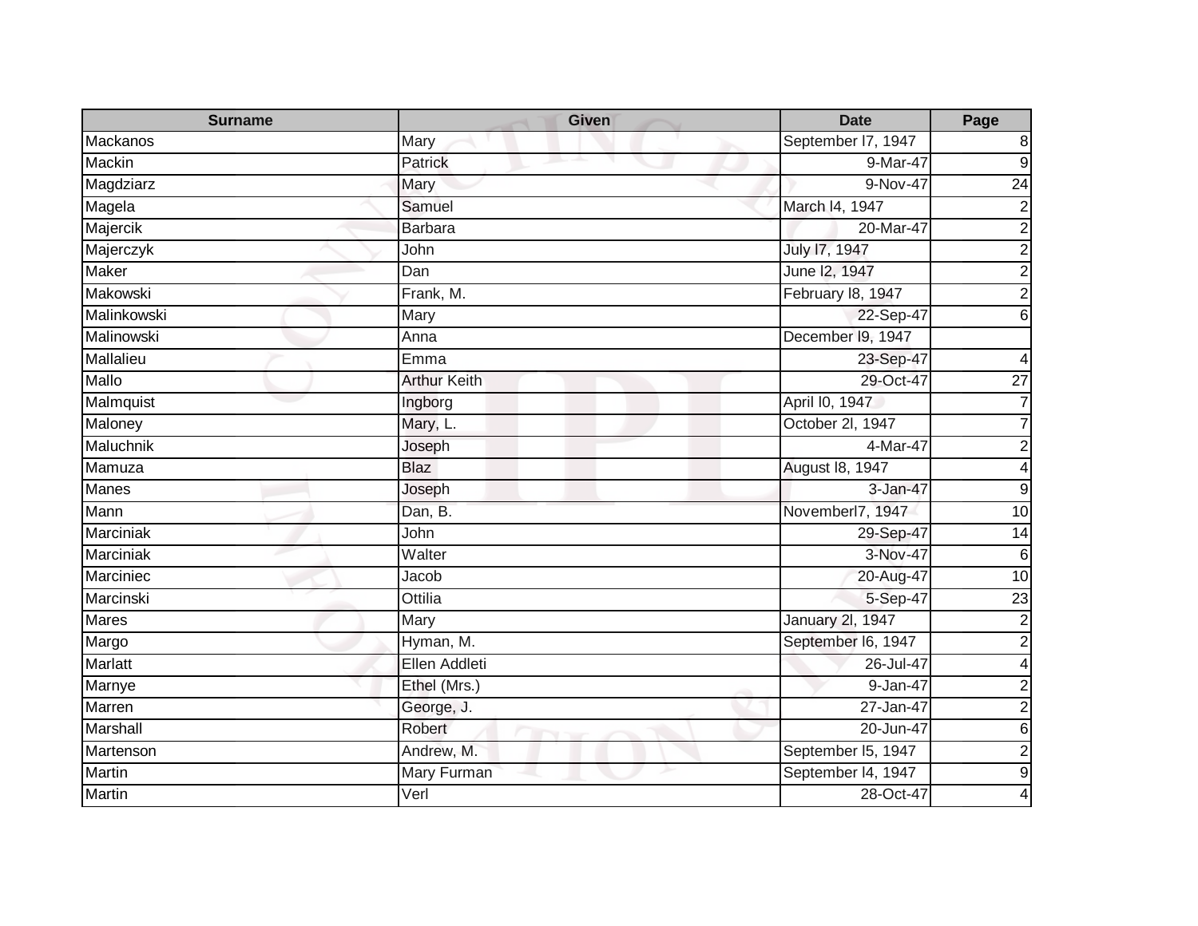| Surname | Given | Date | Page |
|---|---|---|---|
| Mackanos | Mary | September l7, 1947 | 8 |
| Mackin | Patrick | 9-Mar-47 | 9 |
| Magdziarz | Mary | 9-Nov-47 | 24 |
| Magela | Samuel | March l4, 1947 | 2 |
| Majercik | Barbara | 20-Mar-47 | 2 |
| Majerczyk | John | July l7, 1947 | 2 |
| Maker | Dan | June l2, 1947 | 2 |
| Makowski | Frank, M. | February l8, 1947 | 2 |
| Malinkowski | Mary | 22-Sep-47 | 6 |
| Malinowski | Anna | December l9, 1947 | |
| Mallalieu | Emma | 23-Sep-47 | 4 |
| Mallo | Arthur Keith | 29-Oct-47 | 27 |
| Malmquist | Ingborg | April l0, 1947 | 7 |
| Maloney | Mary, L. | October 2l, 1947 | 7 |
| Maluchnik | Joseph | 4-Mar-47 | 2 |
| Mamuza | Blaz | August l8, 1947 | 4 |
| Manes | Joseph | 3-Jan-47 | 9 |
| Mann | Dan, B. | Novemberl7, 1947 | 10 |
| Marciniak | John | 29-Sep-47 | 14 |
| Marciniak | Walter | 3-Nov-47 | 6 |
| Marciniec | Jacob | 20-Aug-47 | 10 |
| Marcinski | Ottilia | 5-Sep-47 | 23 |
| Mares | Mary | January 2l, 1947 | 2 |
| Margo | Hyman, M. | September l6, 1947 | 2 |
| Marlatt | Ellen Addleti | 26-Jul-47 | 4 |
| Marnye | Ethel (Mrs.) | 9-Jan-47 | 2 |
| Marren | George, J. | 27-Jan-47 | 2 |
| Marshall | Robert | 20-Jun-47 | 6 |
| Martenson | Andrew, M. | September l5, 1947 | 2 |
| Martin | Mary Furman | September l4, 1947 | 9 |
| Martin | Verl | 28-Oct-47 | 4 |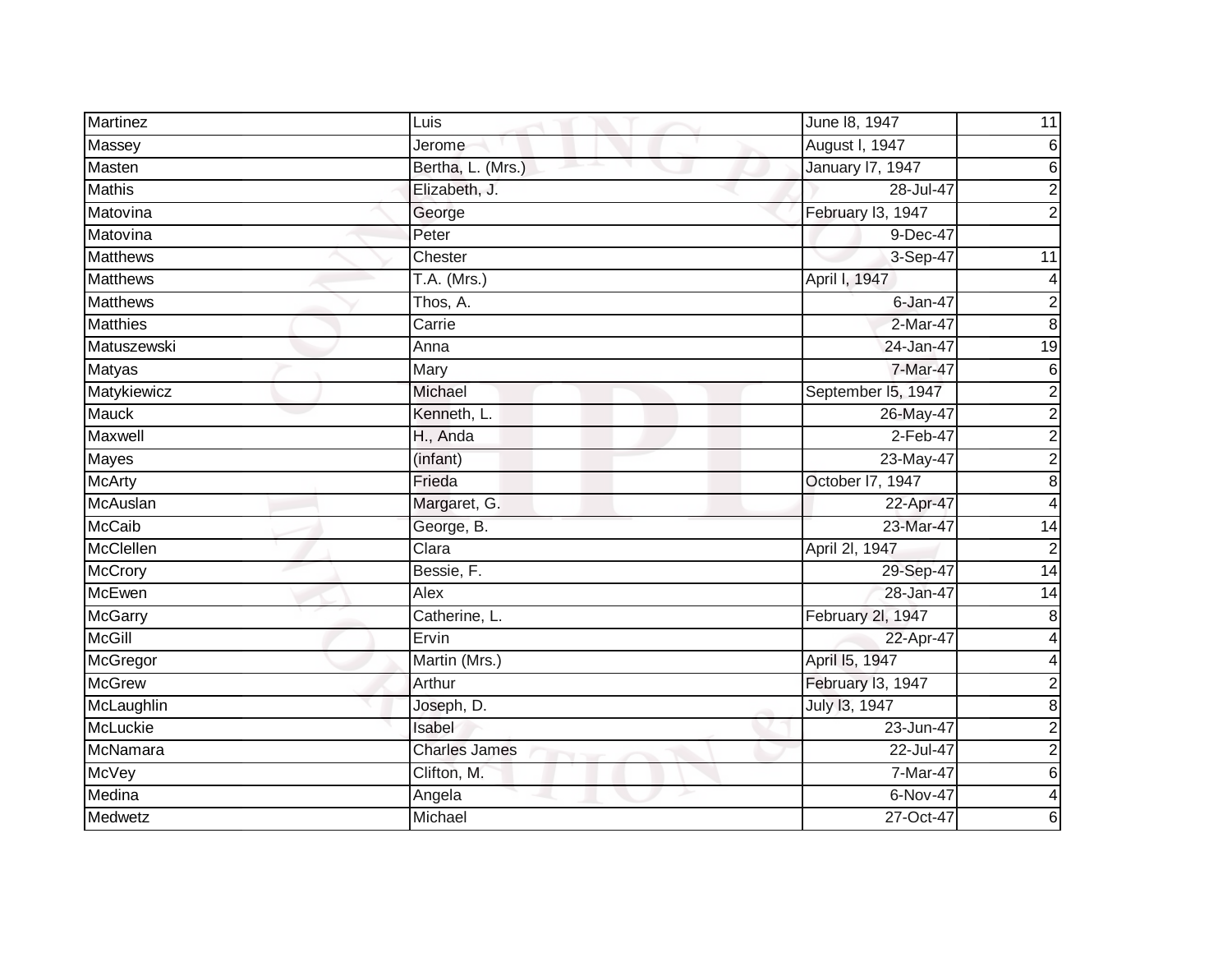| Martinez | Luis | June l8, 1947 | 11 |
|---|---|---|---|
| Massey | Jerome | August l, 1947 | 6 |
| Masten | Bertha, L. (Mrs.) | January l7, 1947 | 6 |
| Mathis | Elizabeth, J. | 28-Jul-47 | 2 |
| Matovina | George | February l3, 1947 | 2 |
| Matovina | Peter | 9-Dec-47 | |
| Matthews | Chester | 3-Sep-47 | 11 |
| Matthews | T.A. (Mrs.) | April l, 1947 | 4 |
| Matthews | Thos, A. | 6-Jan-47 | 2 |
| Matthies | Carrie | 2-Mar-47 | 8 |
| Matuszewski | Anna | 24-Jan-47 | 19 |
| Matyas | Mary | 7-Mar-47 | 6 |
| Matykiewicz | Michael | September l5, 1947 | 2 |
| Mauck | Kenneth, L. | 26-May-47 | 2 |
| Maxwell | H., Anda | 2-Feb-47 | 2 |
| Mayes | (infant) | 23-May-47 | 2 |
| McArty | Frieda | October l7, 1947 | 8 |
| McAuslan | Margaret, G. | 22-Apr-47 | 4 |
| McCaib | George, B. | 23-Mar-47 | 14 |
| McClellen | Clara | April 2l, 1947 | 2 |
| McCrory | Bessie, F. | 29-Sep-47 | 14 |
| McEwen | Alex | 28-Jan-47 | 14 |
| McGarry | Catherine, L. | February 2l, 1947 | 8 |
| McGill | Ervin | 22-Apr-47 | 4 |
| McGregor | Martin (Mrs.) | April l5, 1947 | 4 |
| McGrew | Arthur | February l3, 1947 | 2 |
| McLaughlin | Joseph, D. | July l3, 1947 | 8 |
| McLuckie | Isabel | 23-Jun-47 | 2 |
| McNamara | Charles James | 22-Jul-47 | 2 |
| McVey | Clifton, M. | 7-Mar-47 | 6 |
| Medina | Angela | 6-Nov-47 | 4 |
| Medwetz | Michael | 27-Oct-47 | 6 |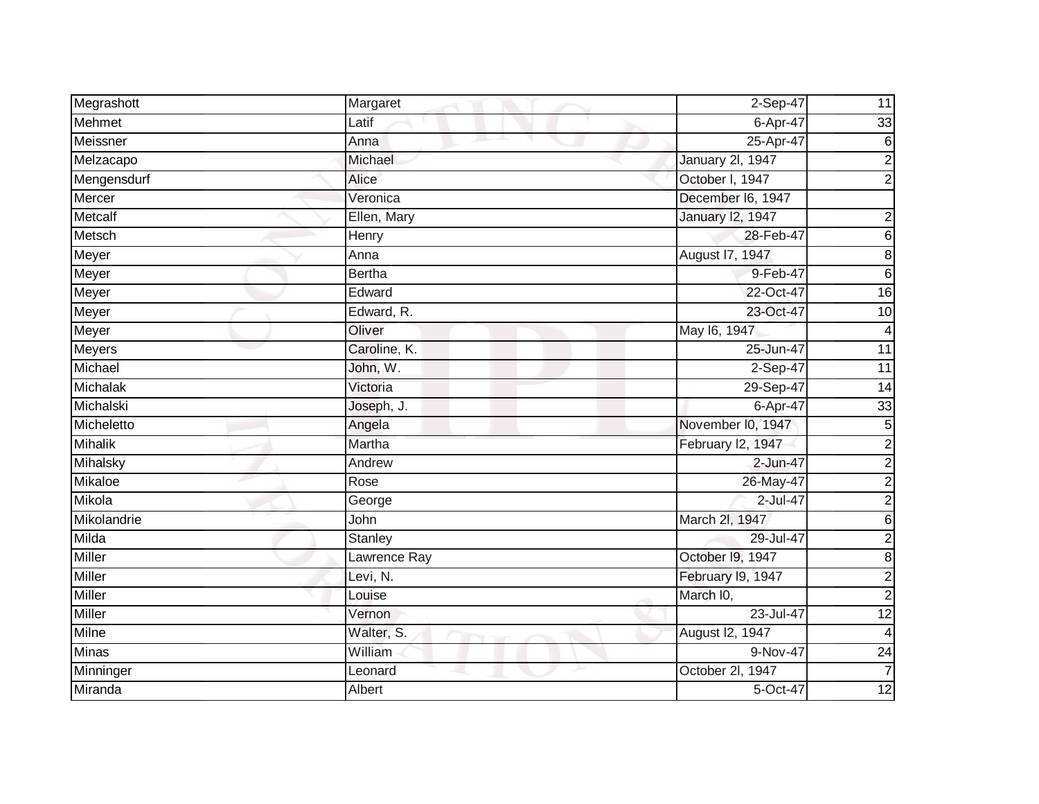| | | | |
|---|---|---|---|
| Megrashott | Margaret | 2-Sep-47 | 11 |
| Mehmet | Latif | 6-Apr-47 | 33 |
| Meissner | Anna | 25-Apr-47 | 6 |
| Melzacapo | Michael | January 2l, 1947 | 2 |
| Mengensdurf | Alice | October l, 1947 | 2 |
| Mercer | Veronica | December l6, 1947 | |
| Metcalf | Ellen, Mary | January l2, 1947 | 2 |
| Metsch | Henry | 28-Feb-47 | 6 |
| Meyer | Anna | August l7, 1947 | 8 |
| Meyer | Bertha | 9-Feb-47 | 6 |
| Meyer | Edward | 22-Oct-47 | 16 |
| Meyer | Edward, R. | 23-Oct-47 | 10 |
| Meyer | Oliver | May l6, 1947 | 4 |
| Meyers | Caroline, K. | 25-Jun-47 | 11 |
| Michael | John, W. | 2-Sep-47 | 11 |
| Michalak | Victoria | 29-Sep-47 | 14 |
| Michalski | Joseph, J. | 6-Apr-47 | 33 |
| Micheletto | Angela | November l0, 1947 | 5 |
| Mihalik | Martha | February l2, 1947 | 2 |
| Mihalsky | Andrew | 2-Jun-47 | 2 |
| Mikaloe | Rose | 26-May-47 | 2 |
| Mikola | George | 2-Jul-47 | 2 |
| Mikolandrie | John | March 2l, 1947 | 6 |
| Milda | Stanley | 29-Jul-47 | 2 |
| Miller | Lawrence Ray | October l9, 1947 | 8 |
| Miller | Levi, N. | February l9, 1947 | 2 |
| Miller | Louise | March l0, | 2 |
| Miller | Vernon | 23-Jul-47 | 12 |
| Milne | Walter, S. | August l2, 1947 | 4 |
| Minas | William | 9-Nov-47 | 24 |
| Minninger | Leonard | October 2l, 1947 | 7 |
| Miranda | Albert | 5-Oct-47 | 12 |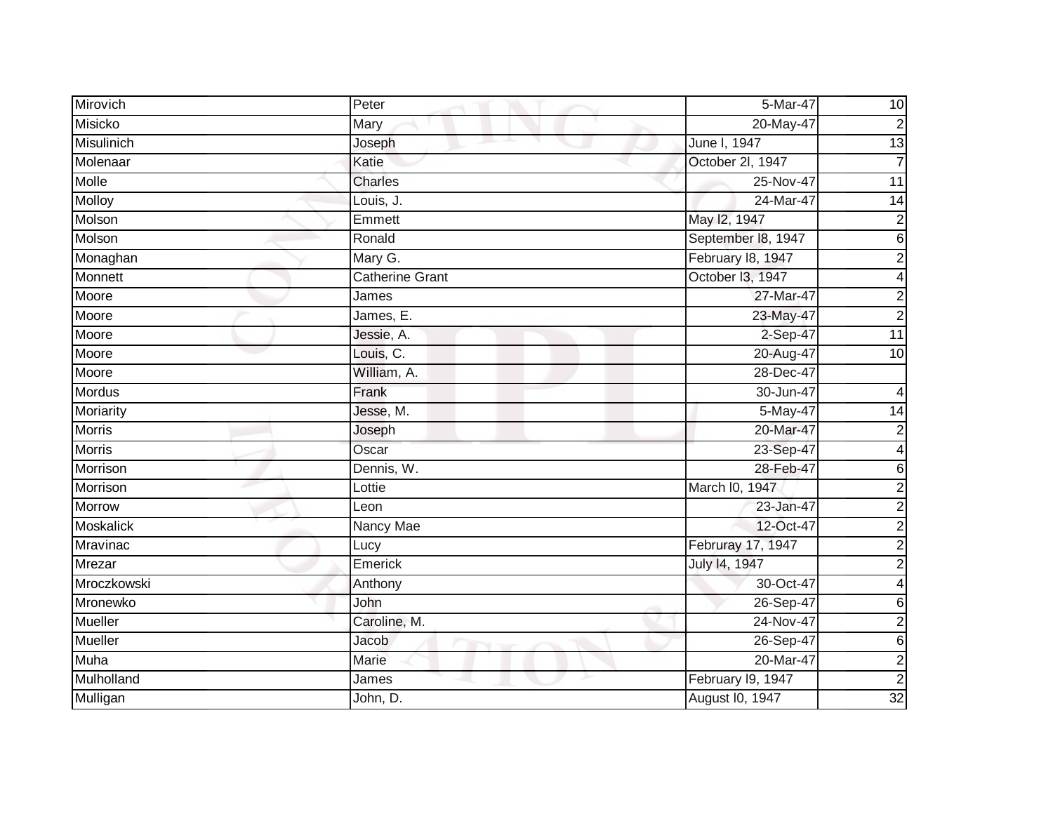| Mirovich | Peter | 5-Mar-47 | 10 |
|---|---|---|---|
| Misicko | Mary | 20-May-47 | 2 |
| Misulinich | Joseph | June l, 1947 | 13 |
| Molenaar | Katie | October 2l, 1947 | 7 |
| Molle | Charles | 25-Nov-47 | 11 |
| Molloy | Louis, J. | 24-Mar-47 | 14 |
| Molson | Emmett | May l2, 1947 | 2 |
| Molson | Ronald | September l8, 1947 | 6 |
| Monaghan | Mary G. | February l8, 1947 | 2 |
| Monnett | Catherine Grant | October l3, 1947 | 4 |
| Moore | James | 27-Mar-47 | 2 |
| Moore | James, E. | 23-May-47 | 2 |
| Moore | Jessie, A. | 2-Sep-47 | 11 |
| Moore | Louis, C. | 20-Aug-47 | 10 |
| Moore | William, A. | 28-Dec-47 | |
| Mordus | Frank | 30-Jun-47 | 4 |
| Moriarity | Jesse, M. | 5-May-47 | 14 |
| Morris | Joseph | 20-Mar-47 | 2 |
| Morris | Oscar | 23-Sep-47 | 4 |
| Morrison | Dennis, W. | 28-Feb-47 | 6 |
| Morrison | Lottie | March l0, 1947 | 2 |
| Morrow | Leon | 23-Jan-47 | 2 |
| Moskalick | Nancy Mae | 12-Oct-47 | 2 |
| Mravinac | Lucy | Februray 17, 1947 | 2 |
| Mrezar | Emerick | July l4, 1947 | 2 |
| Mroczkowski | Anthony | 30-Oct-47 | 4 |
| Mronewko | John | 26-Sep-47 | 6 |
| Mueller | Caroline, M. | 24-Nov-47 | 2 |
| Mueller | Jacob | 26-Sep-47 | 6 |
| Muha | Marie | 20-Mar-47 | 2 |
| Mulholland | James | February l9, 1947 | 2 |
| Mulligan | John, D. | August l0, 1947 | 32 |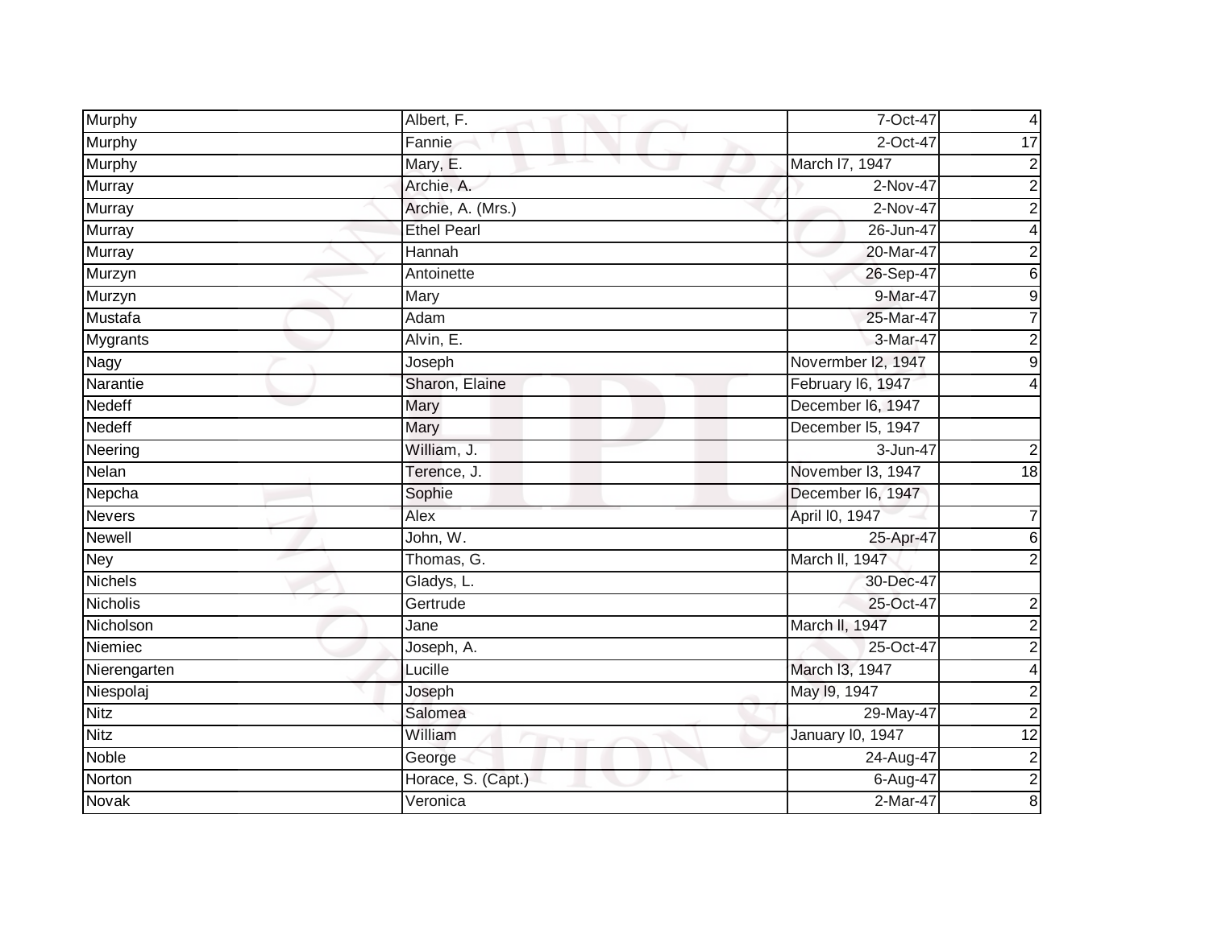| Murphy | Albert, F. | 7-Oct-47 | 4 |
|---|---|---|---|
| Murphy | Fannie | 2-Oct-47 | 17 |
| Murphy | Mary, E. | March l7, 1947 | 2 |
| Murray | Archie, A. | 2-Nov-47 | 2 |
| Murray | Archie, A. (Mrs.) | 2-Nov-47 | 2 |
| Murray | Ethel Pearl | 26-Jun-47 | 4 |
| Murray | Hannah | 20-Mar-47 | 2 |
| Murzyn | Antoinette | 26-Sep-47 | 6 |
| Murzyn | Mary | 9-Mar-47 | 9 |
| Mustafa | Adam | 25-Mar-47 | 7 |
| Mygrants | Alvin, E. | 3-Mar-47 | 2 |
| Nagy | Joseph | Novermber l2, 1947 | 9 |
| Narantie | Sharon, Elaine | February l6, 1947 | 4 |
| Nedeff | Mary | December l6, 1947 | |
| Nedeff | Mary | December l5, 1947 | |
| Neering | William, J. | 3-Jun-47 | 2 |
| Nelan | Terence, J. | November l3, 1947 | 18 |
| Nepcha | Sophie | December l6, 1947 | |
| Nevers | Alex | April l0, 1947 | 7 |
| Newell | John, W. | 25-Apr-47 | 6 |
| Ney | Thomas, G. | March ll, 1947 | 2 |
| Nichels | Gladys, L. | 30-Dec-47 | |
| Nicholis | Gertrude | 25-Oct-47 | 2 |
| Nicholson | Jane | March ll, 1947 | 2 |
| Niemiec | Joseph, A. | 25-Oct-47 | 2 |
| Nierengarten | Lucille | March l3, 1947 | 4 |
| Niespolaj | Joseph | May l9, 1947 | 2 |
| Nitz | Salomea | 29-May-47 | 2 |
| Nitz | William | January l0, 1947 | 12 |
| Noble | George | 24-Aug-47 | 2 |
| Norton | Horace, S. (Capt.) | 6-Aug-47 | 2 |
| Novak | Veronica | 2-Mar-47 | 8 |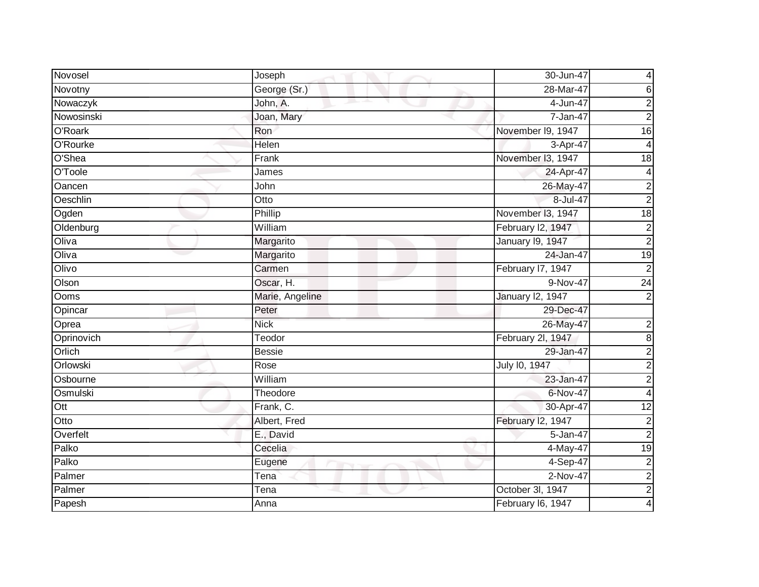| | | | |
|---|---|---|---|
| Novosel | Joseph | 30-Jun-47 | 4 |
| Novotny | George (Sr.) | 28-Mar-47 | 6 |
| Nowaczyk | John, A. | 4-Jun-47 | 2 |
| Nowosinski | Joan, Mary | 7-Jan-47 | 2 |
| O'Roark | Ron | November l9, 1947 | 16 |
| O'Rourke | Helen | 3-Apr-47 | 4 |
| O'Shea | Frank | November l3, 1947 | 18 |
| O'Toole | James | 24-Apr-47 | 4 |
| Oancen | John | 26-May-47 | 2 |
| Oeschlin | Otto | 8-Jul-47 | 2 |
| Ogden | Phillip | November l3, 1947 | 18 |
| Oldenburg | William | February l2, 1947 | 2 |
| Oliva | Margarito | January l9, 1947 | 2 |
| Oliva | Margarito | 24-Jan-47 | 19 |
| Olivo | Carmen | February l7, 1947 | 2 |
| Olson | Oscar, H. | 9-Nov-47 | 24 |
| Ooms | Marie, Angeline | January l2, 1947 | 2 |
| Opincar | Peter | 29-Dec-47 | |
| Oprea | Nick | 26-May-47 | 2 |
| Oprinovich | Teodor | February 2l, 1947 | 8 |
| Orlich | Bessie | 29-Jan-47 | 2 |
| Orlowski | Rose | July l0, 1947 | 2 |
| Osbourne | William | 23-Jan-47 | 2 |
| Osmulski | Theodore | 6-Nov-47 | 4 |
| Ott | Frank, C. | 30-Apr-47 | 12 |
| Otto | Albert, Fred | February l2, 1947 | 2 |
| Overfelt | E., David | 5-Jan-47 | 2 |
| Palko | Cecelia | 4-May-47 | 19 |
| Palko | Eugene | 4-Sep-47 | 2 |
| Palmer | Tena | 2-Nov-47 | 2 |
| Palmer | Tena | October 3l, 1947 | 2 |
| Papesh | Anna | February l6, 1947 | 4 |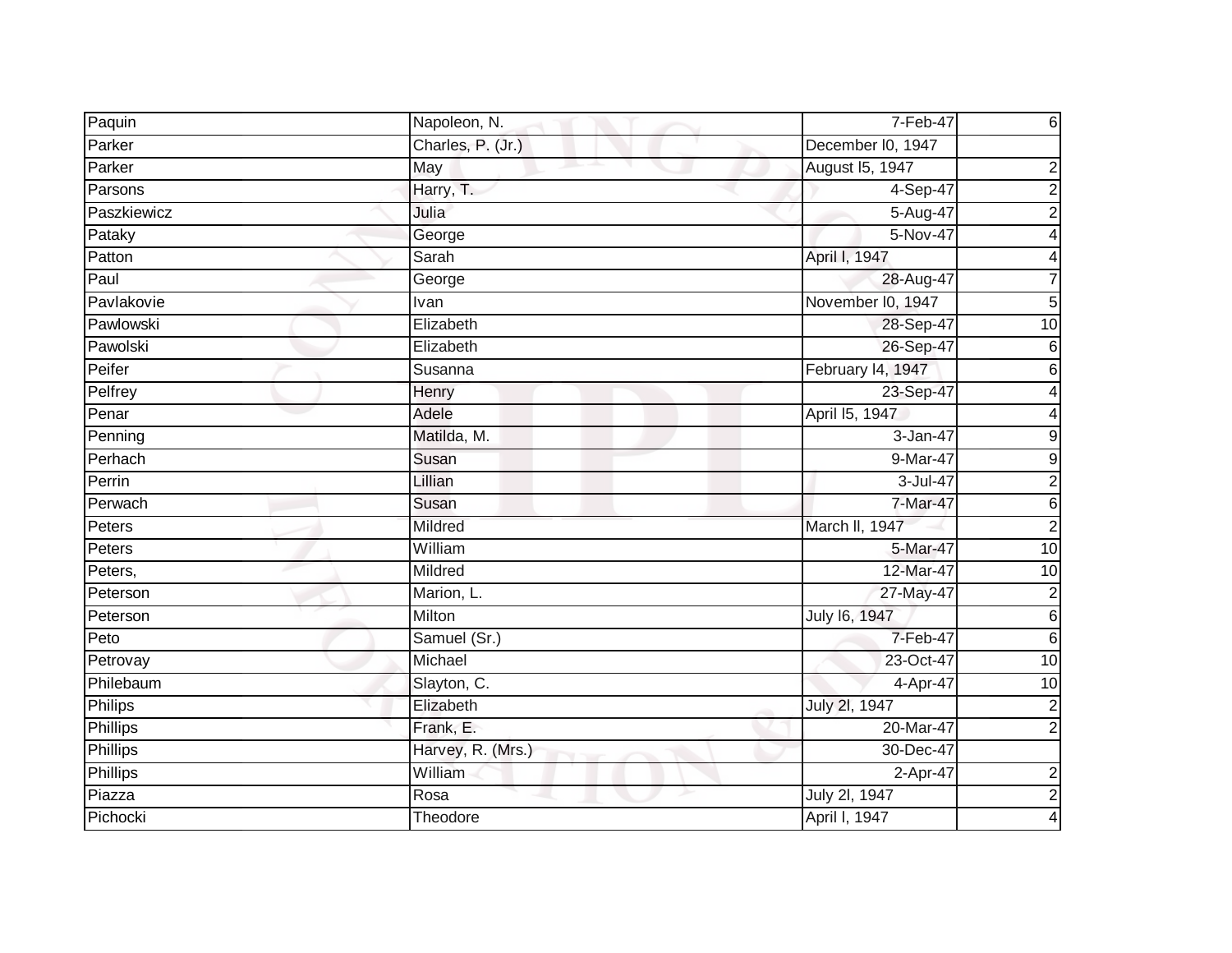| Paquin | Napoleon, N. | 7-Feb-47 | 6 |
|---|---|---|---|
| Parker | Charles, P. (Jr.) | December l0, 1947 | |
| Parker | May | August l5, 1947 | 2 |
| Parsons | Harry, T. | 4-Sep-47 | 2 |
| Paszkiewicz | Julia | 5-Aug-47 | 2 |
| Pataky | George | 5-Nov-47 | 4 |
| Patton | Sarah | April l, 1947 | 4 |
| Paul | George | 28-Aug-47 | 7 |
| Pavlakovie | Ivan | November l0, 1947 | 5 |
| Pawlowski | Elizabeth | 28-Sep-47 | 10 |
| Pawolski | Elizabeth | 26-Sep-47 | 6 |
| Peifer | Susanna | February l4, 1947 | 6 |
| Pelfrey | Henry | 23-Sep-47 | 4 |
| Penar | Adele | April l5, 1947 | 4 |
| Penning | Matilda, M. | 3-Jan-47 | 9 |
| Perhach | Susan | 9-Mar-47 | 9 |
| Perrin | Lillian | 3-Jul-47 | 2 |
| Perwach | Susan | 7-Mar-47 | 6 |
| Peters | Mildred | March ll, 1947 | 2 |
| Peters | William | 5-Mar-47 | 10 |
| Peters, | Mildred | 12-Mar-47 | 10 |
| Peterson | Marion, L. | 27-May-47 | 2 |
| Peterson | Milton | July l6, 1947 | 6 |
| Peto | Samuel (Sr.) | 7-Feb-47 | 6 |
| Petrovay | Michael | 23-Oct-47 | 10 |
| Philebaum | Slayton, C. | 4-Apr-47 | 10 |
| Philips | Elizabeth | July 2l, 1947 | 2 |
| Phillips | Frank, E. | 20-Mar-47 | 2 |
| Phillips | Harvey, R. (Mrs.) | 30-Dec-47 | |
| Phillips | William | 2-Apr-47 | 2 |
| Piazza | Rosa | July 2l, 1947 | 2 |
| Pichocki | Theodore | April l, 1947 | 4 |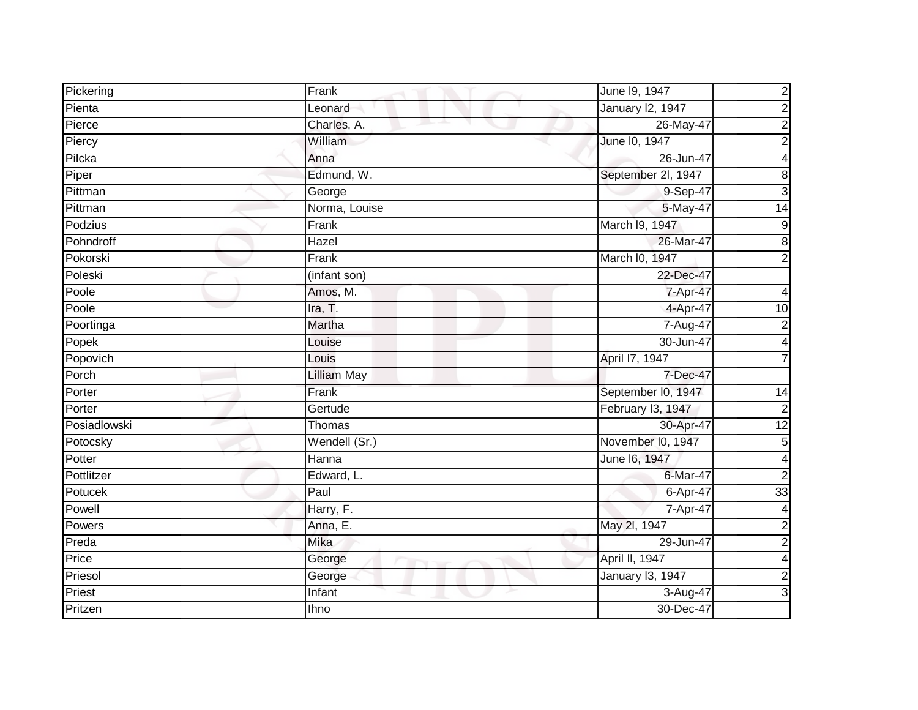| Pickering | Frank | June l9, 1947 | 2 |
|---|---|---|---|
| Pienta | Leonard | January l2, 1947 | 2 |
| Pierce | Charles, A. | 26-May-47 | 2 |
| Piercy | William | June l0, 1947 | 2 |
| Pilcka | Anna | 26-Jun-47 | 4 |
| Piper | Edmund, W. | September 2l, 1947 | 8 |
| Pittman | George | 9-Sep-47 | 3 |
| Pittman | Norma, Louise | 5-May-47 | 14 |
| Podzius | Frank | March l9, 1947 | 9 |
| Pohndroff | Hazel | 26-Mar-47 | 8 |
| Pokorski | Frank | March l0, 1947 | 2 |
| Poleski | (infant son) | 22-Dec-47 | |
| Poole | Amos, M. | 7-Apr-47 | 4 |
| Poole | Ira, T. | 4-Apr-47 | 10 |
| Poortinga | Martha | 7-Aug-47 | 2 |
| Popek | Louise | 30-Jun-47 | 4 |
| Popovich | Louis | April l7, 1947 | 7 |
| Porch | Lilliam May | 7-Dec-47 | |
| Porter | Frank | September l0, 1947 | 14 |
| Porter | Gertude | February l3, 1947 | 2 |
| Posiadlowski | Thomas | 30-Apr-47 | 12 |
| Potocsky | Wendell (Sr.) | November l0, 1947 | 5 |
| Potter | Hanna | June l6, 1947 | 4 |
| Pottlitzer | Edward, L. | 6-Mar-47 | 2 |
| Potucek | Paul | 6-Apr-47 | 33 |
| Powell | Harry, F. | 7-Apr-47 | 4 |
| Powers | Anna, E. | May 2l, 1947 | 2 |
| Preda | Mika | 29-Jun-47 | 2 |
| Price | George | April ll, 1947 | 4 |
| Priesol | George | January l3, 1947 | 2 |
| Priest | Infant | 3-Aug-47 | 3 |
| Pritzen | Ihno | 30-Dec-47 | |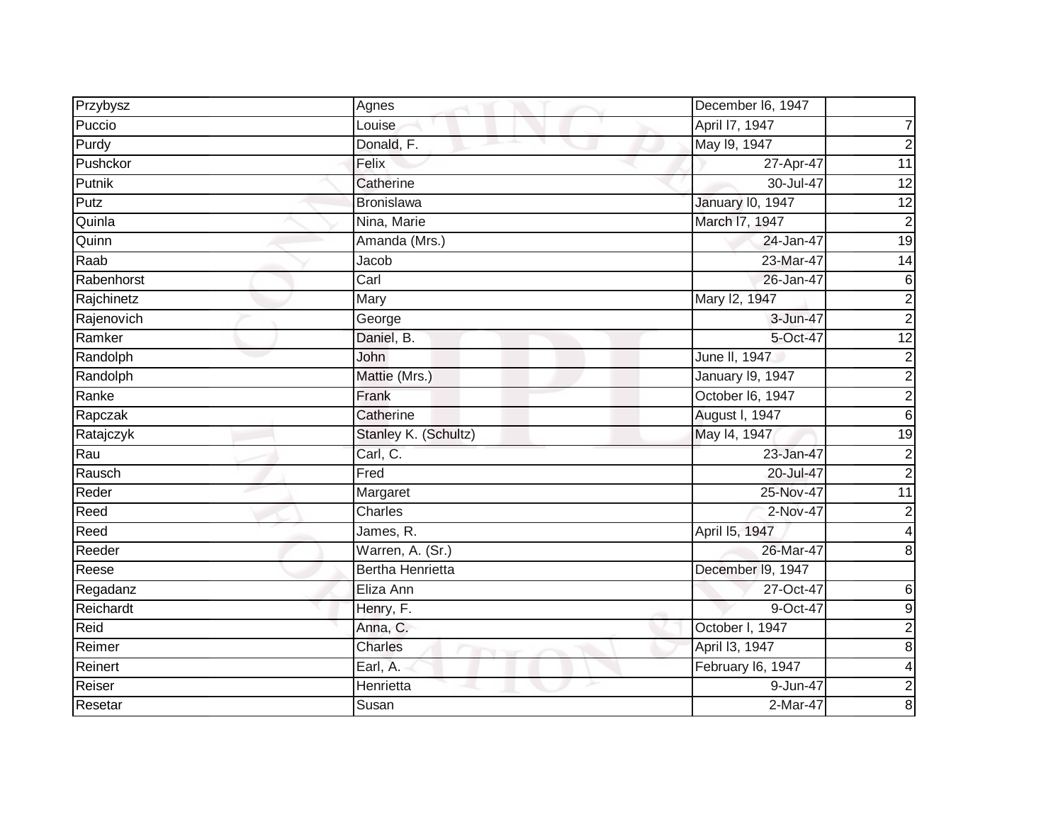| Przybysz | Agnes | December l6, 1947 | |
|---|---|---|---|
| Puccio | Louise | April l7, 1947 | 7 |
| Purdy | Donald, F. | May l9, 1947 | 2 |
| Pushckor | Felix | 27-Apr-47 | 11 |
| Putnik | Catherine | 30-Jul-47 | 12 |
| Putz | Bronislawa | January l0, 1947 | 12 |
| Quinla | Nina, Marie | March l7, 1947 | 2 |
| Quinn | Amanda (Mrs.) | 24-Jan-47 | 19 |
| Raab | Jacob | 23-Mar-47 | 14 |
| Rabenhorst | Carl | 26-Jan-47 | 6 |
| Rajchinetz | Mary | Mary l2, 1947 | 2 |
| Rajenovich | George | 3-Jun-47 | 2 |
| Ramker | Daniel, B. | 5-Oct-47 | 12 |
| Randolph | John | June ll, 1947 | 2 |
| Randolph | Mattie (Mrs.) | January l9, 1947 | 2 |
| Ranke | Frank | October l6, 1947 | 2 |
| Rapczak | Catherine | August l, 1947 | 6 |
| Ratajczyk | Stanley K. (Schultz) | May l4, 1947 | 19 |
| Rau | Carl, C. | 23-Jan-47 | 2 |
| Rausch | Fred | 20-Jul-47 | 2 |
| Reder | Margaret | 25-Nov-47 | 11 |
| Reed | Charles | 2-Nov-47 | 2 |
| Reed | James, R. | April l5, 1947 | 4 |
| Reeder | Warren, A. (Sr.) | 26-Mar-47 | 8 |
| Reese | Bertha Henrietta | December l9, 1947 | |
| Regadanz | Eliza Ann | 27-Oct-47 | 6 |
| Reichardt | Henry, F. | 9-Oct-47 | 9 |
| Reid | Anna, C. | October l, 1947 | 2 |
| Reimer | Charles | April l3, 1947 | 8 |
| Reinert | Earl, A. | February l6, 1947 | 4 |
| Reiser | Henrietta | 9-Jun-47 | 2 |
| Resetar | Susan | 2-Mar-47 | 8 |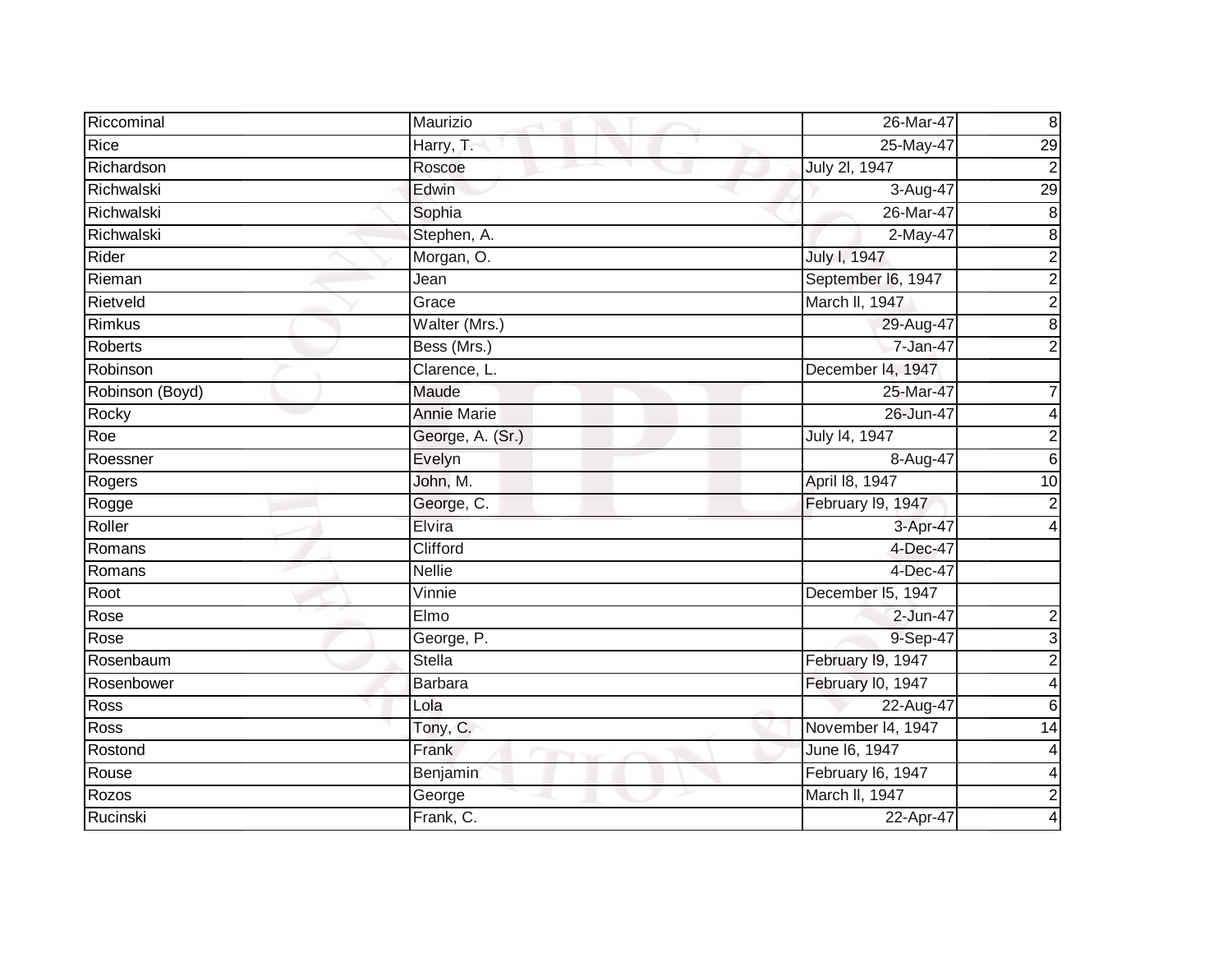| | | | |
|---|---|---|---|
| Riccominal | Maurizio | 26-Mar-47 | 8 |
| Rice | Harry, T. | 25-May-47 | 29 |
| Richardson | Roscoe | July 2l, 1947 | 2 |
| Richwalski | Edwin | 3-Aug-47 | 29 |
| Richwalski | Sophia | 26-Mar-47 | 8 |
| Richwalski | Stephen, A. | 2-May-47 | 8 |
| Rider | Morgan, O. | July l, 1947 | 2 |
| Rieman | Jean | September l6, 1947 | 2 |
| Rietveld | Grace | March ll, 1947 | 2 |
| Rimkus | Walter (Mrs.) | 29-Aug-47 | 8 |
| Roberts | Bess (Mrs.) | 7-Jan-47 | 2 |
| Robinson | Clarence, L. | December l4, 1947 | |
| Robinson (Boyd) | Maude | 25-Mar-47 | 7 |
| Rocky | Annie Marie | 26-Jun-47 | 4 |
| Roe | George, A. (Sr.) | July l4, 1947 | 2 |
| Roessner | Evelyn | 8-Aug-47 | 6 |
| Rogers | John, M. | April l8, 1947 | 10 |
| Rogge | George, C. | February l9, 1947 | 2 |
| Roller | Elvira | 3-Apr-47 | 4 |
| Romans | Clifford | 4-Dec-47 | |
| Romans | Nellie | 4-Dec-47 | |
| Root | Vinnie | December l5, 1947 | |
| Rose | Elmo | 2-Jun-47 | 2 |
| Rose | George, P. | 9-Sep-47 | 3 |
| Rosenbaum | Stella | February l9, 1947 | 2 |
| Rosenbower | Barbara | February l0, 1947 | 4 |
| Ross | Lola | 22-Aug-47 | 6 |
| Ross | Tony, C. | November l4, 1947 | 14 |
| Rostond | Frank | June l6, 1947 | 4 |
| Rouse | Benjamin | February l6, 1947 | 4 |
| Rozos | George | March ll, 1947 | 2 |
| Rucinski | Frank, C. | 22-Apr-47 | 4 |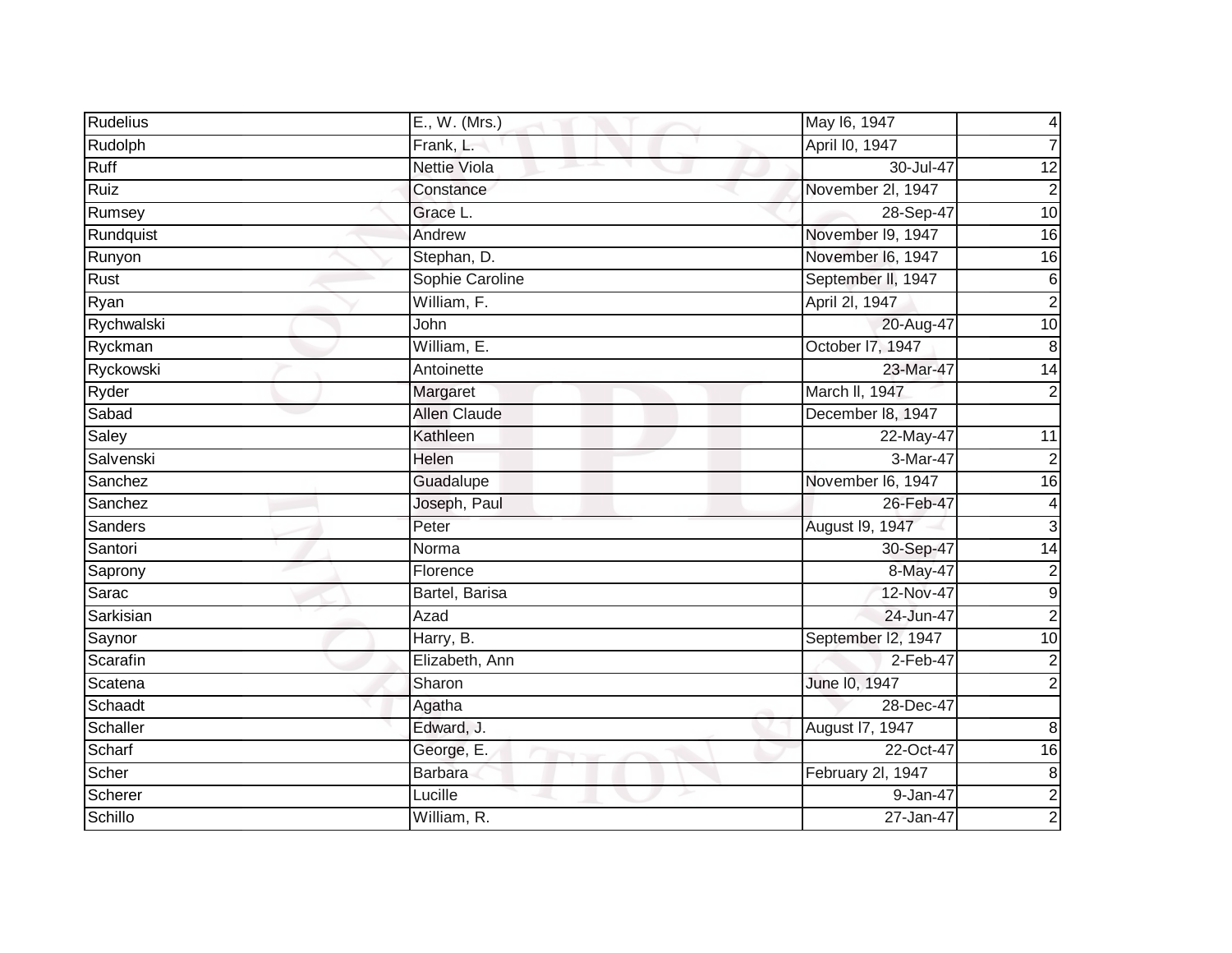| Rudelius | E., W. (Mrs.) | May l6, 1947 | 4 |
|---|---|---|---|
| Rudolph | Frank, L. | April l0, 1947 | 7 |
| Ruff | Nettie Viola | 30-Jul-47 | 12 |
| Ruiz | Constance | November 2l, 1947 | 2 |
| Rumsey | Grace L. | 28-Sep-47 | 10 |
| Rundquist | Andrew | November l9, 1947 | 16 |
| Runyon | Stephan, D. | November l6, 1947 | 16 |
| Rust | Sophie Caroline | September ll, 1947 | 6 |
| Ryan | William, F. | April 2l, 1947 | 2 |
| Rychwalski | John | 20-Aug-47 | 10 |
| Ryckman | William, E. | October l7, 1947 | 8 |
| Ryckowski | Antoinette | 23-Mar-47 | 14 |
| Ryder | Margaret | March ll, 1947 | 2 |
| Sabad | Allen Claude | December l8, 1947 | |
| Saley | Kathleen | 22-May-47 | 11 |
| Salvenski | Helen | 3-Mar-47 | 2 |
| Sanchez | Guadalupe | November l6, 1947 | 16 |
| Sanchez | Joseph, Paul | 26-Feb-47 | 4 |
| Sanders | Peter | August l9, 1947 | 3 |
| Santori | Norma | 30-Sep-47 | 14 |
| Saprony | Florence | 8-May-47 | 2 |
| Sarac | Bartel, Barisa | 12-Nov-47 | 9 |
| Sarkisian | Azad | 24-Jun-47 | 2 |
| Saynor | Harry, B. | September l2, 1947 | 10 |
| Scarafin | Elizabeth, Ann | 2-Feb-47 | 2 |
| Scatena | Sharon | June l0, 1947 | 2 |
| Schaadt | Agatha | 28-Dec-47 | |
| Schaller | Edward, J. | August l7, 1947 | 8 |
| Scharf | George, E. | 22-Oct-47 | 16 |
| Scher | Barbara | February 2l, 1947 | 8 |
| Scherer | Lucille | 9-Jan-47 | 2 |
| Schillo | William, R. | 27-Jan-47 | 2 |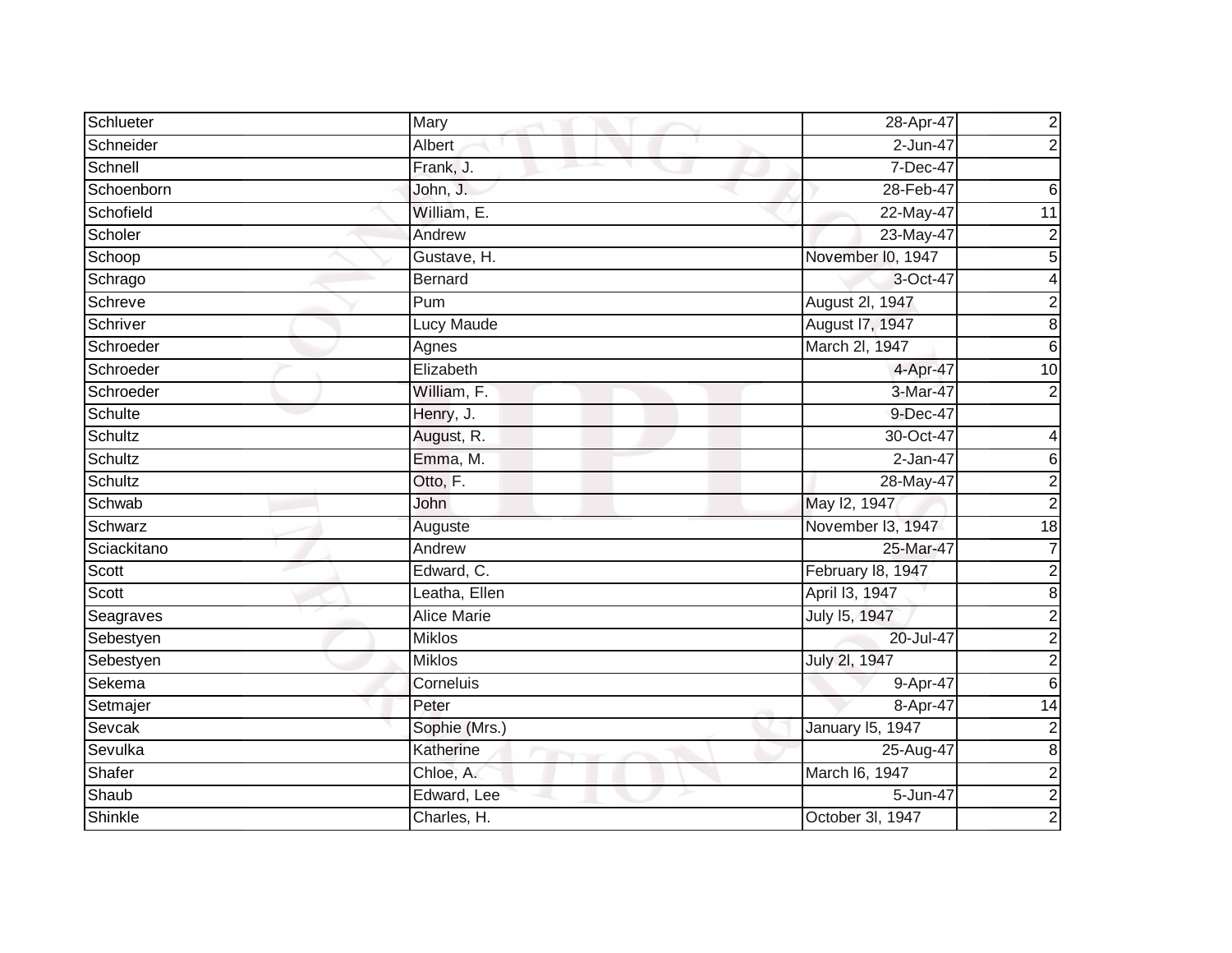| Schlueter | Mary | 28-Apr-47 | 2 |
|---|---|---|---|
| Schneider | Albert | 2-Jun-47 | 2 |
| Schnell | Frank, J. | 7-Dec-47 | |
| Schoenborn | John, J. | 28-Feb-47 | 6 |
| Schofield | William, E. | 22-May-47 | 11 |
| Scholer | Andrew | 23-May-47 | 2 |
| Schoop | Gustave, H. | November l0, 1947 | 5 |
| Schrago | Bernard | 3-Oct-47 | 4 |
| Schreve | Pum | August 2l, 1947 | 2 |
| Schriver | Lucy Maude | August l7, 1947 | 8 |
| Schroeder | Agnes | March 2l, 1947 | 6 |
| Schroeder | Elizabeth | 4-Apr-47 | 10 |
| Schroeder | William, F. | 3-Mar-47 | 2 |
| Schulte | Henry, J. | 9-Dec-47 | |
| Schultz | August, R. | 30-Oct-47 | 4 |
| Schultz | Emma, M. | 2-Jan-47 | 6 |
| Schultz | Otto, F. | 28-May-47 | 2 |
| Schwab | John | May l2, 1947 | 2 |
| Schwarz | Auguste | November l3, 1947 | 18 |
| Sciackitano | Andrew | 25-Mar-47 | 7 |
| Scott | Edward, C. | February l8, 1947 | 2 |
| Scott | Leatha, Ellen | April l3, 1947 | 8 |
| Seagraves | Alice Marie | July l5, 1947 | 2 |
| Sebestyen | Miklos | 20-Jul-47 | 2 |
| Sebestyen | Miklos | July 2l, 1947 | 2 |
| Sekema | Corneluis | 9-Apr-47 | 6 |
| Setmajer | Peter | 8-Apr-47 | 14 |
| Sevcak | Sophie (Mrs.) | January l5, 1947 | 2 |
| Sevulka | Katherine | 25-Aug-47 | 8 |
| Shafer | Chloe, A. | March l6, 1947 | 2 |
| Shaub | Edward, Lee | 5-Jun-47 | 2 |
| Shinkle | Charles, H. | October 3l, 1947 | 2 |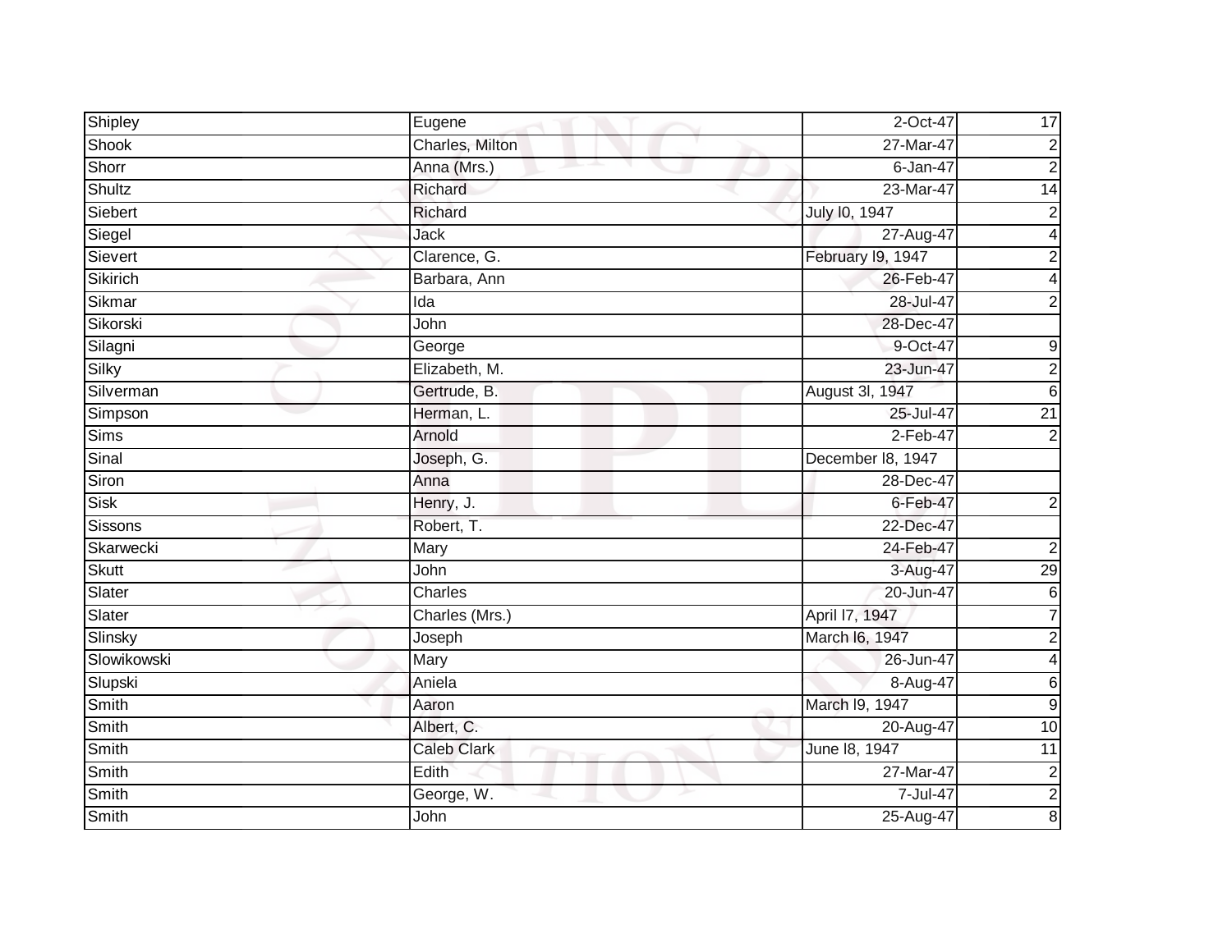| | | | |
|---|---|---|---|
| Shipley | Eugene | 2-Oct-47 | 17 |
| Shook | Charles, Milton | 27-Mar-47 | 2 |
| Shorr | Anna (Mrs.) | 6-Jan-47 | 2 |
| Shultz | Richard | 23-Mar-47 | 14 |
| Siebert | Richard | July l0, 1947 | 2 |
| Siegel | Jack | 27-Aug-47 | 4 |
| Sievert | Clarence, G. | February l9, 1947 | 2 |
| Sikirich | Barbara, Ann | 26-Feb-47 | 4 |
| Sikmar | Ida | 28-Jul-47 | 2 |
| Sikorski | John | 28-Dec-47 | |
| Silagni | George | 9-Oct-47 | 9 |
| Silky | Elizabeth, M. | 23-Jun-47 | 2 |
| Silverman | Gertrude, B. | August 3l, 1947 | 6 |
| Simpson | Herman, L. | 25-Jul-47 | 21 |
| Sims | Arnold | 2-Feb-47 | 2 |
| Sinal | Joseph, G. | December l8, 1947 | |
| Siron | Anna | 28-Dec-47 | |
| Sisk | Henry, J. | 6-Feb-47 | 2 |
| Sissons | Robert, T. | 22-Dec-47 | |
| Skarwecki | Mary | 24-Feb-47 | 2 |
| Skutt | John | 3-Aug-47 | 29 |
| Slater | Charles | 20-Jun-47 | 6 |
| Slater | Charles (Mrs.) | April l7, 1947 | 7 |
| Slinsky | Joseph | March l6, 1947 | 2 |
| Slowikowski | Mary | 26-Jun-47 | 4 |
| Slupski | Aniela | 8-Aug-47 | 6 |
| Smith | Aaron | March l9, 1947 | 9 |
| Smith | Albert, C. | 20-Aug-47 | 10 |
| Smith | Caleb Clark | June l8, 1947 | 11 |
| Smith | Edith | 27-Mar-47 | 2 |
| Smith | George, W. | 7-Jul-47 | 2 |
| Smith | John | 25-Aug-47 | 8 |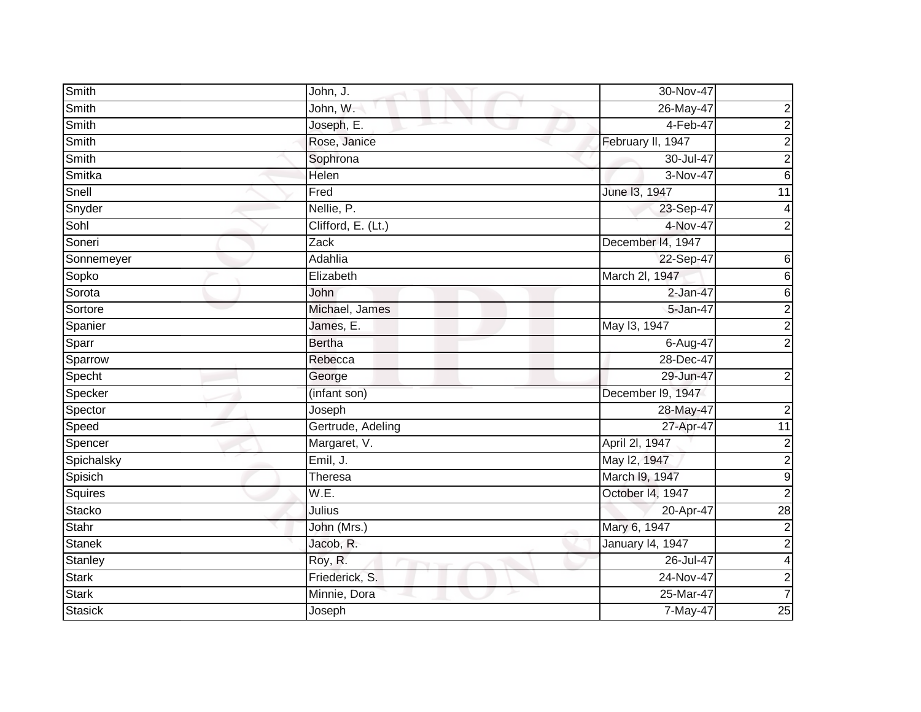| Smith | John, J. | 30-Nov-47 | |
|---|---|---|---|
| Smith | John, W. | 26-May-47 | 2 |
| Smith | Joseph, E. | 4-Feb-47 | 2 |
| Smith | Rose, Janice | February ll, 1947 | 2 |
| Smith | Sophrona | 30-Jul-47 | 2 |
| Smitka | Helen | 3-Nov-47 | 6 |
| Snell | Fred | June l3, 1947 | 11 |
| Snyder | Nellie, P. | 23-Sep-47 | 4 |
| Sohl | Clifford, E. (Lt.) | 4-Nov-47 | 2 |
| Soneri | Zack | December l4, 1947 | |
| Sonnemeyer | Adahlia | 22-Sep-47 | 6 |
| Sopko | Elizabeth | March 2l, 1947 | 6 |
| Sorota | John | 2-Jan-47 | 6 |
| Sortore | Michael, James | 5-Jan-47 | 2 |
| Spanier | James, E. | May l3, 1947 | 2 |
| Sparr | Bertha | 6-Aug-47 | 2 |
| Sparrow | Rebecca | 28-Dec-47 | |
| Specht | George | 29-Jun-47 | 2 |
| Specker | (infant son) | December l9, 1947 | |
| Spector | Joseph | 28-May-47 | 2 |
| Speed | Gertrude, Adeling | 27-Apr-47 | 11 |
| Spencer | Margaret, V. | April 2l, 1947 | 2 |
| Spichalsky | Emil, J. | May l2, 1947 | 2 |
| Spisich | Theresa | March l9, 1947 | 9 |
| Squires | W.E. | October l4, 1947 | 2 |
| Stacko | Julius | 20-Apr-47 | 28 |
| Stahr | John (Mrs.) | Mary 6, 1947 | 2 |
| Stanek | Jacob, R. | January l4, 1947 | 2 |
| Stanley | Roy, R. | 26-Jul-47 | 4 |
| Stark | Friederick, S. | 24-Nov-47 | 2 |
| Stark | Minnie, Dora | 25-Mar-47 | 7 |
| Stasick | Joseph | 7-May-47 | 25 |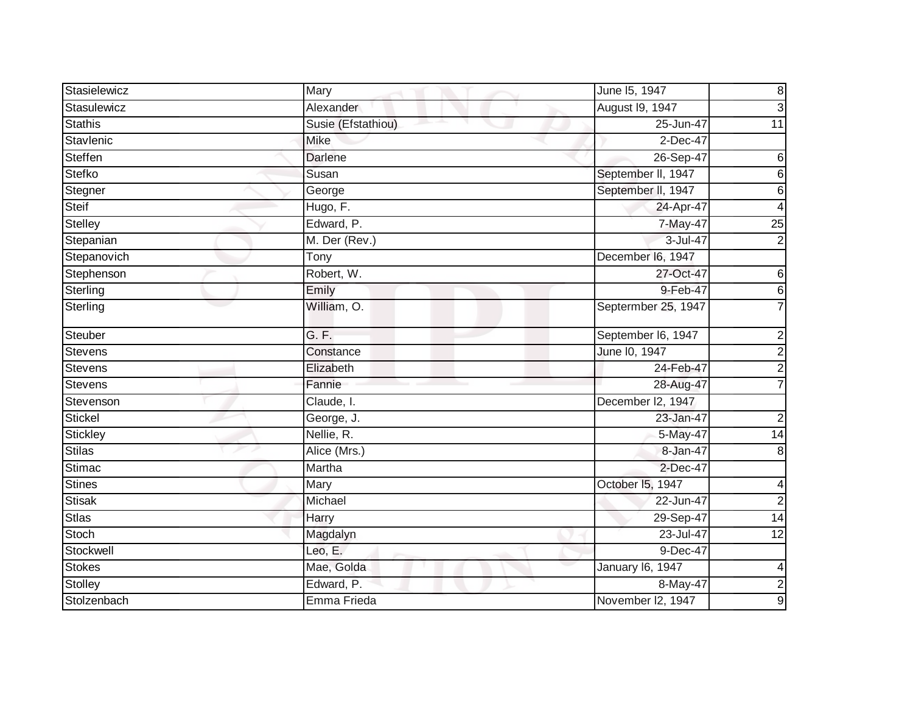| | | | |
|---|---|---|---|
| Stasielewicz | Mary | June l5, 1947 | 8 |
| Stasulewicz | Alexander | August l9, 1947 | 3 |
| Stathis | Susie (Efstathiou) | 25-Jun-47 | 11 |
| Stavlenic | Mike | 2-Dec-47 | |
| Steffen | Darlene | 26-Sep-47 | 6 |
| Stefko | Susan | September ll, 1947 | 6 |
| Stegner | George | September ll, 1947 | 6 |
| Steif | Hugo, F. | 24-Apr-47 | 4 |
| Stelley | Edward, P. | 7-May-47 | 25 |
| Stepanian | M. Der (Rev.) | 3-Jul-47 | 2 |
| Stepanovich | Tony | December l6, 1947 | |
| Stephenson | Robert, W. | 27-Oct-47 | 6 |
| Sterling | Emily | 9-Feb-47 | 6 |
| Sterling | William, O. | Septermber 25, 1947 | 7 |
| Steuber | G. F. | September l6, 1947 | 2 |
| Stevens | Constance | June l0, 1947 | 2 |
| Stevens | Elizabeth | 24-Feb-47 | 2 |
| Stevens | Fannie | 28-Aug-47 | 7 |
| Stevenson | Claude, I. | December l2, 1947 | |
| Stickel | George, J. | 23-Jan-47 | 2 |
| Stickley | Nellie, R. | 5-May-47 | 14 |
| Stilas | Alice (Mrs.) | 8-Jan-47 | 8 |
| Stimac | Martha | 2-Dec-47 | |
| Stines | Mary | October l5, 1947 | 4 |
| Stisak | Michael | 22-Jun-47 | 2 |
| Stlas | Harry | 29-Sep-47 | 14 |
| Stoch | Magdalyn | 23-Jul-47 | 12 |
| Stockwell | Leo, E. | 9-Dec-47 | |
| Stokes | Mae, Golda | January l6, 1947 | 4 |
| Stolley | Edward, P. | 8-May-47 | 2 |
| Stolzenbach | Emma Frieda | November l2, 1947 | 9 |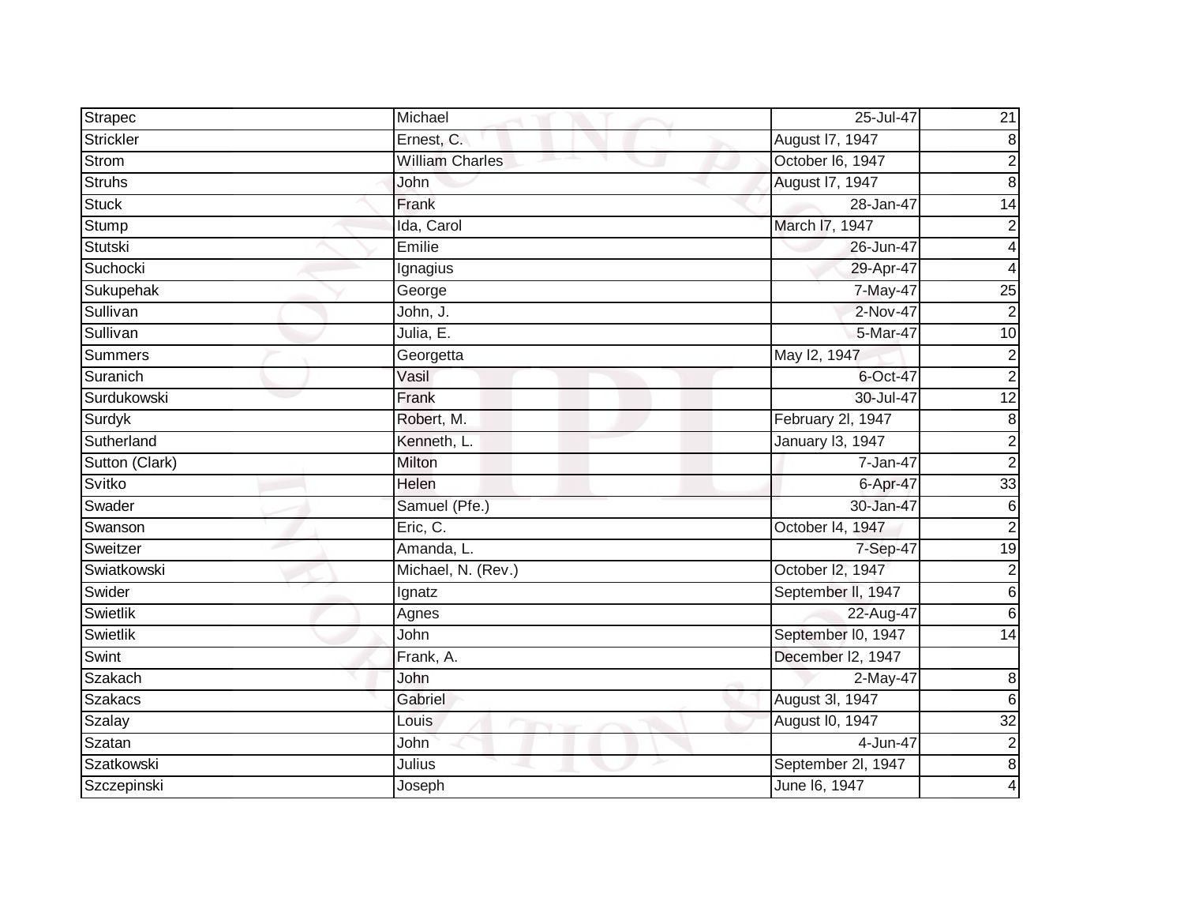| Strapec | Michael | 25-Jul-47 | 21 |
|---|---|---|---|
| Strickler | Ernest, C. | August l7, 1947 | 8 |
| Strom | William Charles | October l6, 1947 | 2 |
| Struhs | John | August l7, 1947 | 8 |
| Stuck | Frank | 28-Jan-47 | 14 |
| Stump | Ida, Carol | March l7, 1947 | 2 |
| Stutski | Emilie | 26-Jun-47 | 4 |
| Suchocki | Ignagius | 29-Apr-47 | 4 |
| Sukupehak | George | 7-May-47 | 25 |
| Sullivan | John, J. | 2-Nov-47 | 2 |
| Sullivan | Julia, E. | 5-Mar-47 | 10 |
| Summers | Georgetta | May l2, 1947 | 2 |
| Suranich | Vasil | 6-Oct-47 | 2 |
| Surdukowski | Frank | 30-Jul-47 | 12 |
| Surdyk | Robert, M. | February 2l, 1947 | 8 |
| Sutherland | Kenneth, L. | January l3, 1947 | 2 |
| Sutton (Clark) | Milton | 7-Jan-47 | 2 |
| Svitko | Helen | 6-Apr-47 | 33 |
| Swader | Samuel (Pfe.) | 30-Jan-47 | 6 |
| Swanson | Eric, C. | October l4, 1947 | 2 |
| Sweitzer | Amanda, L. | 7-Sep-47 | 19 |
| Swiatkowski | Michael, N. (Rev.) | October l2, 1947 | 2 |
| Swider | Ignatz | September ll, 1947 | 6 |
| Swietlik | Agnes | 22-Aug-47 | 6 |
| Swietlik | John | September l0, 1947 | 14 |
| Swint | Frank, A. | December l2, 1947 | |
| Szakach | John | 2-May-47 | 8 |
| Szakacs | Gabriel | August 3l, 1947 | 6 |
| Szalay | Louis | August l0, 1947 | 32 |
| Szatan | John | 4-Jun-47 | 2 |
| Szatkowski | Julius | September 2l, 1947 | 8 |
| Szczepinski | Joseph | June l6, 1947 | 4 |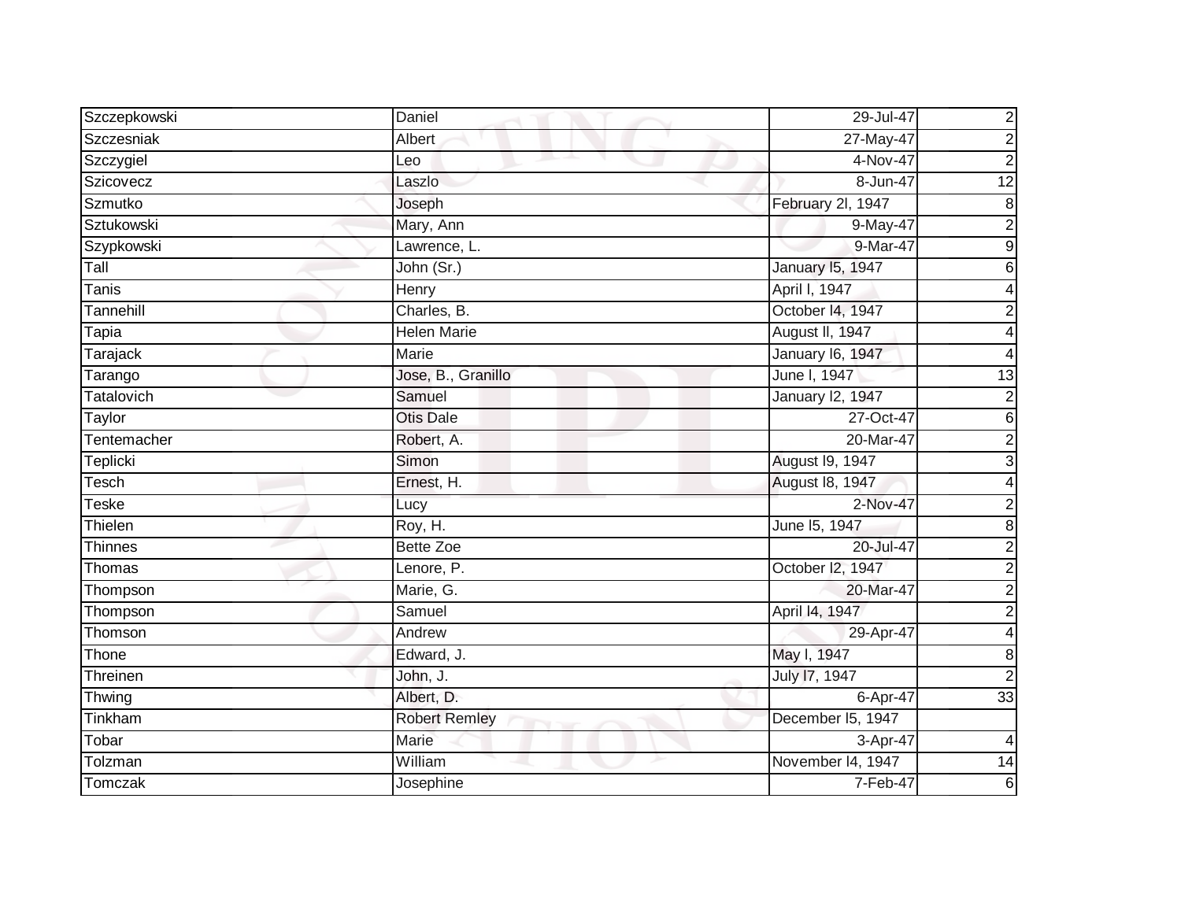| | | | |
|---|---|---|---|
| Szczepkowski | Daniel | 29-Jul-47 | 2 |
| Szczesniak | Albert | 27-May-47 | 2 |
| Szczygiel | Leo | 4-Nov-47 | 2 |
| Szicovecz | Laszlo | 8-Jun-47 | 12 |
| Szmutko | Joseph | February 2l, 1947 | 8 |
| Sztukowski | Mary, Ann | 9-May-47 | 2 |
| Szypkowski | Lawrence, L. | 9-Mar-47 | 9 |
| Tall | John (Sr.) | January l5, 1947 | 6 |
| Tanis | Henry | April l, 1947 | 4 |
| Tannehill | Charles, B. | October l4, 1947 | 2 |
| Tapia | Helen Marie | August ll, 1947 | 4 |
| Tarajack | Marie | January l6, 1947 | 4 |
| Tarango | Jose, B., Granillo | June l, 1947 | 13 |
| Tatalovich | Samuel | January l2, 1947 | 2 |
| Taylor | Otis Dale | 27-Oct-47 | 6 |
| Tentemacher | Robert, A. | 20-Mar-47 | 2 |
| Teplicki | Simon | August l9, 1947 | 3 |
| Tesch | Ernest, H. | August l8, 1947 | 4 |
| Teske | Lucy | 2-Nov-47 | 2 |
| Thielen | Roy, H. | June l5, 1947 | 8 |
| Thinnes | Bette Zoe | 20-Jul-47 | 2 |
| Thomas | Lenore, P. | October l2, 1947 | 2 |
| Thompson | Marie, G. | 20-Mar-47 | 2 |
| Thompson | Samuel | April l4, 1947 | 2 |
| Thomson | Andrew | 29-Apr-47 | 4 |
| Thone | Edward, J. | May l, 1947 | 8 |
| Threinen | John, J. | July l7, 1947 | 2 |
| Thwing | Albert, D. | 6-Apr-47 | 33 |
| Tinkham | Robert Remley | December l5, 1947 | |
| Tobar | Marie | 3-Apr-47 | 4 |
| Tolzman | William | November l4, 1947 | 14 |
| Tomczak | Josephine | 7-Feb-47 | 6 |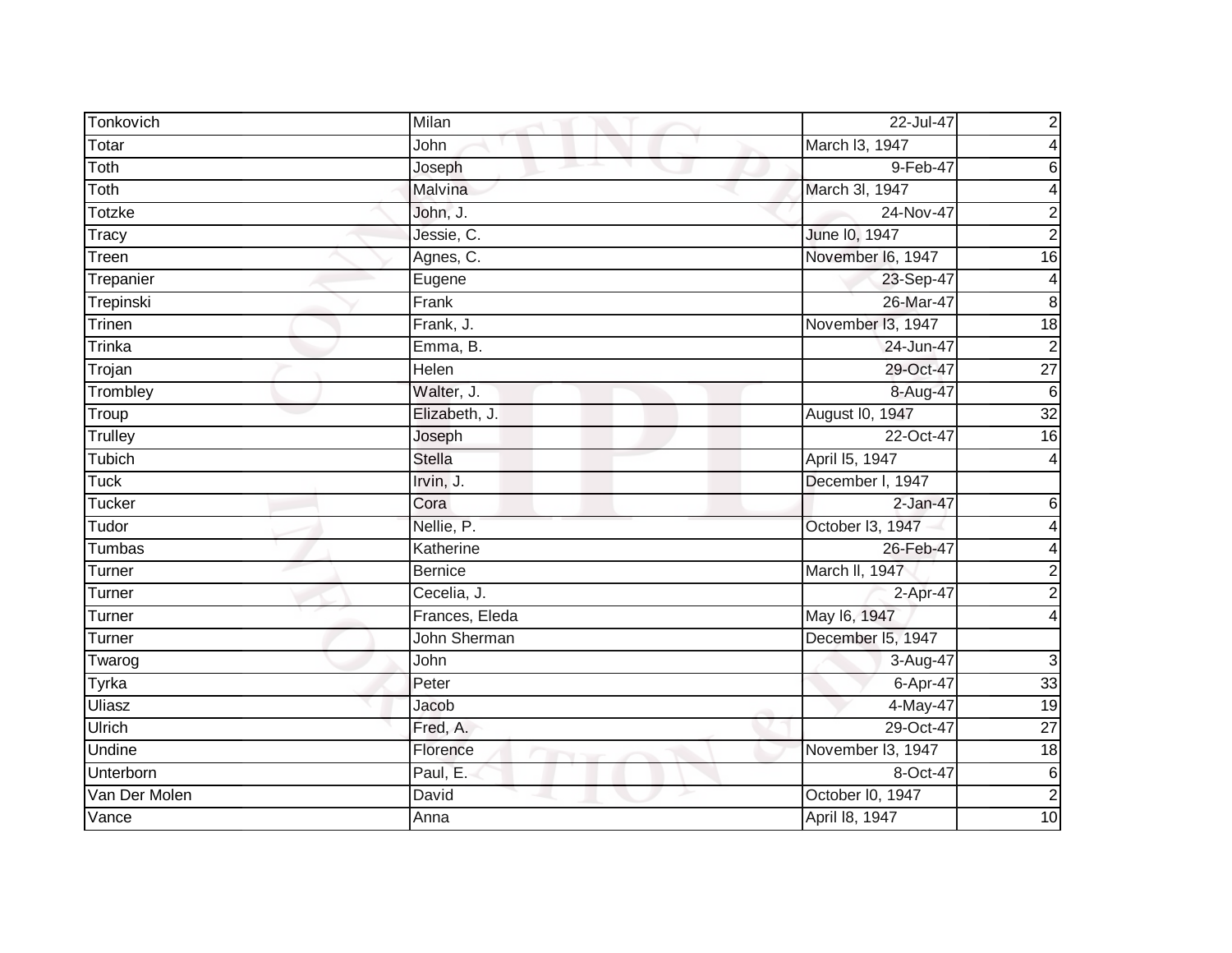| Tonkovich | Milan | 22-Jul-47 | 2 |
|---|---|---|---|
| Totar | John | March l3, 1947 | 4 |
| Toth | Joseph | 9-Feb-47 | 6 |
| Toth | Malvina | March 3l, 1947 | 4 |
| Totzke | John, J. | 24-Nov-47 | 2 |
| Tracy | Jessie, C. | June l0, 1947 | 2 |
| Treen | Agnes, C. | November l6, 1947 | 16 |
| Trepanier | Eugene | 23-Sep-47 | 4 |
| Trepinski | Frank | 26-Mar-47 | 8 |
| Trinen | Frank, J. | November l3, 1947 | 18 |
| Trinka | Emma, B. | 24-Jun-47 | 2 |
| Trojan | Helen | 29-Oct-47 | 27 |
| Trombley | Walter, J. | 8-Aug-47 | 6 |
| Troup | Elizabeth, J. | August l0, 1947 | 32 |
| Trulley | Joseph | 22-Oct-47 | 16 |
| Tubich | Stella | April l5, 1947 | 4 |
| Tuck | Irvin, J. | December l, 1947 | |
| Tucker | Cora | 2-Jan-47 | 6 |
| Tudor | Nellie, P. | October l3, 1947 | 4 |
| Tumbas | Katherine | 26-Feb-47 | 4 |
| Turner | Bernice | March ll, 1947 | 2 |
| Turner | Cecelia, J. | 2-Apr-47 | 2 |
| Turner | Frances, Eleda | May l6, 1947 | 4 |
| Turner | John Sherman | December l5, 1947 | |
| Twarog | John | 3-Aug-47 | 3 |
| Tyrka | Peter | 6-Apr-47 | 33 |
| Uliasz | Jacob | 4-May-47 | 19 |
| Ulrich | Fred, A. | 29-Oct-47 | 27 |
| Undine | Florence | November l3, 1947 | 18 |
| Unterborn | Paul, E. | 8-Oct-47 | 6 |
| Van Der Molen | David | October l0, 1947 | 2 |
| Vance | Anna | April l8, 1947 | 10 |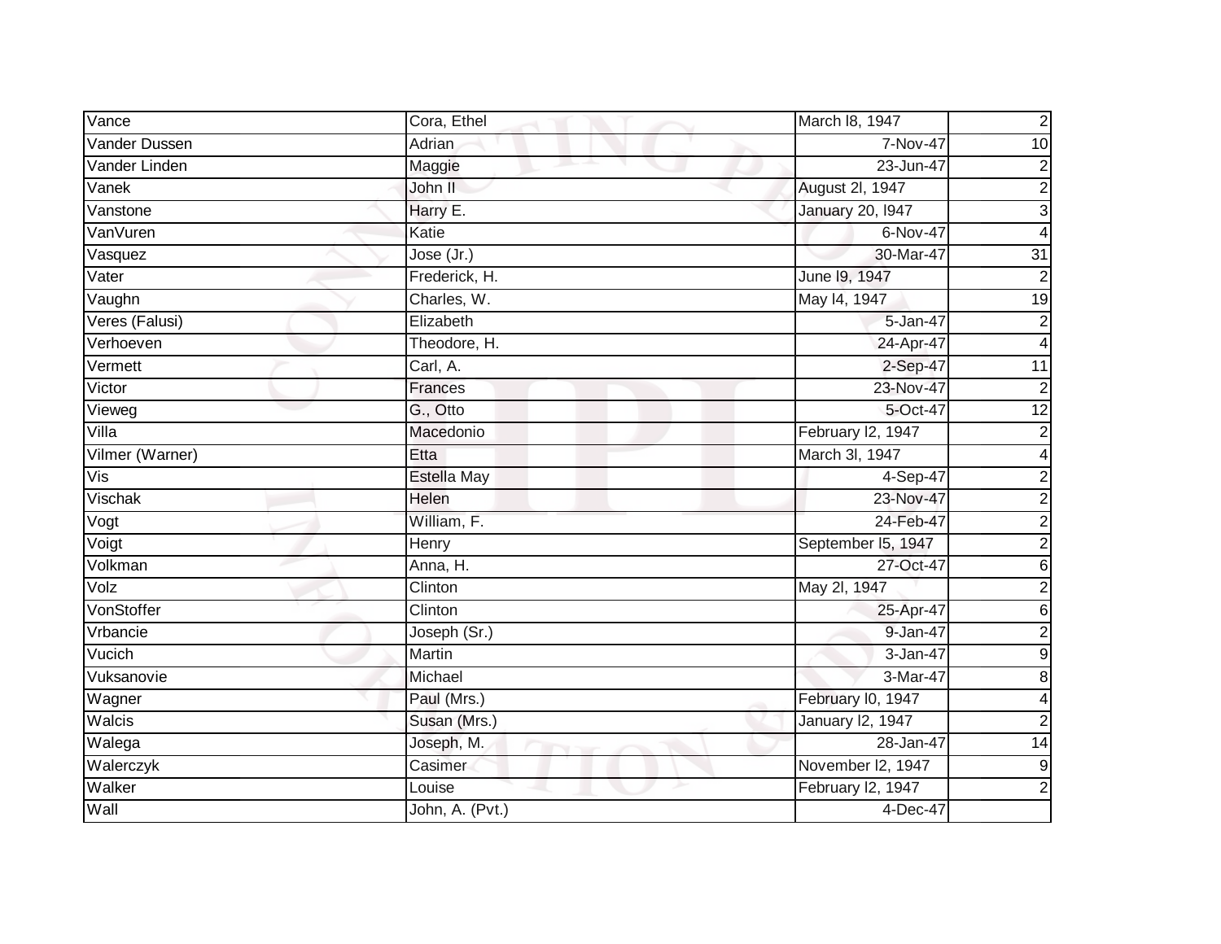| Vance | Cora, Ethel | March l8, 1947 | 2 |
|---|---|---|---|
| Vander Dussen | Adrian | 7-Nov-47 | 10 |
| Vander Linden | Maggie | 23-Jun-47 | 2 |
| Vanek | John II | August 2l, 1947 | 2 |
| Vanstone | Harry E. | January 20, l947 | 3 |
| VanVuren | Katie | 6-Nov-47 | 4 |
| Vasquez | Jose (Jr.) | 30-Mar-47 | 31 |
| Vater | Frederick, H. | June l9, 1947 | 2 |
| Vaughn | Charles, W. | May l4, 1947 | 19 |
| Veres (Falusi) | Elizabeth | 5-Jan-47 | 2 |
| Verhoeven | Theodore, H. | 24-Apr-47 | 4 |
| Vermett | Carl, A. | 2-Sep-47 | 11 |
| Victor | Frances | 23-Nov-47 | 2 |
| Vieweg | G., Otto | 5-Oct-47 | 12 |
| Villa | Macedonio | February l2, 1947 | 2 |
| Vilmer (Warner) | Etta | March 3l, 1947 | 4 |
| Vis | Estella May | 4-Sep-47 | 2 |
| Vischak | Helen | 23-Nov-47 | 2 |
| Vogt | William, F. | 24-Feb-47 | 2 |
| Voigt | Henry | September l5, 1947 | 2 |
| Volkman | Anna, H. | 27-Oct-47 | 6 |
| Volz | Clinton | May 2l, 1947 | 2 |
| VonStoffer | Clinton | 25-Apr-47 | 6 |
| Vrbancie | Joseph (Sr.) | 9-Jan-47 | 2 |
| Vucich | Martin | 3-Jan-47 | 9 |
| Vuksanovie | Michael | 3-Mar-47 | 8 |
| Wagner | Paul (Mrs.) | February l0, 1947 | 4 |
| Walcis | Susan (Mrs.) | January l2, 1947 | 2 |
| Walega | Joseph, M. | 28-Jan-47 | 14 |
| Walerczyk | Casimer | November l2, 1947 | 9 |
| Walker | Louise | February l2, 1947 | 2 |
| Wall | John, A. (Pvt.) | 4-Dec-47 | |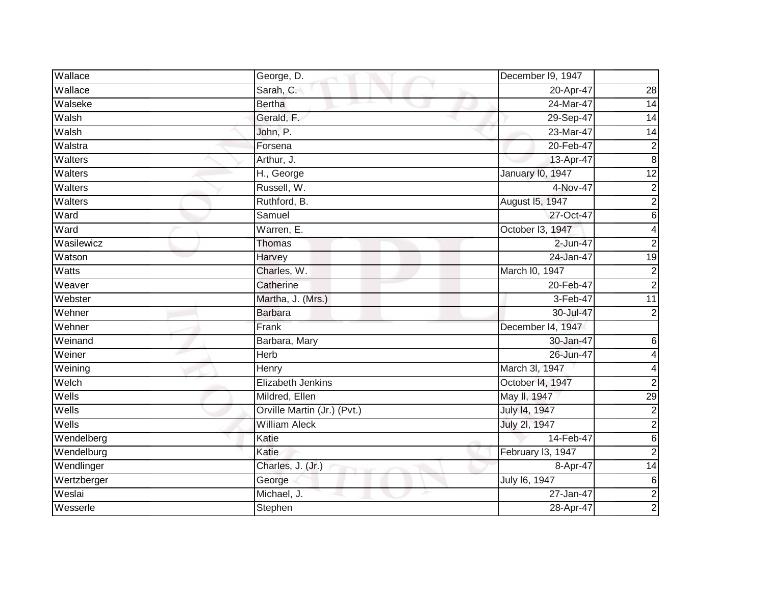| Wallace | George, D. | December l9, 1947 | |
|---|---|---|---|
| Wallace | Sarah, C. | 20-Apr-47 | 28 |
| Walseke | Bertha | 24-Mar-47 | 14 |
| Walsh | Gerald, F. | 29-Sep-47 | 14 |
| Walsh | John, P. | 23-Mar-47 | 14 |
| Walstra | Forsena | 20-Feb-47 | 2 |
| Walters | Arthur, J. | 13-Apr-47 | 8 |
| Walters | H., George | January l0, 1947 | 12 |
| Walters | Russell, W. | 4-Nov-47 | 2 |
| Walters | Ruthford, B. | August l5, 1947 | 2 |
| Ward | Samuel | 27-Oct-47 | 6 |
| Ward | Warren, E. | October l3, 1947 | 4 |
| Wasilewicz | Thomas | 2-Jun-47 | 2 |
| Watson | Harvey | 24-Jan-47 | 19 |
| Watts | Charles, W. | March l0, 1947 | 2 |
| Weaver | Catherine | 20-Feb-47 | 2 |
| Webster | Martha, J. (Mrs.) | 3-Feb-47 | 11 |
| Wehner | Barbara | 30-Jul-47 | 2 |
| Wehner | Frank | December l4, 1947 | |
| Weinand | Barbara, Mary | 30-Jan-47 | 6 |
| Weiner | Herb | 26-Jun-47 | 4 |
| Weining | Henry | March 3l, 1947 | 4 |
| Welch | Elizabeth Jenkins | October l4, 1947 | 2 |
| Wells | Mildred, Ellen | May ll, 1947 | 29 |
| Wells | Orville Martin (Jr.) (Pvt.) | July l4, 1947 | 2 |
| Wells | William Aleck | July 2l, 1947 | 2 |
| Wendelberg | Katie | 14-Feb-47 | 6 |
| Wendelburg | Katie | February l3, 1947 | 2 |
| Wendlinger | Charles, J. (Jr.) | 8-Apr-47 | 14 |
| Wertzberger | George | July l6, 1947 | 6 |
| Weslai | Michael, J. | 27-Jan-47 | 2 |
| Wesserle | Stephen | 28-Apr-47 | 2 |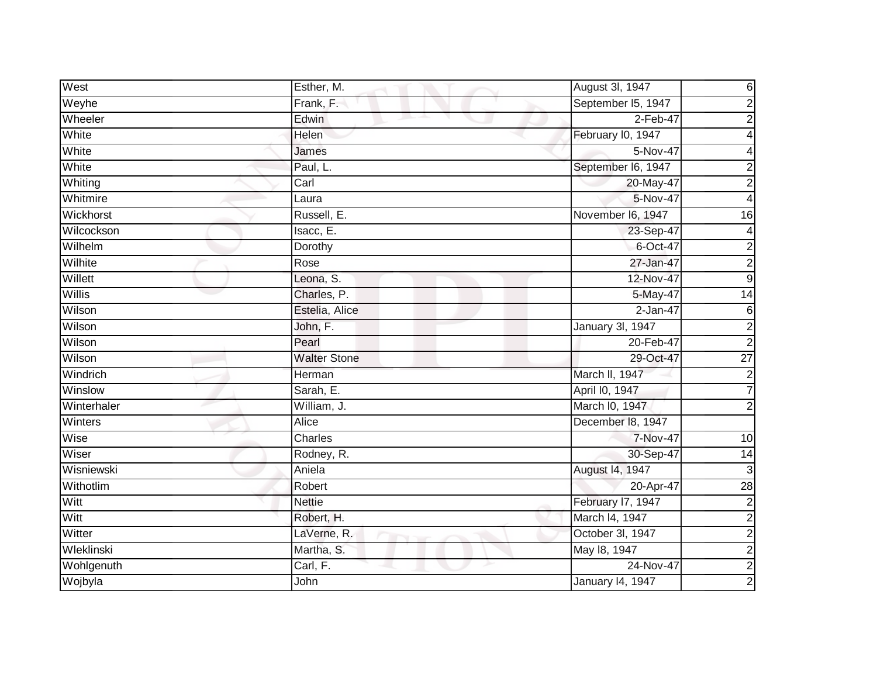| West | Esther, M. | August 3l, 1947 | 6 |
|---|---|---|---|
| Weyhe | Frank, F. | September l5, 1947 | 2 |
| Wheeler | Edwin | 2-Feb-47 | 2 |
| White | Helen | February l0, 1947 | 4 |
| White | James | 5-Nov-47 | 4 |
| White | Paul, L. | September l6, 1947 | 2 |
| Whiting | Carl | 20-May-47 | 2 |
| Whitmire | Laura | 5-Nov-47 | 4 |
| Wickhorst | Russell, E. | November l6, 1947 | 16 |
| Wilcockson | Isacc, E. | 23-Sep-47 | 4 |
| Wilhelm | Dorothy | 6-Oct-47 | 2 |
| Wilhite | Rose | 27-Jan-47 | 2 |
| Willett | Leona, S. | 12-Nov-47 | 9 |
| Willis | Charles, P. | 5-May-47 | 14 |
| Wilson | Estelia, Alice | 2-Jan-47 | 6 |
| Wilson | John, F. | January 3l, 1947 | 2 |
| Wilson | Pearl | 20-Feb-47 | 2 |
| Wilson | Walter Stone | 29-Oct-47 | 27 |
| Windrich | Herman | March ll, 1947 | 2 |
| Winslow | Sarah, E. | April l0, 1947 | 7 |
| Winterhaler | William, J. | March l0, 1947 | 2 |
| Winters | Alice | December l8, 1947 | |
| Wise | Charles | 7-Nov-47 | 10 |
| Wiser | Rodney, R. | 30-Sep-47 | 14 |
| Wisniewski | Aniela | August l4, 1947 | 3 |
| Withotlim | Robert | 20-Apr-47 | 28 |
| Witt | Nettie | February l7, 1947 | 2 |
| Witt | Robert, H. | March l4, 1947 | 2 |
| Witter | LaVerne, R. | October 3l, 1947 | 2 |
| Wleklinski | Martha, S. | May l8, 1947 | 2 |
| Wohlgenuth | Carl, F. | 24-Nov-47 | 2 |
| Wojbyla | John | January l4, 1947 | 2 |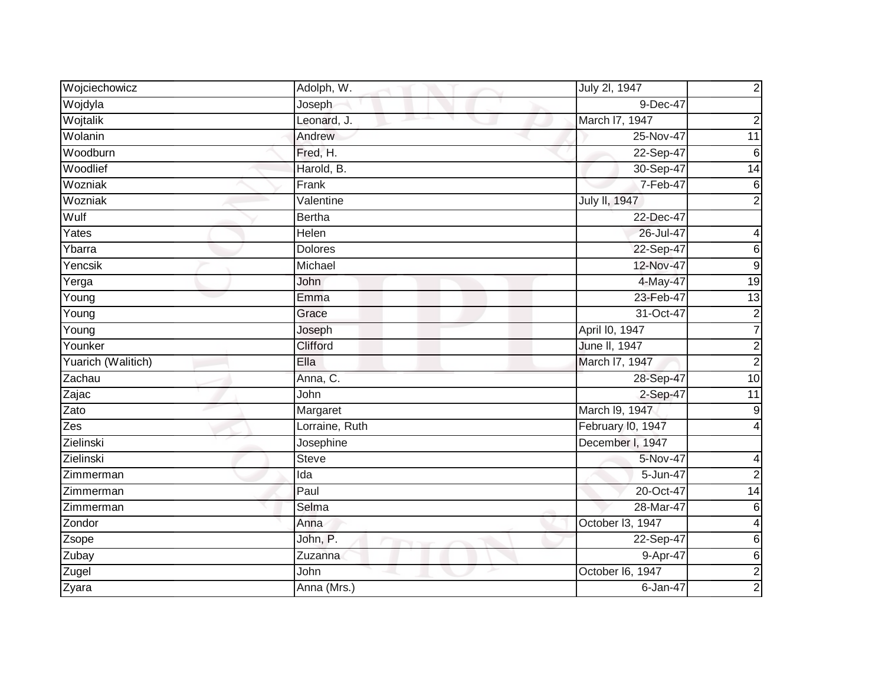| | | | |
|---|---|---|---|
| Wojciechowicz | Adolph, W. | July 2l, 1947 | 2 |
| Wojdyla | Joseph | 9-Dec-47 | |
| Wojtalik | Leonard, J. | March l7, 1947 | 2 |
| Wolanin | Andrew | 25-Nov-47 | 11 |
| Woodburn | Fred, H. | 22-Sep-47 | 6 |
| Woodlief | Harold, B. | 30-Sep-47 | 14 |
| Wozniak | Frank | 7-Feb-47 | 6 |
| Wozniak | Valentine | July ll, 1947 | 2 |
| Wulf | Bertha | 22-Dec-47 | |
| Yates | Helen | 26-Jul-47 | 4 |
| Ybarra | Dolores | 22-Sep-47 | 6 |
| Yencsik | Michael | 12-Nov-47 | 9 |
| Yerga | John | 4-May-47 | 19 |
| Young | Emma | 23-Feb-47 | 13 |
| Young | Grace | 31-Oct-47 | 2 |
| Young | Joseph | April l0, 1947 | 7 |
| Younker | Clifford | June ll, 1947 | 2 |
| Yuarich (Walitich) | Ella | March l7, 1947 | 2 |
| Zachau | Anna, C. | 28-Sep-47 | 10 |
| Zajac | John | 2-Sep-47 | 11 |
| Zato | Margaret | March l9, 1947 | 9 |
| Zes | Lorraine, Ruth | February l0, 1947 | 4 |
| Zielinski | Josephine | December l, 1947 | |
| Zielinski | Steve | 5-Nov-47 | 4 |
| Zimmerman | Ida | 5-Jun-47 | 2 |
| Zimmerman | Paul | 20-Oct-47 | 14 |
| Zimmerman | Selma | 28-Mar-47 | 6 |
| Zondor | Anna | October l3, 1947 | 4 |
| Zsope | John, P. | 22-Sep-47 | 6 |
| Zubay | Zuzanna | 9-Apr-47 | 6 |
| Zugel | John | October l6, 1947 | 2 |
| Zyara | Anna (Mrs.) | 6-Jan-47 | 2 |